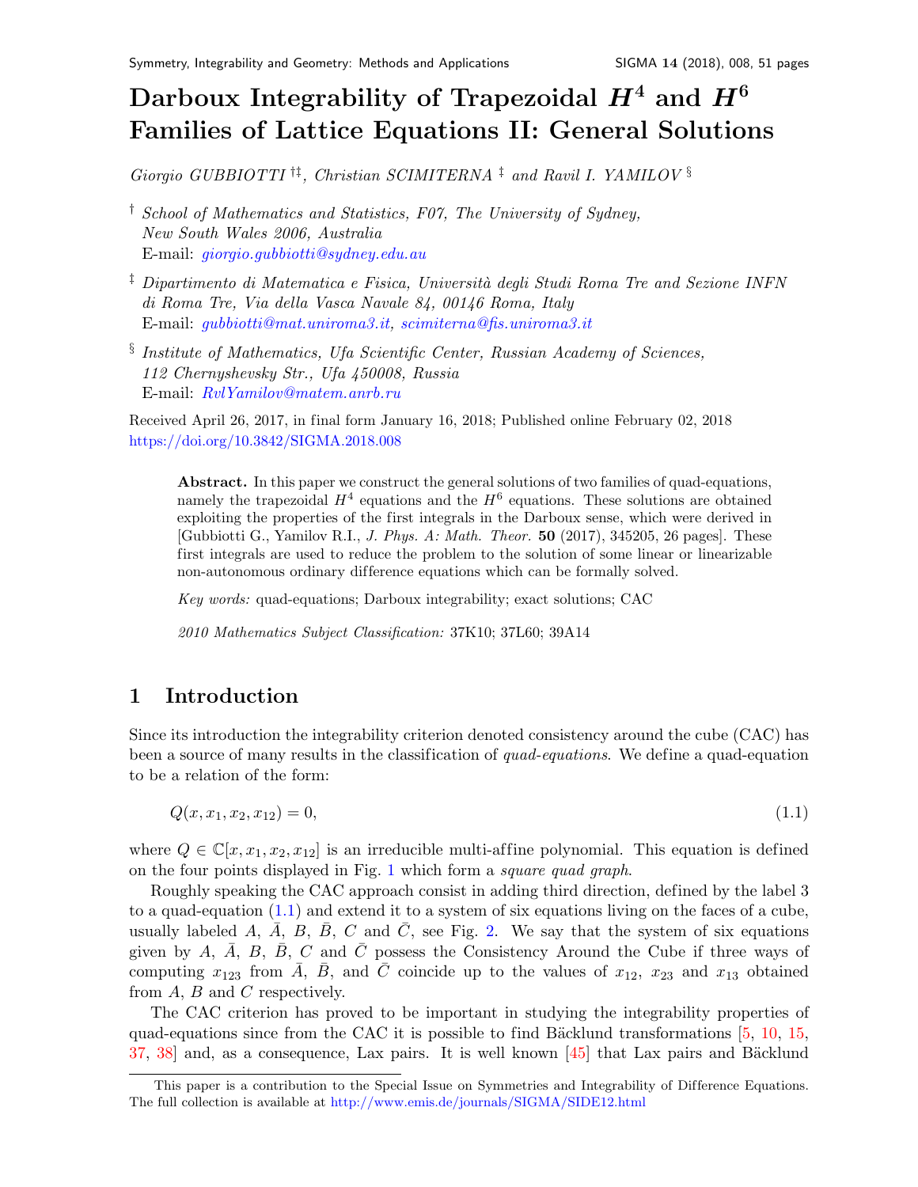# Darboux Integrability of Trapezoidal $H^4$ and $H^6$ Families of Lattice Equations II: General Solutions

*Giorgio GUBBIOTTI* [†‡], *Christian SCIMITERNA* [‡] *and Ravil I. YAMILOV* [§]

[†] *School of Mathematics and Statistics, F07, The University of Sydney, New South Wales 2006, Australia*
E-mail: giorgio.gubbiotti@sydney.edu.au

[‡] *Dipartimento di Matematica e Fisica, Università degli Studi Roma Tre and Sezione INFN di Roma Tre, Via della Vasca Navale 84, 00146 Roma, Italy*
E-mail: gubbiotti@mat.uniroma3.it, scimiterna@fis.uniroma3.it

[§] *Institute of Mathematics, Ufa Scientific Center, Russian Academy of Sciences, 112 Chernyshevsky Str., Ufa 450008, Russia*
E-mail: RvlYamilov@matem.anrb.ru

Received April 26, 2017, in final form January 16, 2018; Published online February 02, 2018
https://doi.org/10.3842/SIGMA.2018.008

**Abstract.** In this paper we construct the general solutions of two families of quad-equations, namely the trapezoidal $H^4$ equations and the $H^6$ equations. These solutions are obtained exploiting the properties of the first integrals in the Darboux sense, which were derived in [Gubbiotti G., Yamilov R.I., *J. Phys. A: Math. Theor.* **50** (2017), 345205, 26 pages]. These first integrals are used to reduce the problem to the solution of some linear or linearizable non-autonomous ordinary difference equations which can be formally solved.

*Key words:* quad-equations; Darboux integrability; exact solutions; CAC

*2010 Mathematics Subject Classification:* 37K10; 37L60; 39A14

## 1 Introduction

Since its introduction the integrability criterion denoted consistency around the cube (CAC) has been a source of many results in the classification of *quad-equations*. We define a quad-equation to be a relation of the form:

$$Q(x, x_1, x_2, x_{12}) = 0, \tag{1.1}$$

where $Q \in \mathbb{C}[x, x_1, x_2, x_{12}]$ is an irreducible multi-affine polynomial. This equation is defined on the four points displayed in Fig. 1 which form a *square quad graph*.

Roughly speaking the CAC approach consist in adding third direction, defined by the label 3 to a quad-equation (1.1) and extend it to a system of six equations living on the faces of a cube, usually labeled $A$, $\bar{A}$, $B$, $\bar{B}$, $C$ and $\bar{C}$, see Fig. 2. We say that the system of six equations given by $A$, $\bar{A}$, $B$, $\bar{B}$, $C$ and $\bar{C}$ possess the Consistency Around the Cube if three ways of computing $x_{123}$ from $\bar{A}$, $\bar{B}$, and $\bar{C}$ coincide up to the values of $x_{12}$, $x_{23}$ and $x_{13}$ obtained from $A$, $B$ and $C$ respectively.

The CAC criterion has proved to be important in studying the integrability properties of quad-equations since from the CAC it is possible to find Bäcklund transformations [5, 10, 15, 37, 38] and, as a consequence, Lax pairs. It is well known [45] that Lax pairs and Bäcklund

This paper is a contribution to the Special Issue on Symmetries and Integrability of Difference Equations. The full collection is available at http://www.emis.de/journals/SIGMA/SIDE12.html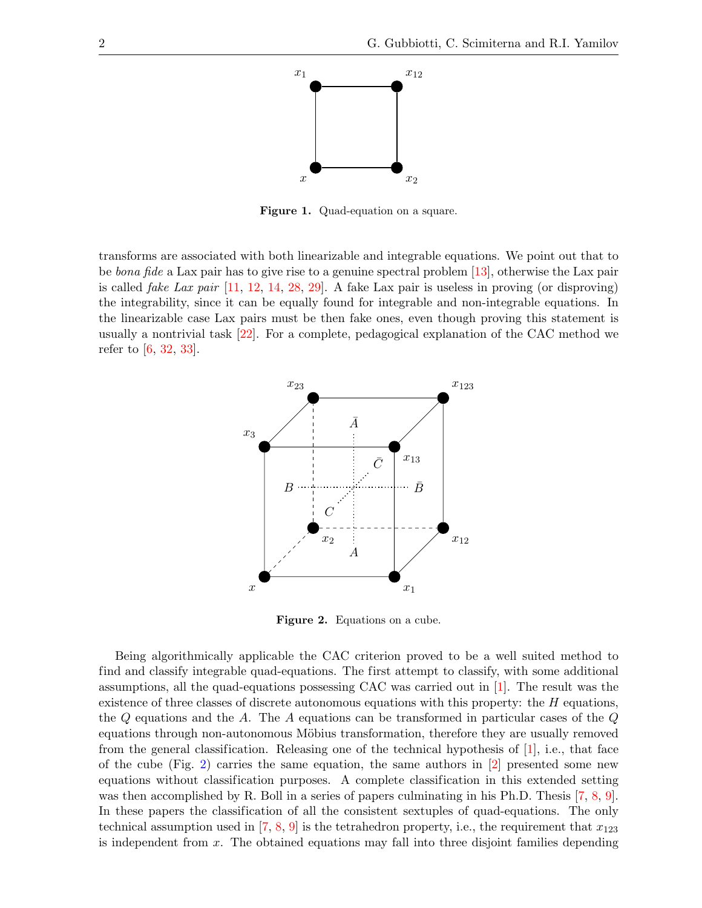Figure 1. Quad-equation on a square.

transforms are associated with both linearizable and integrable equations. We point out that to be *bona fide* a Lax pair has to give rise to a genuine spectral problem [13], otherwise the Lax pair is called *fake Lax pair* [11, 12, 14, 28, 29]. A fake Lax pair is useless in proving (or disproving) the integrability, since it can be equally found for integrable and non-integrable equations. In the linearizable case Lax pairs must be then fake ones, even though proving this statement is usually a nontrivial task [22]. For a complete, pedagogical explanation of the CAC method we refer to [6, 32, 33].

Figure 2. Equations on a cube.

Being algorithmically applicable the CAC criterion proved to be a well suited method to find and classify integrable quad-equations. The first attempt to classify, with some additional assumptions, all the quad-equations possessing CAC was carried out in [1]. The result was the existence of three classes of discrete autonomous equations with this property: the $H$ equations, the $Q$ equations and the $A$. The $A$ equations can be transformed in particular cases of the $Q$ equations through non-autonomous Möbius transformation, therefore they are usually removed from the general classification. Releasing one of the technical hypothesis of [1], i.e., that face of the cube (Fig. 2) carries the same equation, the same authors in [2] presented some new equations without classification purposes. A complete classification in this extended setting was then accomplished by R. Boll in a series of papers culminating in his Ph.D. Thesis [7, 8, 9]. In these papers the classification of all the consistent sextuples of quad-equations. The only technical assumption used in [7, 8, 9] is the tetrahedron property, i.e., the requirement that $x_{123}$ is independent from $x$. The obtained equations may fall into three disjoint families depending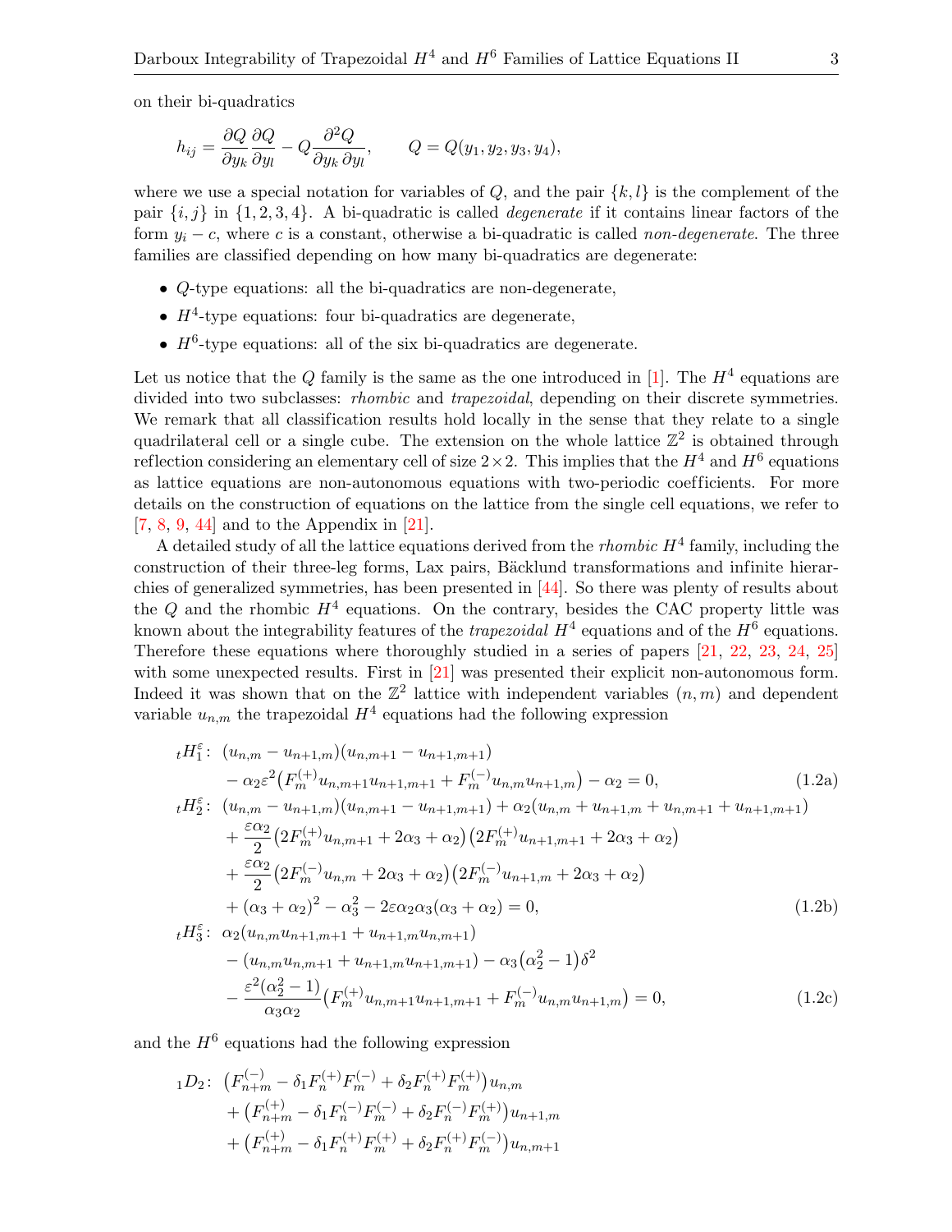on their bi-quadratics

$$h_{ij} = \frac{\partial Q}{\partial y_k}\frac{\partial Q}{\partial y_l} - Q\frac{\partial^2 Q}{\partial y_k\,\partial y_l}, \qquad Q = Q(y_1, y_2, y_3, y_4),$$

where we use a special notation for variables of $Q$, and the pair $\{k, l\}$ is the complement of the pair $\{i, j\}$ in $\{1, 2, 3, 4\}$. A bi-quadratic is called *degenerate* if it contains linear factors of the form $y_i - c$, where $c$ is a constant, otherwise a bi-quadratic is called *non-degenerate*. The three families are classified depending on how many bi-quadratics are degenerate:

- $Q$-type equations: all the bi-quadratics are non-degenerate,
- $H^4$-type equations: four bi-quadratics are degenerate,
- $H^6$-type equations: all of the six bi-quadratics are degenerate.

Let us notice that the $Q$ family is the same as the one introduced in [1]. The $H^4$ equations are divided into two subclasses: *rhombic* and *trapezoidal*, depending on their discrete symmetries. We remark that all classification results hold locally in the sense that they relate to a single quadrilateral cell or a single cube. The extension on the whole lattice $\mathbb{Z}^2$ is obtained through reflection considering an elementary cell of size $2\times 2$. This implies that the $H^4$ and $H^6$ equations as lattice equations are non-autonomous equations with two-periodic coefficients. For more details on the construction of equations on the lattice from the single cell equations, we refer to [7, 8, 9, 44] and to the Appendix in [21].

A detailed study of all the lattice equations derived from the *rhombic* $H^4$ family, including the construction of their three-leg forms, Lax pairs, Bäcklund transformations and infinite hierarchies of generalized symmetries, has been presented in [44]. So there was plenty of results about the $Q$ and the rhombic $H^4$ equations. On the contrary, besides the CAC property little was known about the integrability features of the *trapezoidal* $H^4$ equations and of the $H^6$ equations. Therefore these equations where thoroughly studied in a series of papers [21, 22, 23, 24, 25] with some unexpected results. First in [21] was presented their explicit non-autonomous form. Indeed it was shown that on the $\mathbb{Z}^2$ lattice with independent variables $(n, m)$ and dependent variable $u_{n,m}$ the trapezoidal $H^4$ equations had the following expression

$$\begin{aligned}
{}_tH_1^\varepsilon:\ & (u_{n,m} - u_{n+1,m})(u_{n,m+1} - u_{n+1,m+1}) \\
& - \alpha_2\varepsilon^2\big(F_m^{(+)}u_{n,m+1}u_{n+1,m+1} + F_m^{(-)}u_{n,m}u_{n+1,m}\big) - \alpha_2 = 0,
\end{aligned} \tag{1.2a}$$

$$\begin{aligned}
{}_tH_2^\varepsilon:\ & (u_{n,m} - u_{n+1,m})(u_{n,m+1} - u_{n+1,m+1}) + \alpha_2(u_{n,m} + u_{n+1,m} + u_{n,m+1} + u_{n+1,m+1}) \\
& + \frac{\varepsilon\alpha_2}{2}\big(2F_m^{(+)}u_{n,m+1} + 2\alpha_3 + \alpha_2\big)\big(2F_m^{(+)}u_{n+1,m+1} + 2\alpha_3 + \alpha_2\big) \\
& + \frac{\varepsilon\alpha_2}{2}\big(2F_m^{(-)}u_{n,m} + 2\alpha_3 + \alpha_2\big)\big(2F_m^{(-)}u_{n+1,m} + 2\alpha_3 + \alpha_2\big) \\
& + (\alpha_3 + \alpha_2)^2 - \alpha_3^2 - 2\varepsilon\alpha_2\alpha_3(\alpha_3 + \alpha_2) = 0,
\end{aligned} \tag{1.2b}$$

$$\begin{aligned}
{}_tH_3^\varepsilon:\ & \alpha_2(u_{n,m}u_{n+1,m+1} + u_{n+1,m}u_{n,m+1}) \\
& - (u_{n,m}u_{n,m+1} + u_{n+1,m}u_{n+1,m+1}) - \alpha_3\big(\alpha_2^2 - 1\big)\delta^2 \\
& - \frac{\varepsilon^2(\alpha_2^2 - 1)}{\alpha_3\alpha_2}\big(F_m^{(+)}u_{n,m+1}u_{n+1,m+1} + F_m^{(-)}u_{n,m}u_{n+1,m}\big) = 0,
\end{aligned} \tag{1.2c}$$

and the $H^6$ equations had the following expression

$$\begin{aligned}
{}_1D_2:\ & \big(F_{n+m}^{(-)} - \delta_1 F_n^{(+)}F_m^{(-)} + \delta_2 F_n^{(+)}F_m^{(+)}\big)u_{n,m} \\
& + \big(F_{n+m}^{(+)} - \delta_1 F_n^{(-)}F_m^{(-)} + \delta_2 F_n^{(-)}F_m^{(+)}\big)u_{n+1,m} \\
& + \big(F_{n+m}^{(+)} - \delta_1 F_n^{(+)}F_m^{(+)} + \delta_2 F_n^{(+)}F_m^{(-)}\big)u_{n,m+1}
\end{aligned}$$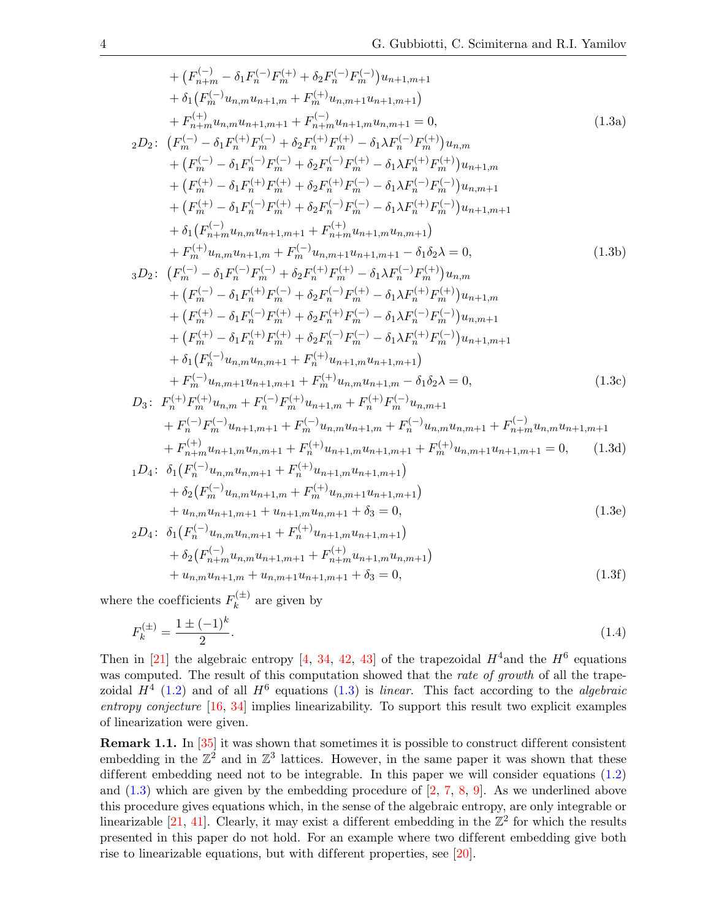$$
\begin{aligned}
&\quad + \left(F_{n+m}^{(-)} - \delta_1 F_n^{(-)} F_m^{(+)} + \delta_2 F_n^{(-)} F_m^{(-)}\right) u_{n+1,m+1} \\
&\quad + \delta_1 \left(F_m^{(-)} u_{n,m} u_{n+1,m} + F_m^{(+)} u_{n,m+1} u_{n+1,m+1}\right) \\
&\quad + F_{n+m}^{(+)} u_{n,m} u_{n+1,m+1} + F_{n+m}^{(-)} u_{n+1,m} u_{n,m+1} = 0, \qquad (1.3a)
\end{aligned}
$$

$$
\begin{aligned}
{}_2D_2\colon\ &\left(F_m^{(-)} - \delta_1 F_n^{(+)} F_m^{(-)} + \delta_2 F_n^{(+)} F_m^{(+)} - \delta_1 \lambda F_n^{(-)} F_m^{(+)}\right) u_{n,m} \\
&+ \left(F_m^{(-)} - \delta_1 F_n^{(-)} F_m^{(-)} + \delta_2 F_n^{(-)} F_m^{(+)} - \delta_1 \lambda F_n^{(+)} F_m^{(+)}\right) u_{n+1,m} \\
&+ \left(F_m^{(+)} - \delta_1 F_n^{(+)} F_m^{(+)} + \delta_2 F_n^{(+)} F_m^{(-)} - \delta_1 \lambda F_n^{(-)} F_m^{(-)}\right) u_{n,m+1} \\
&+ \left(F_m^{(+)} - \delta_1 F_n^{(-)} F_m^{(+)} + \delta_2 F_n^{(-)} F_m^{(-)} - \delta_1 \lambda F_n^{(+)} F_m^{(-)}\right) u_{n+1,m+1} \\
&+ \delta_1 \left(F_{n+m}^{(-)} u_{n,m} u_{n+1,m+1} + F_{n+m}^{(+)} u_{n+1,m} u_{n,m+1}\right) \\
&+ F_m^{(+)} u_{n,m} u_{n+1,m} + F_m^{(-)} u_{n,m+1} u_{n+1,m+1} - \delta_1 \delta_2 \lambda = 0, \qquad (1.3b)
\end{aligned}
$$

$$
\begin{aligned}
{}_3D_2\colon\ &\left(F_m^{(-)} - \delta_1 F_n^{(-)} F_m^{(-)} + \delta_2 F_n^{(+)} F_m^{(+)} - \delta_1 \lambda F_n^{(-)} F_m^{(+)}\right) u_{n,m} \\
&+ \left(F_m^{(-)} - \delta_1 F_n^{(+)} F_m^{(-)} + \delta_2 F_n^{(-)} F_m^{(+)} - \delta_1 \lambda F_n^{(+)} F_m^{(+)}\right) u_{n+1,m} \\
&+ \left(F_m^{(+)} - \delta_1 F_n^{(-)} F_m^{(+)} + \delta_2 F_n^{(+)} F_m^{(-)} - \delta_1 \lambda F_n^{(-)} F_m^{(-)}\right) u_{n,m+1} \\
&+ \left(F_m^{(+)} - \delta_1 F_n^{(+)} F_m^{(+)} + \delta_2 F_n^{(-)} F_m^{(-)} - \delta_1 \lambda F_n^{(+)} F_m^{(-)}\right) u_{n+1,m+1} \\
&+ \delta_1 \left(F_n^{(-)} u_{n,m} u_{n,m+1} + F_n^{(+)} u_{n+1,m} u_{n+1,m+1}\right) \\
&+ F_m^{(-)} u_{n,m+1} u_{n+1,m+1} + F_m^{(+)} u_{n,m} u_{n+1,m} - \delta_1 \delta_2 \lambda = 0, \qquad (1.3c)
\end{aligned}
$$

$$
\begin{aligned}
D_3\colon\ &F_n^{(+)} F_m^{(+)} u_{n,m} + F_n^{(-)} F_m^{(+)} u_{n+1,m} + F_n^{(+)} F_m^{(-)} u_{n,m+1} \\
&+ F_n^{(-)} F_m^{(-)} u_{n+1,m+1} + F_m^{(-)} u_{n,m} u_{n+1,m} + F_n^{(-)} u_{n,m} u_{n,m+1} + F_{n+m}^{(-)} u_{n,m} u_{n+1,m+1} \\
&+ F_{n+m}^{(+)} u_{n+1,m} u_{n,m+1} + F_n^{(+)} u_{n+1,m} u_{n+1,m+1} + F_m^{(+)} u_{n,m+1} u_{n+1,m+1} = 0, \qquad (1.3d)
\end{aligned}
$$

$$
\begin{aligned}
{}_1D_4\colon\ &\delta_1 \left(F_n^{(-)} u_{n,m} u_{n,m+1} + F_n^{(+)} u_{n+1,m} u_{n+1,m+1}\right) \\
&+ \delta_2 \left(F_m^{(-)} u_{n,m} u_{n+1,m} + F_m^{(+)} u_{n,m+1} u_{n+1,m+1}\right) \\
&+ u_{n,m} u_{n+1,m+1} + u_{n+1,m} u_{n,m+1} + \delta_3 = 0, \qquad (1.3e)
\end{aligned}
$$

$$
\begin{aligned}
{}_2D_4\colon\ &\delta_1 \left(F_n^{(-)} u_{n,m} u_{n,m+1} + F_n^{(+)} u_{n+1,m} u_{n+1,m+1}\right) \\
&+ \delta_2 \left(F_{n+m}^{(-)} u_{n,m} u_{n+1,m+1} + F_{n+m}^{(+)} u_{n+1,m} u_{n,m+1}\right) \\
&+ u_{n,m} u_{n+1,m} + u_{n,m+1} u_{n+1,m+1} + \delta_3 = 0, \qquad (1.3f)
\end{aligned}
$$

where the coefficients $F_k^{(\pm)}$ are given by

$$
F_k^{(\pm)} = \frac{1 \pm (-1)^k}{2}. \qquad (1.4)
$$

Then in [21] the algebraic entropy [4, 34, 42, 43] of the trapezoidal $H^4$ and the $H^6$ equations was computed. The result of this computation showed that the *rate of growth* of all the trapezoidal $H^4$ (1.2) and of all $H^6$ equations (1.3) is *linear*. This fact according to the *algebraic entropy conjecture* [16, 34] implies linearizability. To support this result two explicit examples of linearization were given.

**Remark 1.1.** In [35] it was shown that sometimes it is possible to construct different consistent embedding in the $\mathbb{Z}^2$ and in $\mathbb{Z}^3$ lattices. However, in the same paper it was shown that these different embedding need not to be integrable. In this paper we will consider equations (1.2) and (1.3) which are given by the embedding procedure of [2, 7, 8, 9]. As we underlined above this procedure gives equations which, in the sense of the algebraic entropy, are only integrable or linearizable [21, 41]. Clearly, it may exist a different embedding in the $\mathbb{Z}^2$ for which the results presented in this paper do not hold. For an example where two different embedding give both rise to linearizable equations, but with different properties, see [20].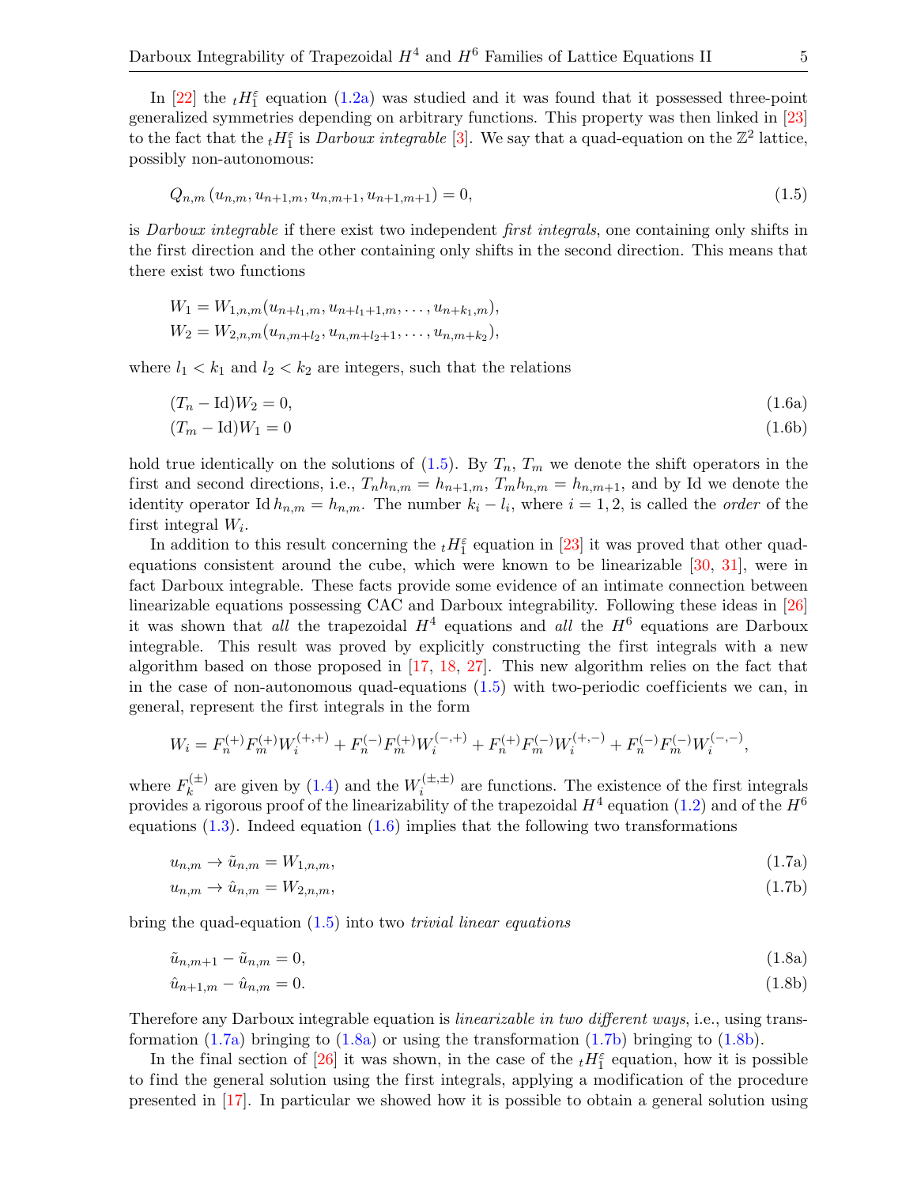In [22] the ${}_tH_1^\varepsilon$ equation (1.2a) was studied and it was found that it possessed three-point generalized symmetries depending on arbitrary functions. This property was then linked in [23] to the fact that the ${}_tH_1^\varepsilon$ is *Darboux integrable* [3]. We say that a quad-equation on the $\mathbb{Z}^2$ lattice, possibly non-autonomous:

$$Q_{n,m}\left(u_{n,m}, u_{n+1,m}, u_{n,m+1}, u_{n+1,m+1}\right) = 0, \tag{1.5}$$

is *Darboux integrable* if there exist two independent *first integrals*, one containing only shifts in the first direction and the other containing only shifts in the second direction. This means that there exist two functions

$$\begin{aligned}
W_1 &= W_{1,n,m}(u_{n+l_1,m}, u_{n+l_1+1,m}, \dots, u_{n+k_1,m}), \\
W_2 &= W_{2,n,m}(u_{n,m+l_2}, u_{n,m+l_2+1}, \dots, u_{n,m+k_2}),
\end{aligned}$$

where $l_1 < k_1$ and $l_2 < k_2$ are integers, such that the relations

$$(T_n - \mathrm{Id})W_2 = 0, \tag{1.6a}$$

$$(T_m - \mathrm{Id})W_1 = 0 \tag{1.6b}$$

hold true identically on the solutions of (1.5). By $T_n$, $T_m$ we denote the shift operators in the first and second directions, i.e., $T_n h_{n,m} = h_{n+1,m}$, $T_m h_{n,m} = h_{n,m+1}$, and by Id we denote the identity operator $\mathrm{Id}\, h_{n,m} = h_{n,m}$. The number $k_i - l_i$, where $i = 1, 2$, is called the *order* of the first integral $W_i$.

In addition to this result concerning the ${}_tH_1^\varepsilon$ equation in [23] it was proved that other quad-equations consistent around the cube, which were known to be linearizable [30, 31], were in fact Darboux integrable. These facts provide some evidence of an intimate connection between linearizable equations possessing CAC and Darboux integrability. Following these ideas in [26] it was shown that *all* the trapezoidal $H^4$ equations and *all* the $H^6$ equations are Darboux integrable. This result was proved by explicitly constructing the first integrals with a new algorithm based on those proposed in [17, 18, 27]. This new algorithm relies on the fact that in the case of non-autonomous quad-equations (1.5) with two-periodic coefficients we can, in general, represent the first integrals in the form

$$W_i = F_n^{(+)} F_m^{(+)} W_i^{(+,+)} + F_n^{(-)} F_m^{(+)} W_i^{(-,+)} + F_n^{(+)} F_m^{(-)} W_i^{(+,-)} + F_n^{(-)} F_m^{(-)} W_i^{(-,-)},$$

where $F_k^{(\pm)}$ are given by (1.4) and the $W_i^{(\pm,\pm)}$ are functions. The existence of the first integrals provides a rigorous proof of the linearizability of the trapezoidal $H^4$ equation (1.2) and of the $H^6$ equations (1.3). Indeed equation (1.6) implies that the following two transformations

$$u_{n,m} \to \tilde{u}_{n,m} = W_{1,n,m}, \tag{1.7a}$$

$$u_{n,m} \to \hat{u}_{n,m} = W_{2,n,m}, \tag{1.7b}$$

bring the quad-equation (1.5) into two *trivial linear equations*

$$\tilde{u}_{n,m+1} - \tilde{u}_{n,m} = 0, \tag{1.8a}$$

$$\hat{u}_{n+1,m} - \hat{u}_{n,m} = 0. \tag{1.8b}$$

Therefore any Darboux integrable equation is *linearizable in two different ways*, i.e., using transformation (1.7a) bringing to (1.8a) or using the transformation (1.7b) bringing to (1.8b).

In the final section of [26] it was shown, in the case of the ${}_tH_1^\varepsilon$ equation, how it is possible to find the general solution using the first integrals, applying a modification of the procedure presented in [17]. In particular we showed how it is possible to obtain a general solution using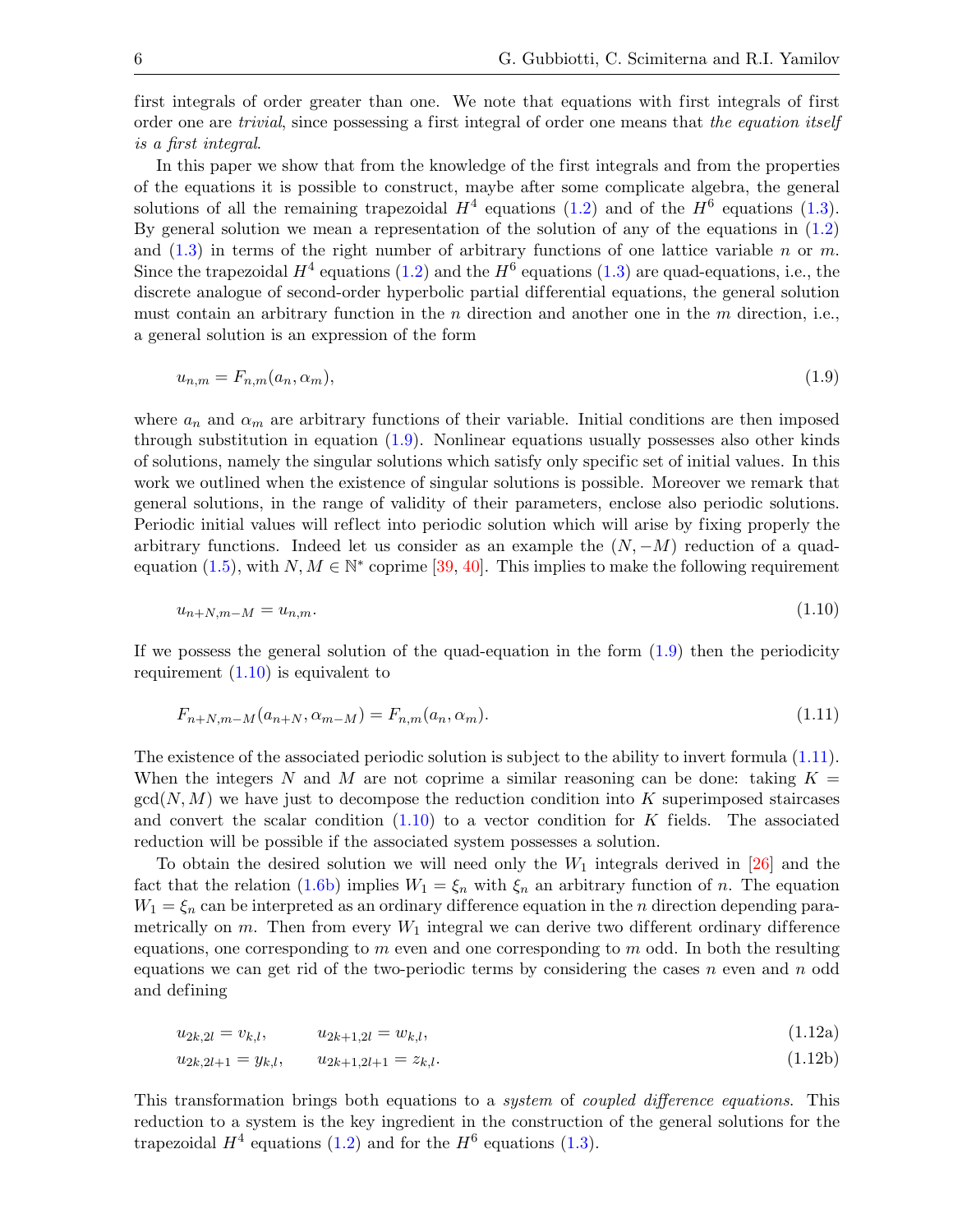first integrals of order greater than one. We note that equations with first integrals of first order one are *trivial*, since possessing a first integral of order one means that *the equation itself is a first integral*.

In this paper we show that from the knowledge of the first integrals and from the properties of the equations it is possible to construct, maybe after some complicate algebra, the general solutions of all the remaining trapezoidal $H^4$ equations (1.2) and of the $H^6$ equations (1.3). By general solution we mean a representation of the solution of any of the equations in (1.2) and (1.3) in terms of the right number of arbitrary functions of one lattice variable $n$ or $m$. Since the trapezoidal $H^4$ equations (1.2) and the $H^6$ equations (1.3) are quad-equations, i.e., the discrete analogue of second-order hyperbolic partial differential equations, the general solution must contain an arbitrary function in the $n$ direction and another one in the $m$ direction, i.e., a general solution is an expression of the form

$$u_{n,m} = F_{n,m}(a_n, \alpha_m), \tag{1.9}$$

where $a_n$ and $\alpha_m$ are arbitrary functions of their variable. Initial conditions are then imposed through substitution in equation (1.9). Nonlinear equations usually possesses also other kinds of solutions, namely the singular solutions which satisfy only specific set of initial values. In this work we outlined when the existence of singular solutions is possible. Moreover we remark that general solutions, in the range of validity of their parameters, enclose also periodic solutions. Periodic initial values will reflect into periodic solution which will arise by fixing properly the arbitrary functions. Indeed let us consider as an example the $(N, -M)$ reduction of a quad-equation (1.5), with $N, M \in \mathbb{N}^*$ coprime [39, 40]. This implies to make the following requirement

$$u_{n+N,m-M} = u_{n,m}. \tag{1.10}$$

If we possess the general solution of the quad-equation in the form (1.9) then the periodicity requirement (1.10) is equivalent to

$$F_{n+N,m-M}(a_{n+N}, \alpha_{m-M}) = F_{n,m}(a_n, \alpha_m). \tag{1.11}$$

The existence of the associated periodic solution is subject to the ability to invert formula (1.11). When the integers $N$ and $M$ are not coprime a similar reasoning can be done: taking $K = \gcd(N, M)$ we have just to decompose the reduction condition into $K$ superimposed staircases and convert the scalar condition (1.10) to a vector condition for $K$ fields. The associated reduction will be possible if the associated system possesses a solution.

To obtain the desired solution we will need only the $W_1$ integrals derived in [26] and the fact that the relation (1.6b) implies $W_1 = \xi_n$ with $\xi_n$ an arbitrary function of $n$. The equation $W_1 = \xi_n$ can be interpreted as an ordinary difference equation in the $n$ direction depending parametrically on $m$. Then from every $W_1$ integral we can derive two different ordinary difference equations, one corresponding to $m$ even and one corresponding to $m$ odd. In both the resulting equations we can get rid of the two-periodic terms by considering the cases $n$ even and $n$ odd and defining

$$u_{2k,2l} = v_{k,l}, \qquad u_{2k+1,2l} = w_{k,l}, \tag{1.12a}$$

$$u_{2k,2l+1} = y_{k,l}, \qquad u_{2k+1,2l+1} = z_{k,l}. \tag{1.12b}$$

This transformation brings both equations to a *system* of *coupled difference equations*. This reduction to a system is the key ingredient in the construction of the general solutions for the trapezoidal $H^4$ equations (1.2) and for the $H^6$ equations (1.3).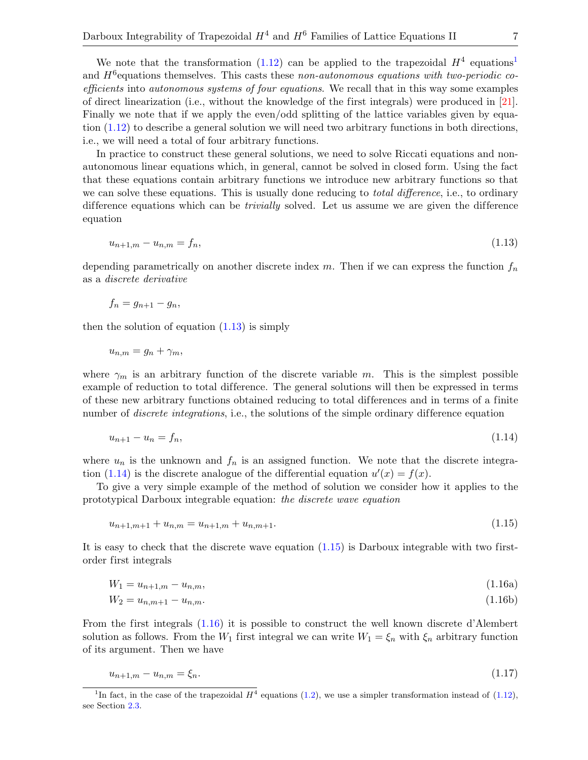We note that the transformation (1.12) can be applied to the trapezoidal $H^4$ equations[1] and $H^6$equations themselves. This casts these *non-autonomous equations with two-periodic coefficients* into *autonomous systems of four equations*. We recall that in this way some examples of direct linearization (i.e., without the knowledge of the first integrals) were produced in [21]. Finally we note that if we apply the even/odd splitting of the lattice variables given by equation (1.12) to describe a general solution we will need two arbitrary functions in both directions, i.e., we will need a total of four arbitrary functions.

In practice to construct these general solutions, we need to solve Riccati equations and non-autonomous linear equations which, in general, cannot be solved in closed form. Using the fact that these equations contain arbitrary functions we introduce new arbitrary functions so that we can solve these equations. This is usually done reducing to *total difference*, i.e., to ordinary difference equations which can be *trivially* solved. Let us assume we are given the difference equation

$$u_{n+1,m} - u_{n,m} = f_n, \tag{1.13}$$

depending parametrically on another discrete index $m$. Then if we can express the function $f_n$ as a *discrete derivative*

$$f_n = g_{n+1} - g_n,$$

then the solution of equation (1.13) is simply

$$u_{n,m} = g_n + \gamma_m,$$

where $\gamma_m$ is an arbitrary function of the discrete variable $m$. This is the simplest possible example of reduction to total difference. The general solutions will then be expressed in terms of these new arbitrary functions obtained reducing to total differences and in terms of a finite number of *discrete integrations*, i.e., the solutions of the simple ordinary difference equation

$$u_{n+1} - u_n = f_n, \tag{1.14}$$

where $u_n$ is the unknown and $f_n$ is an assigned function. We note that the discrete integration (1.14) is the discrete analogue of the differential equation $u'(x) = f(x)$.

To give a very simple example of the method of solution we consider how it applies to the prototypical Darboux integrable equation: *the discrete wave equation*

$$u_{n+1,m+1} + u_{n,m} = u_{n+1,m} + u_{n,m+1}. \tag{1.15}$$

It is easy to check that the discrete wave equation (1.15) is Darboux integrable with two first-order first integrals

$$W_1 = u_{n+1,m} - u_{n,m}, \tag{1.16a}$$

$$W_2 = u_{n,m+1} - u_{n,m}. \tag{1.16b}$$

From the first integrals (1.16) it is possible to construct the well known discrete d'Alembert solution as follows. From the $W_1$ first integral we can write $W_1 = \xi_n$ with $\xi_n$ arbitrary function of its argument. Then we have

$$u_{n+1,m} - u_{n,m} = \xi_n. \tag{1.17}$$

[1] In fact, in the case of the trapezoidal $H^4$ equations (1.2), we use a simpler transformation instead of (1.12), see Section 2.3.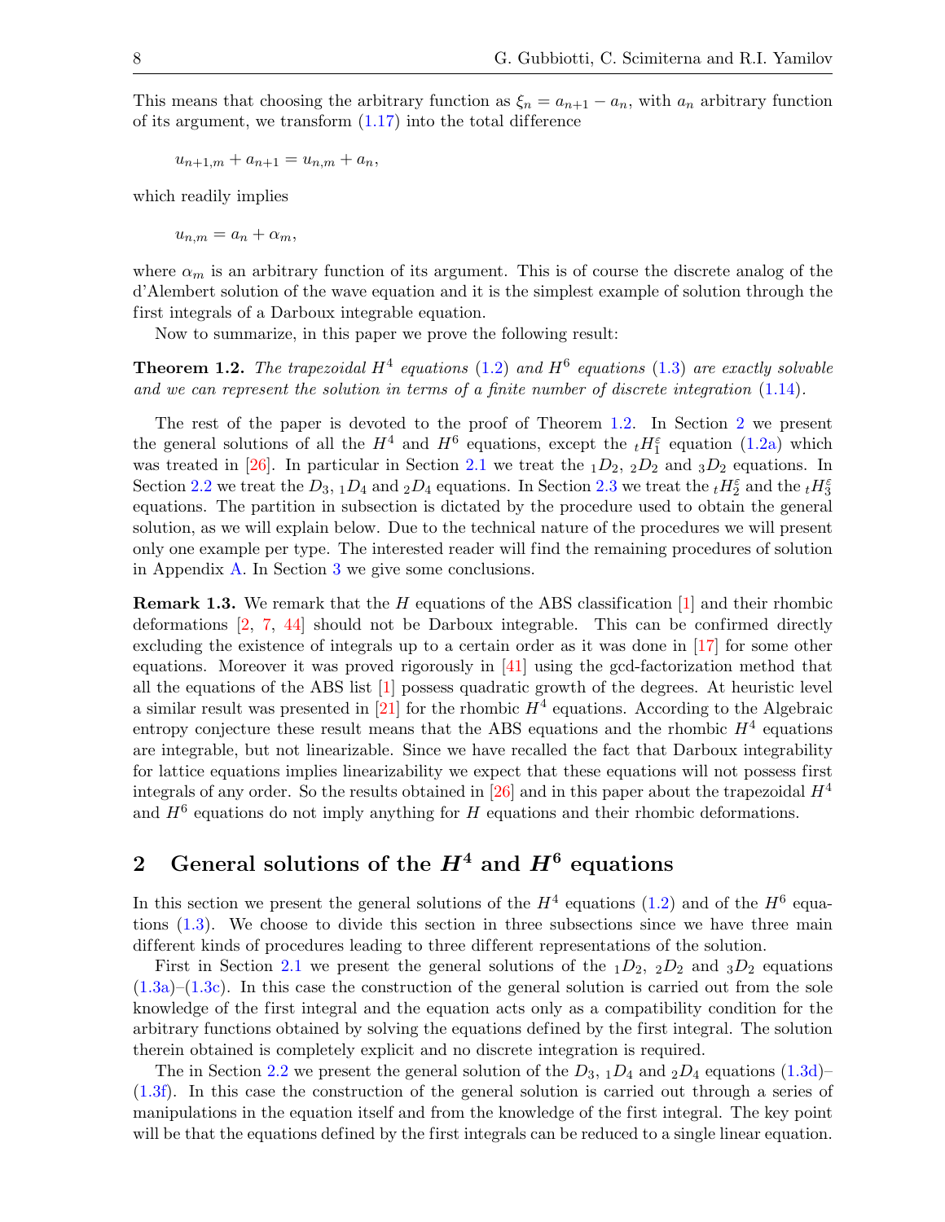This means that choosing the arbitrary function as $\xi_n = a_{n+1} - a_n$, with $a_n$ arbitrary function of its argument, we transform (1.17) into the total difference

$$u_{n+1,m} + a_{n+1} = u_{n,m} + a_n,$$

which readily implies

$$u_{n,m} = a_n + \alpha_m,$$

where $\alpha_m$ is an arbitrary function of its argument. This is of course the discrete analog of the d'Alembert solution of the wave equation and it is the simplest example of solution through the first integrals of a Darboux integrable equation.

Now to summarize, in this paper we prove the following result:

**Theorem 1.2.** *The trapezoidal $H^4$ equations (1.2) and $H^6$ equations (1.3) are exactly solvable and we can represent the solution in terms of a finite number of discrete integration (1.14).*

The rest of the paper is devoted to the proof of Theorem 1.2. In Section 2 we present the general solutions of all the $H^4$ and $H^6$ equations, except the ${}_tH_1^\varepsilon$ equation (1.2a) which was treated in [26]. In particular in Section 2.1 we treat the ${}_1D_2$, ${}_2D_2$ and ${}_3D_2$ equations. In Section 2.2 we treat the $D_3$, ${}_1D_4$ and ${}_2D_4$ equations. In Section 2.3 we treat the ${}_tH_2^\varepsilon$ and the ${}_tH_3^\varepsilon$ equations. The partition in subsection is dictated by the procedure used to obtain the general solution, as we will explain below. Due to the technical nature of the procedures we will present only one example per type. The interested reader will find the remaining procedures of solution in Appendix A. In Section 3 we give some conclusions.

**Remark 1.3.** We remark that the $H$ equations of the ABS classification [1] and their rhombic deformations [2, 7, 44] should not be Darboux integrable. This can be confirmed directly excluding the existence of integrals up to a certain order as it was done in [17] for some other equations. Moreover it was proved rigorously in [41] using the gcd-factorization method that all the equations of the ABS list [1] possess quadratic growth of the degrees. At heuristic level a similar result was presented in [21] for the rhombic $H^4$ equations. According to the Algebraic entropy conjecture these result means that the ABS equations and the rhombic $H^4$ equations are integrable, but not linearizable. Since we have recalled the fact that Darboux integrability for lattice equations implies linearizability we expect that these equations will not possess first integrals of any order. So the results obtained in [26] and in this paper about the trapezoidal $H^4$ and $H^6$ equations do not imply anything for $H$ equations and their rhombic deformations.

## 2 General solutions of the $H^4$ and $H^6$ equations

In this section we present the general solutions of the $H^4$ equations (1.2) and of the $H^6$ equations (1.3). We choose to divide this section in three subsections since we have three main different kinds of procedures leading to three different representations of the solution.

First in Section 2.1 we present the general solutions of the ${}_1D_2$, ${}_2D_2$ and ${}_3D_2$ equations (1.3a)–(1.3c). In this case the construction of the general solution is carried out from the sole knowledge of the first integral and the equation acts only as a compatibility condition for the arbitrary functions obtained by solving the equations defined by the first integral. The solution therein obtained is completely explicit and no discrete integration is required.

The in Section 2.2 we present the general solution of the $D_3$, ${}_1D_4$ and ${}_2D_4$ equations (1.3d)–(1.3f). In this case the construction of the general solution is carried out through a series of manipulations in the equation itself and from the knowledge of the first integral. The key point will be that the equations defined by the first integrals can be reduced to a single linear equation.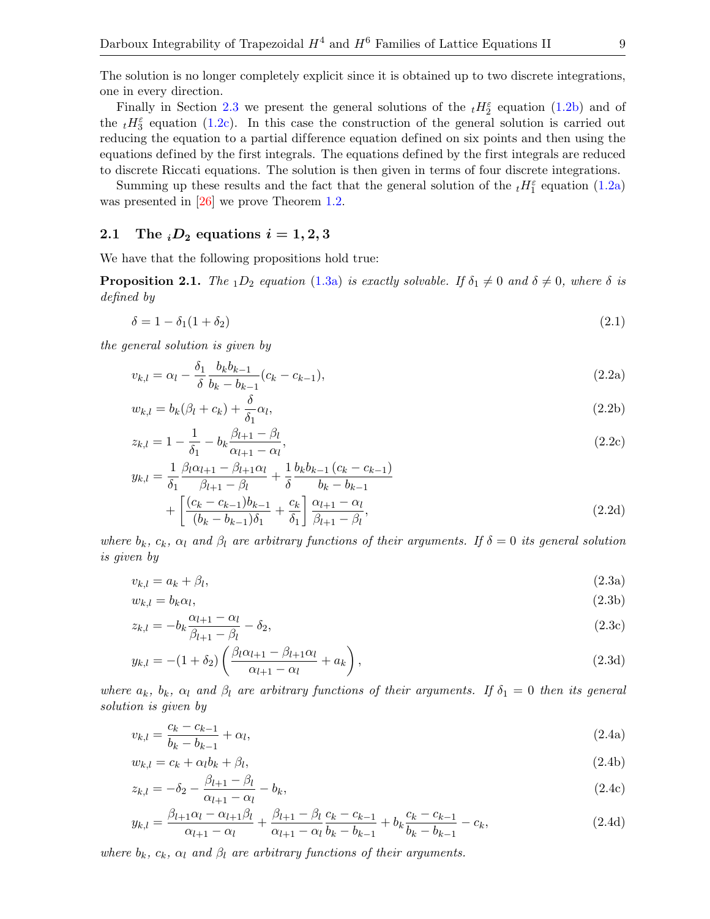The solution is no longer completely explicit since it is obtained up to two discrete integrations, one in every direction.

Finally in Section 2.3 we present the general solutions of the ${}_tH_2^\varepsilon$ equation (1.2b) and of the ${}_tH_3^\varepsilon$ equation (1.2c). In this case the construction of the general solution is carried out reducing the equation to a partial difference equation defined on six points and then using the equations defined by the first integrals. The equations defined by the first integrals are reduced to discrete Riccati equations. The solution is then given in terms of four discrete integrations.

Summing up these results and the fact that the general solution of the ${}_tH_1^\varepsilon$ equation (1.2a) was presented in [26] we prove Theorem 1.2.

## 2.1 The ${}_iD_2$ equations $i = 1, 2, 3$

We have that the following propositions hold true:

**Proposition 2.1.** *The ${}_1D_2$ equation (1.3a) is exactly solvable. If $\delta_1 \neq 0$ and $\delta \neq 0$, where $\delta$ is defined by*

$$\delta = 1 - \delta_1(1 + \delta_2) \tag{2.1}$$

*the general solution is given by*

$$v_{k,l} = \alpha_l - \frac{\delta_1}{\delta}\frac{b_k b_{k-1}}{b_k - b_{k-1}}(c_k - c_{k-1}), \tag{2.2a}$$

$$w_{k,l} = b_k(\beta_l + c_k) + \frac{\delta}{\delta_1}\alpha_l, \tag{2.2b}$$

$$z_{k,l} = 1 - \frac{1}{\delta_1} - b_k\frac{\beta_{l+1} - \beta_l}{\alpha_{l+1} - \alpha_l}, \tag{2.2c}$$

$$\begin{aligned} y_{k,l} = {} & \frac{1}{\delta_1}\frac{\beta_l\alpha_{l+1} - \beta_{l+1}\alpha_l}{\beta_{l+1} - \beta_l} + \frac{1}{\delta}\frac{b_k b_{k-1}\,(c_k - c_{k-1})}{b_k - b_{k-1}} \\ & + \left[\frac{(c_k - c_{k-1})b_{k-1}}{(b_k - b_{k-1})\delta_1} + \frac{c_k}{\delta_1}\right]\frac{\alpha_{l+1} - \alpha_l}{\beta_{l+1} - \beta_l}, \end{aligned} \tag{2.2d}$$

*where $b_k$, $c_k$, $\alpha_l$ and $\beta_l$ are arbitrary functions of their arguments. If $\delta = 0$ its general solution is given by*

$$v_{k,l} = a_k + \beta_l, \tag{2.3a}$$

$$w_{k,l} = b_k\alpha_l, \tag{2.3b}$$

$$z_{k,l} = -b_k\frac{\alpha_{l+1} - \alpha_l}{\beta_{l+1} - \beta_l} - \delta_2, \tag{2.3c}$$

$$y_{k,l} = -(1 + \delta_2)\left(\frac{\beta_l\alpha_{l+1} - \beta_{l+1}\alpha_l}{\alpha_{l+1} - \alpha_l} + a_k\right), \tag{2.3d}$$

*where $a_k$, $b_k$, $\alpha_l$ and $\beta_l$ are arbitrary functions of their arguments. If $\delta_1 = 0$ then its general solution is given by*

$$v_{k,l} = \frac{c_k - c_{k-1}}{b_k - b_{k-1}} + \alpha_l, \tag{2.4a}$$

$$w_{k,l} = c_k + \alpha_l b_k + \beta_l, \tag{2.4b}$$

$$z_{k,l} = -\delta_2 - \frac{\beta_{l+1} - \beta_l}{\alpha_{l+1} - \alpha_l} - b_k, \tag{2.4c}$$

$$y_{k,l} = \frac{\beta_{l+1}\alpha_l - \alpha_{l+1}\beta_l}{\alpha_{l+1} - \alpha_l} + \frac{\beta_{l+1} - \beta_l}{\alpha_{l+1} - \alpha_l}\frac{c_k - c_{k-1}}{b_k - b_{k-1}} + b_k\frac{c_k - c_{k-1}}{b_k - b_{k-1}} - c_k, \tag{2.4d}$$

*where $b_k$, $c_k$, $\alpha_l$ and $\beta_l$ are arbitrary functions of their arguments.*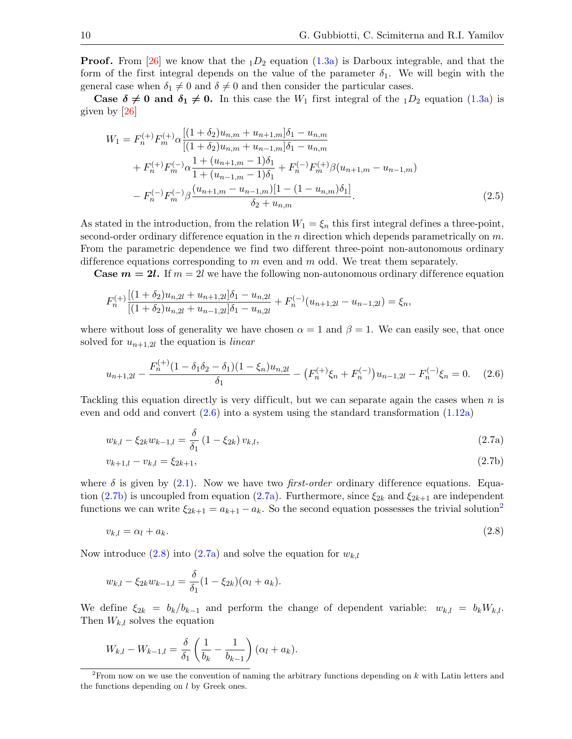**Proof.** From [26] we know that the ${}_1D_2$ equation (1.3a) is Darboux integrable, and that the form of the first integral depends on the value of the parameter $\delta_1$. We will begin with the general case when $\delta_1 \neq 0$ and $\delta \neq 0$ and then consider the particular cases.

**Case $\boldsymbol{\delta \neq 0}$ and $\boldsymbol{\delta_1 \neq 0}$.** In this case the $W_1$ first integral of the ${}_1D_2$ equation (1.3a) is given by [26]

$$
\begin{aligned}
W_1 = {} & F_n^{(+)} F_m^{(+)} \alpha \frac{[(1+\delta_2)u_{n,m} + u_{n+1,m}]\delta_1 - u_{n,m}}{[(1+\delta_2)u_{n,m} + u_{n-1,m}]\delta_1 - u_{n,m}} \\
& + F_n^{(+)} F_m^{(-)} \alpha \frac{1 + (u_{n+1,m} - 1)\delta_1}{1 + (u_{n-1,m} - 1)\delta_1} + F_n^{(-)} F_m^{(+)} \beta (u_{n+1,m} - u_{n-1,m}) \\
& - F_n^{(-)} F_m^{(-)} \beta \frac{(u_{n+1,m} - u_{n-1,m})[1 - (1 - u_{n,m})\delta_1]}{\delta_2 + u_{n,m}}.
\end{aligned}
\tag{2.5}
$$

As stated in the introduction, from the relation $W_1 = \xi_n$ this first integral defines a three-point, second-order ordinary difference equation in the $n$ direction which depends parametrically on $m$. From the parametric dependence we find two different three-point non-autonomous ordinary difference equations corresponding to $m$ even and $m$ odd. We treat them separately.

**Case $\boldsymbol{m = 2l}$.** If $m = 2l$ we have the following non-autonomous ordinary difference equation

$$
F_n^{(+)} \frac{[(1+\delta_2)u_{n,2l} + u_{n+1,2l}]\delta_1 - u_{n,2l}}{[(1+\delta_2)u_{n,2l} + u_{n-1,2l}]\delta_1 - u_{n,2l}} + F_n^{(-)}(u_{n+1,2l} - u_{n-1,2l}) = \xi_n,
$$

where without loss of generality we have chosen $\alpha = 1$ and $\beta = 1$. We can easily see, that once solved for $u_{n+1,2l}$ the equation is *linear*

$$
u_{n+1,2l} - \frac{F_n^{(+)}(1 - \delta_1\delta_2 - \delta_1)(1 - \xi_n)u_{n,2l}}{\delta_1} - \left(F_n^{(+)}\xi_n + F_n^{(-)}\right)u_{n-1,2l} - F_n^{(-)}\xi_n = 0. \tag{2.6}
$$

Tackling this equation directly is very difficult, but we can separate again the cases when $n$ is even and odd and convert (2.6) into a system using the standard transformation (1.12a)

$$
w_{k,l} - \xi_{2k} w_{k-1,l} = \frac{\delta}{\delta_1}(1 - \xi_{2k}) v_{k,l}, \tag{2.7a}
$$

$$
v_{k+1,l} - v_{k,l} = \xi_{2k+1}, \tag{2.7b}
$$

where $\delta$ is given by (2.1). Now we have two *first-order* ordinary difference equations. Equation (2.7b) is uncoupled from equation (2.7a). Furthermore, since $\xi_{2k}$ and $\xi_{2k+1}$ are independent functions we can write $\xi_{2k+1} = a_{k+1} - a_k$. So the second equation possesses the trivial solution[2]

$$
v_{k,l} = \alpha_l + a_k. \tag{2.8}
$$

Now introduce (2.8) into (2.7a) and solve the equation for $w_{k,l}$

$$
w_{k,l} - \xi_{2k} w_{k-1,l} = \frac{\delta}{\delta_1}(1 - \xi_{2k})(\alpha_l + a_k).
$$

We define $\xi_{2k} = b_k / b_{k-1}$ and perform the change of dependent variable: $w_{k,l} = b_k W_{k,l}$. Then $W_{k,l}$ solves the equation

$$
W_{k,l} - W_{k-1,l} = \frac{\delta}{\delta_1}\left(\frac{1}{b_k} - \frac{1}{b_{k-1}}\right)(\alpha_l + a_k).
$$

[2] From now on we use the convention of naming the arbitrary functions depending on $k$ with Latin letters and the functions depending on $l$ by Greek ones.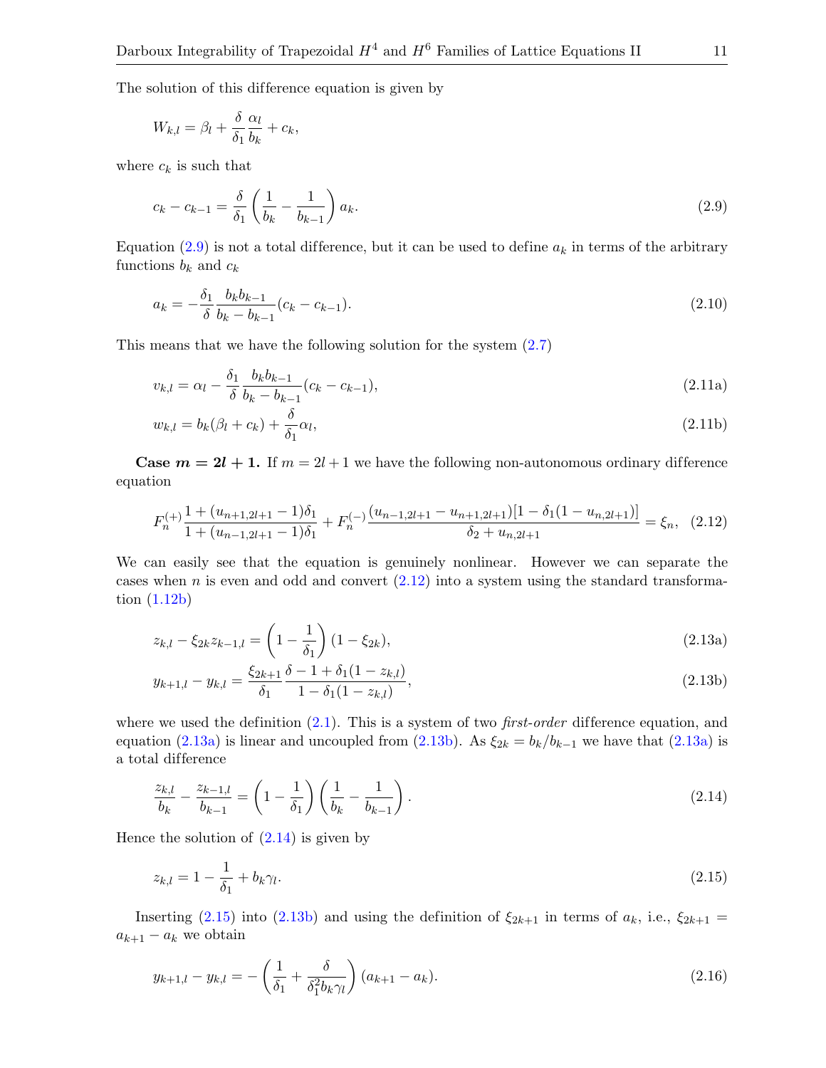The solution of this difference equation is given by

$$W_{k,l} = \beta_l + \frac{\delta}{\delta_1}\frac{\alpha_l}{b_k} + c_k,$$

where $c_k$ is such that

$$c_k - c_{k-1} = \frac{\delta}{\delta_1}\left(\frac{1}{b_k} - \frac{1}{b_{k-1}}\right) a_k. \tag{2.9}$$

Equation (2.9) is not a total difference, but it can be used to define $a_k$ in terms of the arbitrary functions $b_k$ and $c_k$

$$a_k = -\frac{\delta_1}{\delta}\frac{b_k b_{k-1}}{b_k - b_{k-1}}(c_k - c_{k-1}). \tag{2.10}$$

This means that we have the following solution for the system (2.7)

$$v_{k,l} = \alpha_l - \frac{\delta_1}{\delta}\frac{b_k b_{k-1}}{b_k - b_{k-1}}(c_k - c_{k-1}), \tag{2.11a}$$

$$w_{k,l} = b_k(\beta_l + c_k) + \frac{\delta}{\delta_1}\alpha_l, \tag{2.11b}$$

**Case $m = 2l + 1$.** If $m = 2l + 1$ we have the following non-autonomous ordinary difference equation

$$F_n^{(+)}\frac{1 + (u_{n+1,2l+1} - 1)\delta_1}{1 + (u_{n-1,2l+1} - 1)\delta_1} + F_n^{(-)}\frac{(u_{n-1,2l+1} - u_{n+1,2l+1})[1 - \delta_1(1 - u_{n,2l+1})]}{\delta_2 + u_{n,2l+1}} = \xi_n, \tag{2.12}$$

We can easily see that the equation is genuinely nonlinear. However we can separate the cases when $n$ is even and odd and convert (2.12) into a system using the standard transformation (1.12b)

$$z_{k,l} - \xi_{2k} z_{k-1,l} = \left(1 - \frac{1}{\delta_1}\right)(1 - \xi_{2k}), \tag{2.13a}$$

$$y_{k+1,l} - y_{k,l} = \frac{\xi_{2k+1}}{\delta_1}\frac{\delta - 1 + \delta_1(1 - z_{k,l})}{1 - \delta_1(1 - z_{k,l})}, \tag{2.13b}$$

where we used the definition (2.1). This is a system of two *first-order* difference equation, and equation (2.13a) is linear and uncoupled from (2.13b). As $\xi_{2k} = b_k/b_{k-1}$ we have that (2.13a) is a total difference

$$\frac{z_{k,l}}{b_k} - \frac{z_{k-1,l}}{b_{k-1}} = \left(1 - \frac{1}{\delta_1}\right)\left(\frac{1}{b_k} - \frac{1}{b_{k-1}}\right). \tag{2.14}$$

Hence the solution of (2.14) is given by

$$z_{k,l} = 1 - \frac{1}{\delta_1} + b_k\gamma_l. \tag{2.15}$$

Inserting (2.15) into (2.13b) and using the definition of $\xi_{2k+1}$ in terms of $a_k$, i.e., $\xi_{2k+1} = a_{k+1} - a_k$ we obtain

$$y_{k+1,l} - y_{k,l} = -\left(\frac{1}{\delta_1} + \frac{\delta}{\delta_1^2 b_k\gamma_l}\right)(a_{k+1} - a_k). \tag{2.16}$$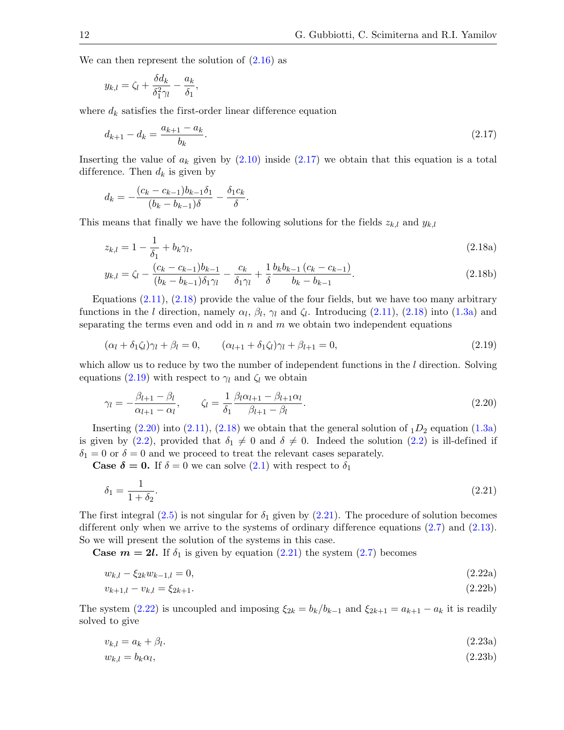We can then represent the solution of (2.16) as

$$y_{k,l} = \zeta_l + \frac{\delta d_k}{\delta_1^2 \gamma_l} - \frac{a_k}{\delta_1},$$

where $d_k$ satisfies the first-order linear difference equation

$$d_{k+1} - d_k = \frac{a_{k+1} - a_k}{b_k}. \tag{2.17}$$

Inserting the value of $a_k$ given by (2.10) inside (2.17) we obtain that this equation is a total difference. Then $d_k$ is given by

$$d_k = -\frac{(c_k - c_{k-1}) b_{k-1} \delta_1}{(b_k - b_{k-1})\delta} - \frac{\delta_1 c_k}{\delta}.$$

This means that finally we have the following solutions for the fields $z_{k,l}$ and $y_{k,l}$

$$z_{k,l} = 1 - \frac{1}{\delta_1} + b_k \gamma_l, \tag{2.18a}$$

$$y_{k,l} = \zeta_l - \frac{(c_k - c_{k-1}) b_{k-1}}{(b_k - b_{k-1})\delta_1 \gamma_l} - \frac{c_k}{\delta_1 \gamma_l} + \frac{1}{\delta} \frac{b_k b_{k-1} (c_k - c_{k-1})}{b_k - b_{k-1}}. \tag{2.18b}$$

Equations (2.11), (2.18) provide the value of the four fields, but we have too many arbitrary functions in the $l$ direction, namely $\alpha_l$, $\beta_l$, $\gamma_l$ and $\zeta_l$. Introducing (2.11), (2.18) into (1.3a) and separating the terms even and odd in $n$ and $m$ we obtain two independent equations

$$(\alpha_l + \delta_1 \zeta_l)\gamma_l + \beta_l = 0, \qquad (\alpha_{l+1} + \delta_1 \zeta_l)\gamma_l + \beta_{l+1} = 0, \tag{2.19}$$

which allow us to reduce by two the number of independent functions in the $l$ direction. Solving equations (2.19) with respect to $\gamma_l$ and $\zeta_l$ we obtain

$$\gamma_l = -\frac{\beta_{l+1} - \beta_l}{\alpha_{l+1} - \alpha_l}, \qquad \zeta_l = \frac{1}{\delta_1} \frac{\beta_l \alpha_{l+1} - \beta_{l+1} \alpha_l}{\beta_{l+1} - \beta_l}. \tag{2.20}$$

Inserting (2.20) into (2.11), (2.18) we obtain that the general solution of ${}_1D_2$ equation (1.3a) is given by (2.2), provided that $\delta_1 \neq 0$ and $\delta \neq 0$. Indeed the solution (2.2) is ill-defined if $\delta_1 = 0$ or $\delta = 0$ and we proceed to treat the relevant cases separately.

**Case $\boldsymbol{\delta = 0}$.** If $\delta = 0$ we can solve (2.1) with respect to $\delta_1$

$$\delta_1 = \frac{1}{1 + \delta_2}. \tag{2.21}$$

The first integral (2.5) is not singular for $\delta_1$ given by (2.21). The procedure of solution becomes different only when we arrive to the systems of ordinary difference equations (2.7) and (2.13). So we will present the solution of the systems in this case.

**Case $\boldsymbol{m = 2l}$.** If $\delta_1$ is given by equation (2.21) the system (2.7) becomes

$$w_{k,l} - \xi_{2k} w_{k-1,l} = 0, \tag{2.22a}$$

$$v_{k+1,l} - v_{k,l} = \xi_{2k+1}. \tag{2.22b}$$

The system (2.22) is uncoupled and imposing $\xi_{2k} = b_k / b_{k-1}$ and $\xi_{2k+1} = a_{k+1} - a_k$ it is readily solved to give

$$v_{k,l} = a_k + \beta_l. \tag{2.23a}$$

$$w_{k,l} = b_k \alpha_l, \tag{2.23b}$$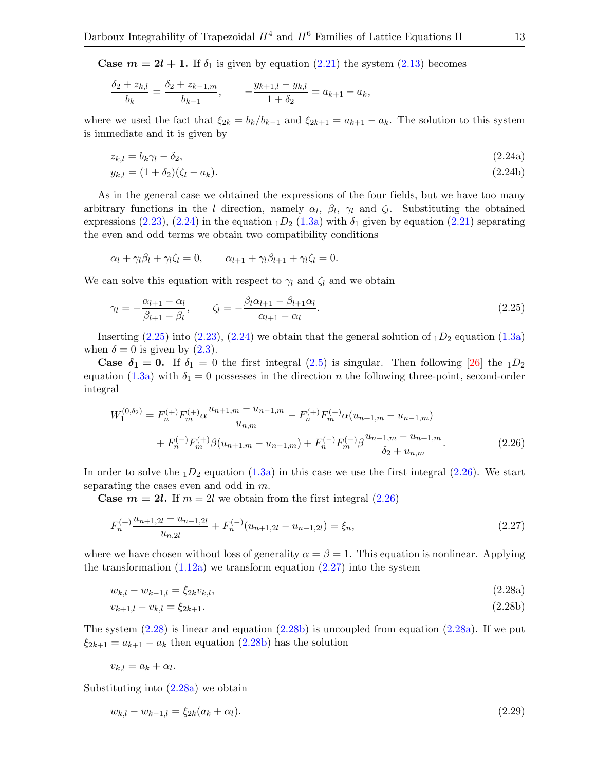**Case $m = 2l + 1$.** If $\delta_1$ is given by equation (2.21) the system (2.13) becomes

$$\frac{\delta_2 + z_{k,l}}{b_k} = \frac{\delta_2 + z_{k-1,m}}{b_{k-1}}, \qquad -\frac{y_{k+1,l} - y_{k,l}}{1+\delta_2} = a_{k+1} - a_k,$$

where we used the fact that $\xi_{2k} = b_k/b_{k-1}$ and $\xi_{2k+1} = a_{k+1} - a_k$. The solution to this system is immediate and it is given by

$$z_{k,l} = b_k \gamma_l - \delta_2, \tag{2.24a}$$

$$y_{k,l} = (1+\delta_2)(\zeta_l - a_k). \tag{2.24b}$$

As in the general case we obtained the expressions of the four fields, but we have too many arbitrary functions in the $l$ direction, namely $\alpha_l$, $\beta_l$, $\gamma_l$ and $\zeta_l$. Substituting the obtained expressions (2.23), (2.24) in the equation ${}_1D_2$ (1.3a) with $\delta_1$ given by equation (2.21) separating the even and odd terms we obtain two compatibility conditions

$$\alpha_l + \gamma_l \beta_l + \gamma_l \zeta_l = 0, \qquad \alpha_{l+1} + \gamma_l \beta_{l+1} + \gamma_l \zeta_l = 0.$$

We can solve this equation with respect to $\gamma_l$ and $\zeta_l$ and we obtain

$$\gamma_l = -\frac{\alpha_{l+1} - \alpha_l}{\beta_{l+1} - \beta_l}, \qquad \zeta_l = -\frac{\beta_l \alpha_{l+1} - \beta_{l+1}\alpha_l}{\alpha_{l+1} - \alpha_l}. \tag{2.25}$$

Inserting (2.25) into (2.23), (2.24) we obtain that the general solution of ${}_1D_2$ equation (1.3a) when $\delta = 0$ is given by (2.3).

**Case $\delta_1 = 0$.** If $\delta_1 = 0$ the first integral (2.5) is singular. Then following [26] the ${}_1D_2$ equation (1.3a) with $\delta_1 = 0$ possesses in the direction $n$ the following three-point, second-order integral

$$\begin{aligned} W_1^{(0,\delta_2)} &= F_n^{(+)} F_m^{(+)} \alpha \frac{u_{n+1,m} - u_{n-1,m}}{u_{n,m}} - F_n^{(+)} F_m^{(-)} \alpha (u_{n+1,m} - u_{n-1,m}) \\ &\quad + F_n^{(-)} F_m^{(+)} \beta (u_{n+1,m} - u_{n-1,m}) + F_n^{(-)} F_m^{(-)} \beta \frac{u_{n-1,m} - u_{n+1,m}}{\delta_2 + u_{n,m}}. \end{aligned} \tag{2.26}$$

In order to solve the ${}_1D_2$ equation (1.3a) in this case we use the first integral (2.26). We start separating the cases even and odd in $m$.

**Case $m = 2l$.** If $m = 2l$ we obtain from the first integral (2.26)

$$F_n^{(+)} \frac{u_{n+1,2l} - u_{n-1,2l}}{u_{n,2l}} + F_n^{(-)} (u_{n+1,2l} - u_{n-1,2l}) = \xi_n, \tag{2.27}$$

where we have chosen without loss of generality $\alpha = \beta = 1$. This equation is nonlinear. Applying the transformation (1.12a) we transform equation (2.27) into the system

$$w_{k,l} - w_{k-1,l} = \xi_{2k} v_{k,l}, \tag{2.28a}$$

$$v_{k+1,l} - v_{k,l} = \xi_{2k+1}. \tag{2.28b}$$

The system (2.28) is linear and equation (2.28b) is uncoupled from equation (2.28a). If we put $\xi_{2k+1} = a_{k+1} - a_k$ then equation (2.28b) has the solution

$$v_{k,l} = a_k + \alpha_l.$$

Substituting into (2.28a) we obtain

$$w_{k,l} - w_{k-1,l} = \xi_{2k}(a_k + \alpha_l). \tag{2.29}$$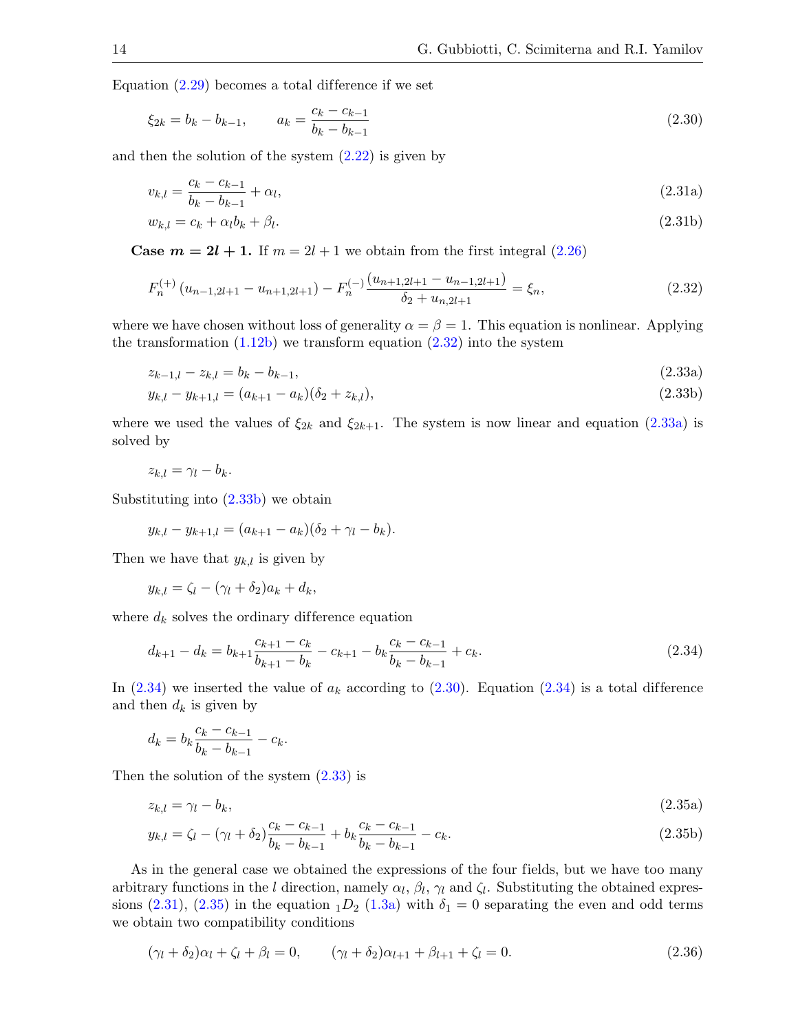Equation (2.29) becomes a total difference if we set

$$\xi_{2k} = b_k - b_{k-1}, \qquad a_k = \frac{c_k - c_{k-1}}{b_k - b_{k-1}} \tag{2.30}$$

and then the solution of the system (2.22) is given by

$$v_{k,l} = \frac{c_k - c_{k-1}}{b_k - b_{k-1}} + \alpha_l, \tag{2.31a}$$

$$w_{k,l} = c_k + \alpha_l b_k + \beta_l. \tag{2.31b}$$

**Case $m = 2l + 1$.** If $m = 2l + 1$ we obtain from the first integral (2.26)

$$F_n^{(+)} \left(u_{n-1,2l+1} - u_{n+1,2l+1}\right) - F_n^{(-)} \frac{\left(u_{n+1,2l+1} - u_{n-1,2l+1}\right)}{\delta_2 + u_{n,2l+1}} = \xi_n, \tag{2.32}$$

where we have chosen without loss of generality $\alpha = \beta = 1$. This equation is nonlinear. Applying the transformation (1.12b) we transform equation (2.32) into the system

$$z_{k-1,l} - z_{k,l} = b_k - b_{k-1}, \tag{2.33a}$$

$$y_{k,l} - y_{k+1,l} = (a_{k+1} - a_k)(\delta_2 + z_{k,l}), \tag{2.33b}$$

where we used the values of $\xi_{2k}$ and $\xi_{2k+1}$. The system is now linear and equation (2.33a) is solved by

$$z_{k,l} = \gamma_l - b_k.$$

Substituting into (2.33b) we obtain

$$y_{k,l} - y_{k+1,l} = (a_{k+1} - a_k)(\delta_2 + \gamma_l - b_k).$$

Then we have that $y_{k,l}$ is given by

$$y_{k,l} = \zeta_l - (\gamma_l + \delta_2)a_k + d_k,$$

where $d_k$ solves the ordinary difference equation

$$d_{k+1} - d_k = b_{k+1}\frac{c_{k+1} - c_k}{b_{k+1} - b_k} - c_{k+1} - b_k\frac{c_k - c_{k-1}}{b_k - b_{k-1}} + c_k. \tag{2.34}$$

In (2.34) we inserted the value of $a_k$ according to (2.30). Equation (2.34) is a total difference and then $d_k$ is given by

$$d_k = b_k\frac{c_k - c_{k-1}}{b_k - b_{k-1}} - c_k.$$

Then the solution of the system (2.33) is

$$z_{k,l} = \gamma_l - b_k, \tag{2.35a}$$

$$y_{k,l} = \zeta_l - (\gamma_l + \delta_2)\frac{c_k - c_{k-1}}{b_k - b_{k-1}} + b_k\frac{c_k - c_{k-1}}{b_k - b_{k-1}} - c_k. \tag{2.35b}$$

As in the general case we obtained the expressions of the four fields, but we have too many arbitrary functions in the $l$ direction, namely $\alpha_l$, $\beta_l$, $\gamma_l$ and $\zeta_l$. Substituting the obtained expressions (2.31), (2.35) in the equation ${}_1D_2$ (1.3a) with $\delta_1 = 0$ separating the even and odd terms we obtain two compatibility conditions

$$(\gamma_l + \delta_2)\alpha_l + \zeta_l + \beta_l = 0, \qquad (\gamma_l + \delta_2)\alpha_{l+1} + \beta_{l+1} + \zeta_l = 0. \tag{2.36}$$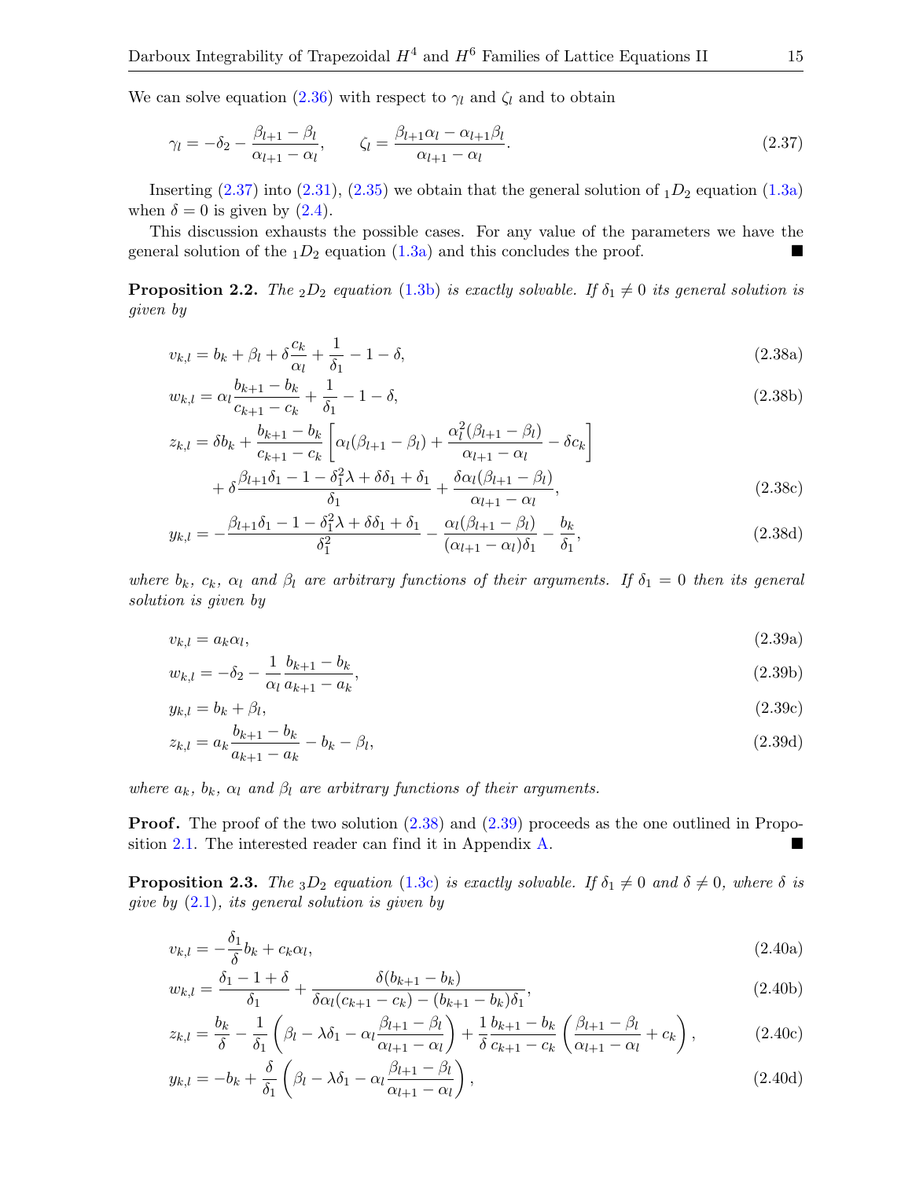We can solve equation (2.36) with respect to $\gamma_l$ and $\zeta_l$ and to obtain

$$\gamma_l = -\delta_2 - \frac{\beta_{l+1} - \beta_l}{\alpha_{l+1} - \alpha_l}, \qquad \zeta_l = \frac{\beta_{l+1}\alpha_l - \alpha_{l+1}\beta_l}{\alpha_{l+1} - \alpha_l}. \tag{2.37}$$

Inserting (2.37) into (2.31), (2.35) we obtain that the general solution of ${}_1D_2$ equation (1.3a) when $\delta = 0$ is given by (2.4).

This discussion exhausts the possible cases. For any value of the parameters we have the general solution of the ${}_1D_2$ equation (1.3a) and this concludes the proof. ■

**Proposition 2.2.** *The ${}_2D_2$ equation (1.3b) is exactly solvable. If $\delta_1 \neq 0$ its general solution is given by*

$$v_{k,l} = b_k + \beta_l + \delta\frac{c_k}{\alpha_l} + \frac{1}{\delta_1} - 1 - \delta, \tag{2.38a}$$

$$w_{k,l} = \alpha_l \frac{b_{k+1} - b_k}{c_{k+1} - c_k} + \frac{1}{\delta_1} - 1 - \delta, \tag{2.38b}$$

$$\begin{aligned} z_{k,l} = {} & \delta b_k + \frac{b_{k+1} - b_k}{c_{k+1} - c_k}\left[\alpha_l(\beta_{l+1} - \beta_l) + \frac{\alpha_l^2(\beta_{l+1} - \beta_l)}{\alpha_{l+1} - \alpha_l} - \delta c_k\right] \\ & + \delta\frac{\beta_{l+1}\delta_1 - 1 - \delta_1^2\lambda + \delta\delta_1 + \delta_1}{\delta_1} + \frac{\delta\alpha_l(\beta_{l+1} - \beta_l)}{\alpha_{l+1} - \alpha_l}, \end{aligned} \tag{2.38c}$$

$$y_{k,l} = -\frac{\beta_{l+1}\delta_1 - 1 - \delta_1^2\lambda + \delta\delta_1 + \delta_1}{\delta_1^2} - \frac{\alpha_l(\beta_{l+1} - \beta_l)}{(\alpha_{l+1} - \alpha_l)\delta_1} - \frac{b_k}{\delta_1}, \tag{2.38d}$$

*where $b_k$, $c_k$, $\alpha_l$ and $\beta_l$ are arbitrary functions of their arguments. If $\delta_1 = 0$ then its general solution is given by*

$$v_{k,l} = a_k\alpha_l, \tag{2.39a}$$

$$w_{k,l} = -\delta_2 - \frac{1}{\alpha_l}\frac{b_{k+1} - b_k}{a_{k+1} - a_k}, \tag{2.39b}$$

$$y_{k,l} = b_k + \beta_l, \tag{2.39c}$$

$$z_{k,l} = a_k\frac{b_{k+1} - b_k}{a_{k+1} - a_k} - b_k - \beta_l, \tag{2.39d}$$

*where $a_k$, $b_k$, $\alpha_l$ and $\beta_l$ are arbitrary functions of their arguments.*

**Proof.** The proof of the two solution (2.38) and (2.39) proceeds as the one outlined in Proposition 2.1. The interested reader can find it in Appendix A. ■

**Proposition 2.3.** *The ${}_3D_2$ equation (1.3c) is exactly solvable. If $\delta_1 \neq 0$ and $\delta \neq 0$, where $\delta$ is give by (2.1), its general solution is given by*

$$v_{k,l} = -\frac{\delta_1}{\delta}b_k + c_k\alpha_l, \tag{2.40a}$$

$$w_{k,l} = \frac{\delta_1 - 1 + \delta}{\delta_1} + \frac{\delta(b_{k+1} - b_k)}{\delta\alpha_l(c_{k+1} - c_k) - (b_{k+1} - b_k)\delta_1}, \tag{2.40b}$$

$$z_{k,l} = \frac{b_k}{\delta} - \frac{1}{\delta_1}\left(\beta_l - \lambda\delta_1 - \alpha_l\frac{\beta_{l+1} - \beta_l}{\alpha_{l+1} - \alpha_l}\right) + \frac{1}{\delta}\frac{b_{k+1} - b_k}{c_{k+1} - c_k}\left(\frac{\beta_{l+1} - \beta_l}{\alpha_{l+1} - \alpha_l} + c_k\right), \tag{2.40c}$$

$$y_{k,l} = -b_k + \frac{\delta}{\delta_1}\left(\beta_l - \lambda\delta_1 - \alpha_l\frac{\beta_{l+1} - \beta_l}{\alpha_{l+1} - \alpha_l}\right), \tag{2.40d}$$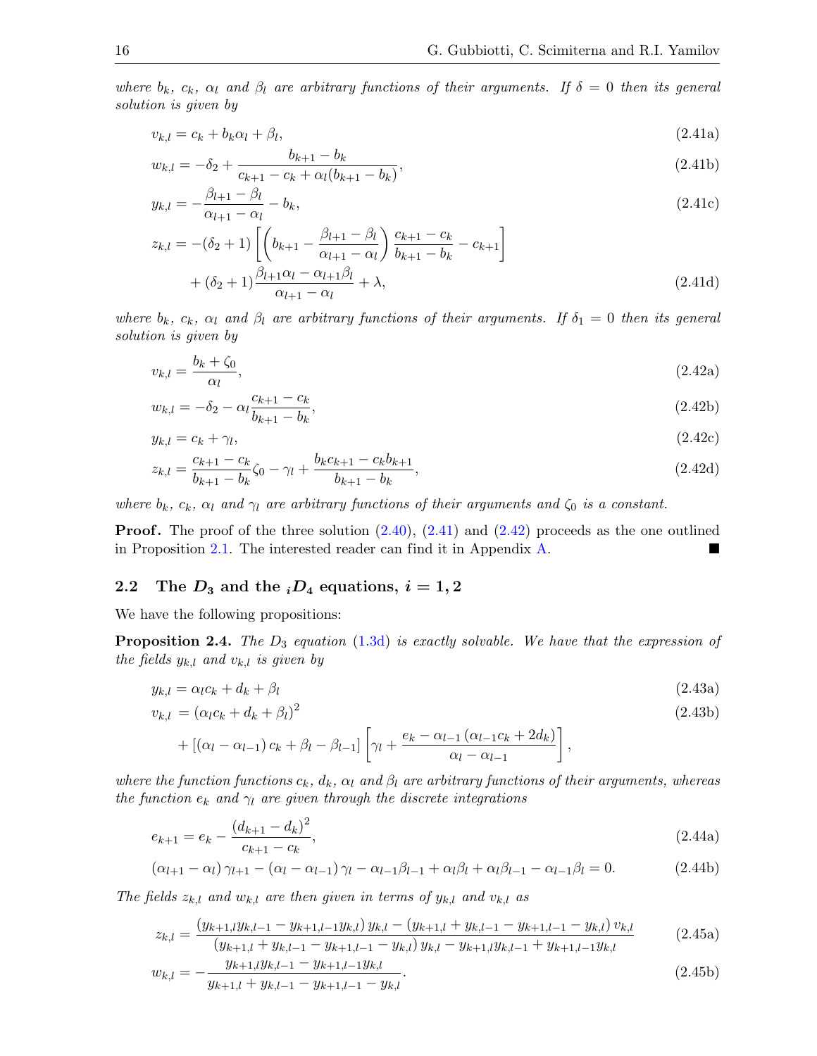*where $b_k$, $c_k$, $\alpha_l$ and $\beta_l$ are arbitrary functions of their arguments. If $\delta = 0$ then its general solution is given by*

$$
v_{k,l} = c_k + b_k\alpha_l + \beta_l, \tag{2.41a}
$$

$$
w_{k,l} = -\delta_2 + \frac{b_{k+1} - b_k}{c_{k+1} - c_k + \alpha_l(b_{k+1} - b_k)}, \tag{2.41b}
$$

$$
y_{k,l} = -\frac{\beta_{l+1} - \beta_l}{\alpha_{l+1} - \alpha_l} - b_k, \tag{2.41c}
$$

$$
\begin{aligned}
z_{k,l} = {}& -(\delta_2 + 1)\left[\left(b_{k+1} - \frac{\beta_{l+1} - \beta_l}{\alpha_{l+1} - \alpha_l}\right)\frac{c_{k+1} - c_k}{b_{k+1} - b_k} - c_{k+1}\right] \\
& + (\delta_2 + 1)\frac{\beta_{l+1}\alpha_l - \alpha_{l+1}\beta_l}{\alpha_{l+1} - \alpha_l} + \lambda,
\end{aligned} \tag{2.41d}
$$

*where $b_k$, $c_k$, $\alpha_l$ and $\beta_l$ are arbitrary functions of their arguments. If $\delta_1 = 0$ then its general solution is given by*

$$
v_{k,l} = \frac{b_k + \zeta_0}{\alpha_l}, \tag{2.42a}
$$

$$
w_{k,l} = -\delta_2 - \alpha_l\frac{c_{k+1} - c_k}{b_{k+1} - b_k}, \tag{2.42b}
$$

$$
y_{k,l} = c_k + \gamma_l, \tag{2.42c}
$$

$$
z_{k,l} = \frac{c_{k+1} - c_k}{b_{k+1} - b_k}\zeta_0 - \gamma_l + \frac{b_k c_{k+1} - c_k b_{k+1}}{b_{k+1} - b_k}, \tag{2.42d}
$$

*where $b_k$, $c_k$, $\alpha_l$ and $\gamma_l$ are arbitrary functions of their arguments and $\zeta_0$ is a constant.*

**Proof.** The proof of the three solution (2.40), (2.41) and (2.42) proceeds as the one outlined in Proposition 2.1. The interested reader can find it in Appendix A. ■

## 2.2 The $D_3$ and the ${}_iD_4$ equations, $i = 1, 2$

We have the following propositions:

**Proposition 2.4.** *The $D_3$ equation (1.3d) is exactly solvable. We have that the expression of the fields $y_{k,l}$ and $v_{k,l}$ is given by*

$$
y_{k,l} = \alpha_l c_k + d_k + \beta_l \tag{2.43a}
$$

$$
\begin{aligned}
v_{k,l} = {}& (\alpha_l c_k + d_k + \beta_l)^2 \\
& + \left[(\alpha_l - \alpha_{l-1})\, c_k + \beta_l - \beta_{l-1}\right]\left[\gamma_l + \frac{e_k - \alpha_{l-1}\left(\alpha_{l-1} c_k + 2d_k\right)}{\alpha_l - \alpha_{l-1}}\right],
\end{aligned} \tag{2.43b}
$$

*where the function functions $c_k$, $d_k$, $\alpha_l$ and $\beta_l$ are arbitrary functions of their arguments, whereas the function $e_k$ and $\gamma_l$ are given through the discrete integrations*

$$
e_{k+1} = e_k - \frac{(d_{k+1} - d_k)^2}{c_{k+1} - c_k}, \tag{2.44a}
$$

$$
(\alpha_{l+1} - \alpha_l)\,\gamma_{l+1} - (\alpha_l - \alpha_{l-1})\,\gamma_l - \alpha_{l-1}\beta_{l-1} + \alpha_l\beta_l + \alpha_l\beta_{l-1} - \alpha_{l-1}\beta_l = 0. \tag{2.44b}
$$

*The fields $z_{k,l}$ and $w_{k,l}$ are then given in terms of $y_{k,l}$ and $v_{k,l}$ as*

$$
z_{k,l} = \frac{(y_{k+1,l}y_{k,l-1} - y_{k+1,l-1}y_{k,l})\, y_{k,l} - (y_{k+1,l} + y_{k,l-1} - y_{k+1,l-1} - y_{k,l})\, v_{k,l}}{(y_{k+1,l} + y_{k,l-1} - y_{k+1,l-1} - y_{k,l})\, y_{k,l} - y_{k+1,l}y_{k,l-1} + y_{k+1,l-1}y_{k,l}} \tag{2.45a}
$$

$$
w_{k,l} = -\frac{y_{k+1,l}y_{k,l-1} - y_{k+1,l-1}y_{k,l}}{y_{k+1,l} + y_{k,l-1} - y_{k+1,l-1} - y_{k,l}}. \tag{2.45b}
$$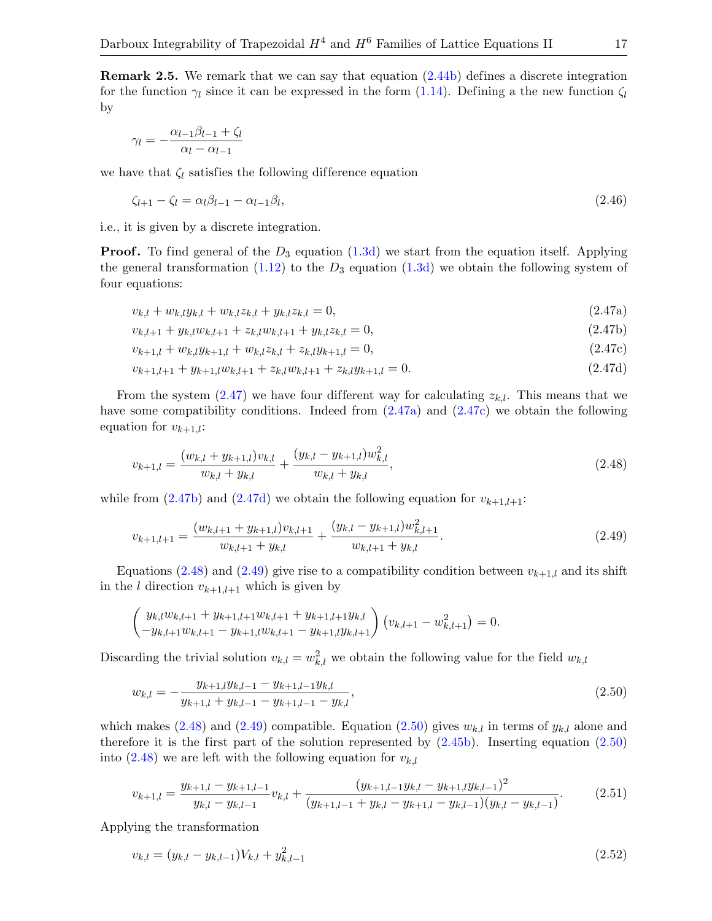**Remark 2.5.** We remark that we can say that equation (2.44b) defines a discrete integration for the function $\gamma_l$ since it can be expressed in the form (1.14). Defining a the new function $\zeta_l$ by

$$\gamma_l = -\frac{\alpha_{l-1}\beta_{l-1} + \zeta_l}{\alpha_l - \alpha_{l-1}}$$

we have that $\zeta_l$ satisfies the following difference equation

$$\zeta_{l+1} - \zeta_l = \alpha_l \beta_{l-1} - \alpha_{l-1}\beta_l, \tag{2.46}$$

i.e., it is given by a discrete integration.

**Proof.** To find general of the $D_3$ equation (1.3d) we start from the equation itself. Applying the general transformation (1.12) to the $D_3$ equation (1.3d) we obtain the following system of four equations:

$$v_{k,l} + w_{k,l}y_{k,l} + w_{k,l}z_{k,l} + y_{k,l}z_{k,l} = 0, \tag{2.47a}$$

$$v_{k,l+1} + y_{k,l}w_{k,l+1} + z_{k,l}w_{k,l+1} + y_{k,l}z_{k,l} = 0, \tag{2.47b}$$

$$v_{k+1,l} + w_{k,l}y_{k+1,l} + w_{k,l}z_{k,l} + z_{k,l}y_{k+1,l} = 0, \tag{2.47c}$$

$$v_{k+1,l+1} + y_{k+1,l}w_{k,l+1} + z_{k,l}w_{k,l+1} + z_{k,l}y_{k+1,l} = 0. \tag{2.47d}$$

From the system (2.47) we have four different way for calculating $z_{k,l}$. This means that we have some compatibility conditions. Indeed from (2.47a) and (2.47c) we obtain the following equation for $v_{k+1,l}$:

$$v_{k+1,l} = \frac{(w_{k,l} + y_{k+1,l})v_{k,l}}{w_{k,l} + y_{k,l}} + \frac{(y_{k,l} - y_{k+1,l})w_{k,l}^2}{w_{k,l} + y_{k,l}}, \tag{2.48}$$

while from (2.47b) and (2.47d) we obtain the following equation for $v_{k+1,l+1}$:

$$v_{k+1,l+1} = \frac{(w_{k,l+1} + y_{k+1,l})v_{k,l+1}}{w_{k,l+1} + y_{k,l}} + \frac{(y_{k,l} - y_{k+1,l})w_{k,l+1}^2}{w_{k,l+1} + y_{k,l}}. \tag{2.49}$$

Equations (2.48) and (2.49) give rise to a compatibility condition between $v_{k+1,l}$ and its shift in the $l$ direction $v_{k+1,l+1}$ which is given by

$$\begin{pmatrix} y_{k,l}w_{k,l+1} + y_{k+1,l+1}w_{k,l+1} + y_{k+1,l+1}y_{k,l} \\ -y_{k,l+1}w_{k,l+1} - y_{k+1,l}w_{k,l+1} - y_{k+1,l}y_{k,l+1} \end{pmatrix} (v_{k,l+1} - w_{k,l+1}^2) = 0.$$

Discarding the trivial solution $v_{k,l} = w_{k,l}^2$ we obtain the following value for the field $w_{k,l}$

$$w_{k,l} = -\frac{y_{k+1,l}y_{k,l-1} - y_{k+1,l-1}y_{k,l}}{y_{k+1,l} + y_{k,l-1} - y_{k+1,l-1} - y_{k,l}}, \tag{2.50}$$

which makes (2.48) and (2.49) compatible. Equation (2.50) gives $w_{k,l}$ in terms of $y_{k,l}$ alone and therefore it is the first part of the solution represented by (2.45b). Inserting equation (2.50) into (2.48) we are left with the following equation for $v_{k,l}$

$$v_{k+1,l} = \frac{y_{k+1,l} - y_{k+1,l-1}}{y_{k,l} - y_{k,l-1}} v_{k,l} + \frac{(y_{k+1,l-1}y_{k,l} - y_{k+1,l}y_{k,l-1})^2}{(y_{k+1,l-1} + y_{k,l} - y_{k+1,l} - y_{k,l-1})(y_{k,l} - y_{k,l-1})}. \tag{2.51}$$

Applying the transformation

$$v_{k,l} = (y_{k,l} - y_{k,l-1})V_{k,l} + y_{k,l-1}^2 \tag{2.52}$$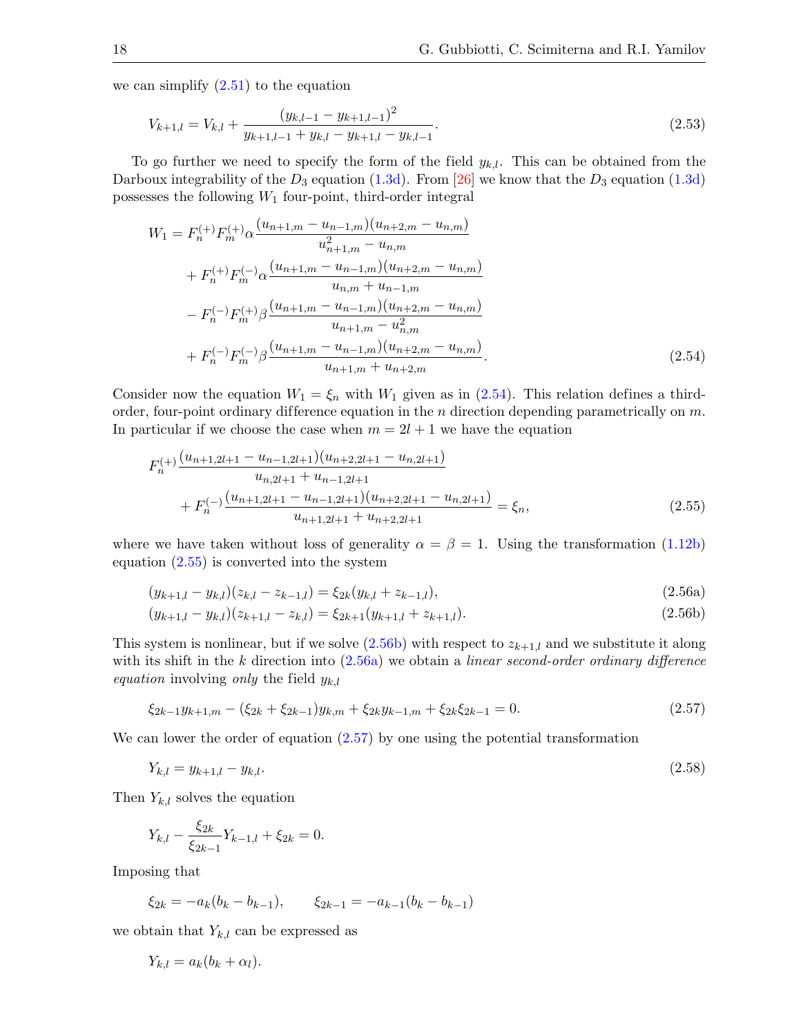we can simplify (2.51) to the equation

$$
V_{k+1,l} = V_{k,l} + \frac{(y_{k,l-1} - y_{k+1,l-1})^2}{y_{k+1,l-1} + y_{k,l} - y_{k+1,l} - y_{k,l-1}}. \tag{2.53}
$$

To go further we need to specify the form of the field $y_{k,l}$. This can be obtained from the Darboux integrability of the $D_3$ equation (1.3d). From [26] we know that the $D_3$ equation (1.3d) possesses the following $W_1$ four-point, third-order integral

$$
\begin{aligned}
W_1 = {} & F_n^{(+)} F_m^{(+)} \alpha \frac{(u_{n+1,m} - u_{n-1,m})(u_{n+2,m} - u_{n,m})}{u_{n+1,m}^2 - u_{n,m}} \\
& + F_n^{(+)} F_m^{(-)} \alpha \frac{(u_{n+1,m} - u_{n-1,m})(u_{n+2,m} - u_{n,m})}{u_{n,m} + u_{n-1,m}} \\
& - F_n^{(-)} F_m^{(+)} \beta \frac{(u_{n+1,m} - u_{n-1,m})(u_{n+2,m} - u_{n,m})}{u_{n+1,m} - u_{n,m}^2} \\
& + F_n^{(-)} F_m^{(-)} \beta \frac{(u_{n+1,m} - u_{n-1,m})(u_{n+2,m} - u_{n,m})}{u_{n+1,m} + u_{n+2,m}}.
\end{aligned} \tag{2.54}
$$

Consider now the equation $W_1 = \xi_n$ with $W_1$ given as in (2.54). This relation defines a third-order, four-point ordinary difference equation in the $n$ direction depending parametrically on $m$. In particular if we choose the case when $m = 2l+1$ we have the equation

$$
\begin{aligned}
& F_n^{(+)} \frac{(u_{n+1,2l+1} - u_{n-1,2l+1})(u_{n+2,2l+1} - u_{n,2l+1})}{u_{n,2l+1} + u_{n-1,2l+1}} \\
& \qquad + F_n^{(-)} \frac{(u_{n+1,2l+1} - u_{n-1,2l+1})(u_{n+2,2l+1} - u_{n,2l+1})}{u_{n+1,2l+1} + u_{n+2,2l+1}} = \xi_n,
\end{aligned} \tag{2.55}
$$

where we have taken without loss of generality $\alpha = \beta = 1$. Using the transformation (1.12b) equation (2.55) is converted into the system

$$
(y_{k+1,l} - y_{k,l})(z_{k,l} - z_{k-1,l}) = \xi_{2k}(y_{k,l} + z_{k-1,l}), \tag{2.56a}
$$

$$
(y_{k+1,l} - y_{k,l})(z_{k+1,l} - z_{k,l}) = \xi_{2k+1}(y_{k+1,l} + z_{k+1,l}). \tag{2.56b}
$$

This system is nonlinear, but if we solve (2.56b) with respect to $z_{k+1,l}$ and we substitute it along with its shift in the $k$ direction into (2.56a) we obtain a *linear second-order ordinary difference equation* involving *only* the field $y_{k,l}$

$$
\xi_{2k-1} y_{k+1,m} - (\xi_{2k} + \xi_{2k-1}) y_{k,m} + \xi_{2k} y_{k-1,m} + \xi_{2k}\xi_{2k-1} = 0. \tag{2.57}
$$

We can lower the order of equation (2.57) by one using the potential transformation

$$
Y_{k,l} = y_{k+1,l} - y_{k,l}. \tag{2.58}
$$

Then $Y_{k,l}$ solves the equation

$$
Y_{k,l} - \frac{\xi_{2k}}{\xi_{2k-1}} Y_{k-1,l} + \xi_{2k} = 0.
$$

Imposing that

$$
\xi_{2k} = -a_k(b_k - b_{k-1}), \qquad \xi_{2k-1} = -a_{k-1}(b_k - b_{k-1})
$$

we obtain that $Y_{k,l}$ can be expressed as

$$
Y_{k,l} = a_k(b_k + \alpha_l).
$$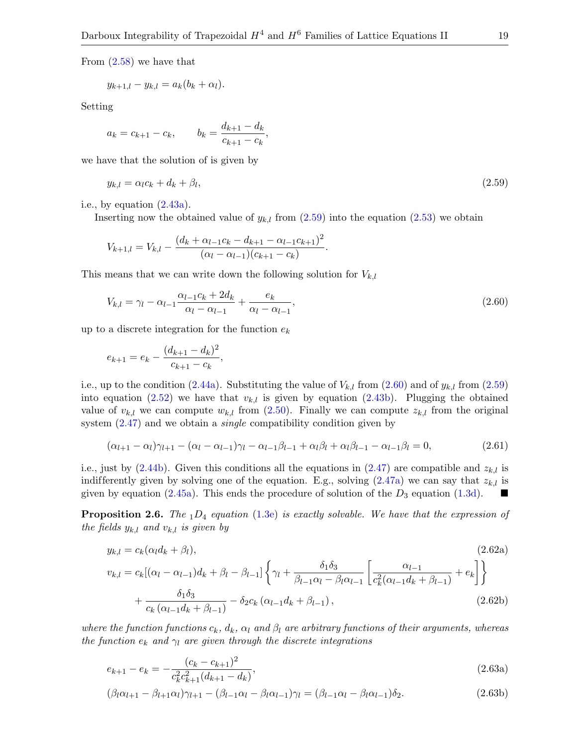From (2.58) we have that

$$y_{k+1,l} - y_{k,l} = a_k(b_k + \alpha_l).$$

Setting

$$a_k = c_{k+1} - c_k, \qquad b_k = \frac{d_{k+1} - d_k}{c_{k+1} - c_k},$$

we have that the solution of is given by

$$y_{k,l} = \alpha_l c_k + d_k + \beta_l, \tag{2.59}$$

i.e., by equation (2.43a).

Inserting now the obtained value of $y_{k,l}$ from (2.59) into the equation (2.53) we obtain

$$V_{k+1,l} = V_{k,l} - \frac{(d_k + \alpha_{l-1}c_k - d_{k+1} - \alpha_{l-1}c_{k+1})^2}{(\alpha_l - \alpha_{l-1})(c_{k+1} - c_k)}.$$

This means that we can write down the following solution for $V_{k,l}$

$$V_{k,l} = \gamma_l - \alpha_{l-1}\frac{\alpha_{l-1}c_k + 2d_k}{\alpha_l - \alpha_{l-1}} + \frac{e_k}{\alpha_l - \alpha_{l-1}}, \tag{2.60}$$

up to a discrete integration for the function $e_k$

$$e_{k+1} = e_k - \frac{(d_{k+1} - d_k)^2}{c_{k+1} - c_k},$$

i.e., up to the condition (2.44a). Substituting the value of $V_{k,l}$ from (2.60) and of $y_{k,l}$ from (2.59) into equation (2.52) we have that $v_{k,l}$ is given by equation (2.43b). Plugging the obtained value of $v_{k,l}$ we can compute $w_{k,l}$ from (2.50). Finally we can compute $z_{k,l}$ from the original system (2.47) and we obtain a *single* compatibility condition given by

$$(\alpha_{l+1} - \alpha_l)\gamma_{l+1} - (\alpha_l - \alpha_{l-1})\gamma_l - \alpha_{l-1}\beta_{l-1} + \alpha_l\beta_l + \alpha_l\beta_{l-1} - \alpha_{l-1}\beta_l = 0, \tag{2.61}$$

i.e., just by (2.44b). Given this conditions all the equations in (2.47) are compatible and $z_{k,l}$ is indifferently given by solving one of the equation. E.g., solving (2.47a) we can say that $z_{k,l}$ is given by equation (2.45a). This ends the procedure of solution of the $D_3$ equation (1.3d). ■

**Proposition 2.6.** *The ${}_1D_4$ equation (1.3e) is exactly solvable. We have that the expression of the fields $y_{k,l}$ and $v_{k,l}$ is given by*

$$y_{k,l} = c_k(\alpha_l d_k + \beta_l), \tag{2.62a}$$

$$\begin{aligned} v_{k,l} = {} & c_k[(\alpha_l - \alpha_{l-1})d_k + \beta_l - \beta_{l-1}]\left\{\gamma_l + \frac{\delta_1\delta_3}{\beta_{l-1}\alpha_l - \beta_l\alpha_{l-1}}\left[\frac{\alpha_{l-1}}{c_k^2(\alpha_{l-1}d_k + \beta_{l-1})} + e_k\right]\right\} \\ & + \frac{\delta_1\delta_3}{c_k(\alpha_{l-1}d_k + \beta_{l-1})} - \delta_2 c_k(\alpha_{l-1}d_k + \beta_{l-1}), \end{aligned} \tag{2.62b}$$

*where the function functions $c_k$, $d_k$, $\alpha_l$ and $\beta_l$ are arbitrary functions of their arguments, whereas the function $e_k$ and $\gamma_l$ are given through the discrete integrations*

$$e_{k+1} - e_k = -\frac{(c_k - c_{k+1})^2}{c_k^2 c_{k+1}^2(d_{k+1} - d_k)}, \tag{2.63a}$$

$$(\beta_l\alpha_{l+1} - \beta_{l+1}\alpha_l)\gamma_{l+1} - (\beta_{l-1}\alpha_l - \beta_l\alpha_{l-1})\gamma_l = (\beta_{l-1}\alpha_l - \beta_l\alpha_{l-1})\delta_2. \tag{2.63b}$$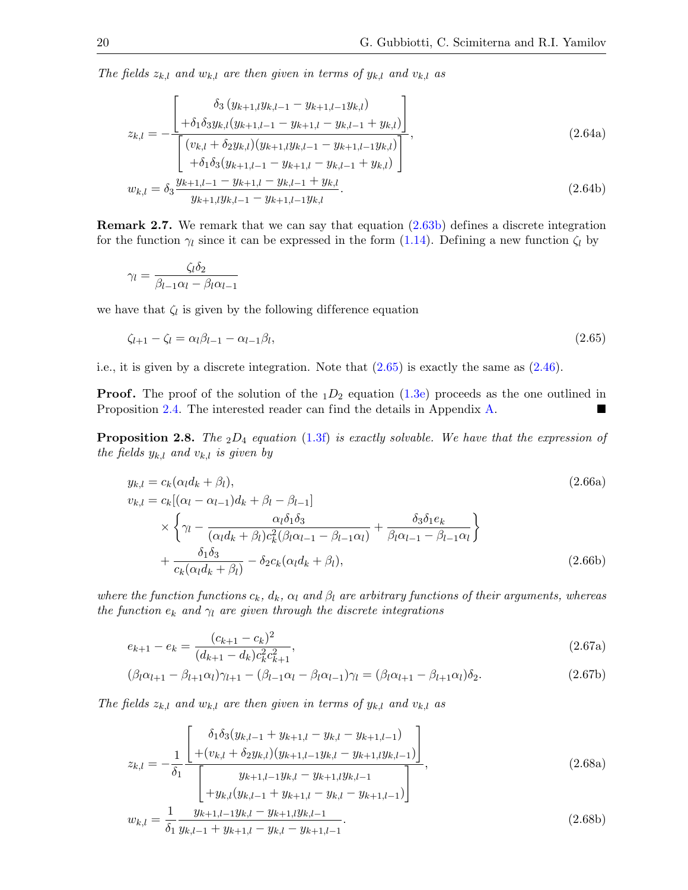*The fields $z_{k,l}$ and $w_{k,l}$ are then given in terms of $y_{k,l}$ and $v_{k,l}$ as*

$$
z_{k,l} = -\frac{\begin{bmatrix} \delta_3 \left(y_{k+1,l} y_{k,l-1} - y_{k+1,l-1} y_{k,l}\right) \\ +\delta_1 \delta_3 y_{k,l} (y_{k+1,l-1} - y_{k+1,l} - y_{k,l-1} + y_{k,l}) \end{bmatrix}}{\begin{bmatrix} (v_{k,l} + \delta_2 y_{k,l})(y_{k+1,l} y_{k,l-1} - y_{k+1,l-1} y_{k,l}) \\ +\delta_1 \delta_3 (y_{k+1,l-1} - y_{k+1,l} - y_{k,l-1} + y_{k,l}) \end{bmatrix}}, \tag{2.64a}
$$

$$
w_{k,l} = \delta_3 \frac{y_{k+1,l-1} - y_{k+1,l} - y_{k,l-1} + y_{k,l}}{y_{k+1,l} y_{k,l-1} - y_{k+1,l-1} y_{k,l}}. \tag{2.64b}
$$

**Remark 2.7.** We remark that we can say that equation (2.63b) defines a discrete integration for the function $\gamma_l$ since it can be expressed in the form (1.14). Defining a new function $\zeta_l$ by

$$
\gamma_l = \frac{\zeta_l \delta_2}{\beta_{l-1} \alpha_l - \beta_l \alpha_{l-1}}
$$

we have that $\zeta_l$ is given by the following difference equation

$$
\zeta_{l+1} - \zeta_l = \alpha_l \beta_{l-1} - \alpha_{l-1} \beta_l, \tag{2.65}
$$

i.e., it is given by a discrete integration. Note that (2.65) is exactly the same as (2.46).

**Proof.** The proof of the solution of the ${}_1D_2$ equation (1.3e) proceeds as the one outlined in Proposition 2.4. The interested reader can find the details in Appendix A. ■

**Proposition 2.8.** *The ${}_2D_4$ equation (1.3f) is exactly solvable. We have that the expression of the fields $y_{k,l}$ and $v_{k,l}$ is given by*

$$
y_{k,l} = c_k (\alpha_l d_k + \beta_l), \tag{2.66a}
$$

$$
\begin{aligned}
v_{k,l} = {} & c_k [(\alpha_l - \alpha_{l-1}) d_k + \beta_l - \beta_{l-1}] \\
& \times \left\{ \gamma_l - \frac{\alpha_l \delta_1 \delta_3}{(\alpha_l d_k + \beta_l) c_k^2 (\beta_l \alpha_{l-1} - \beta_{l-1} \alpha_l)} + \frac{\delta_3 \delta_1 e_k}{\beta_l \alpha_{l-1} - \beta_{l-1} \alpha_l} \right\} \\
& + \frac{\delta_1 \delta_3}{c_k (\alpha_l d_k + \beta_l)} - \delta_2 c_k (\alpha_l d_k + \beta_l),
\end{aligned} \tag{2.66b}
$$

*where the function functions $c_k$, $d_k$, $\alpha_l$ and $\beta_l$ are arbitrary functions of their arguments, whereas the function $e_k$ and $\gamma_l$ are given through the discrete integrations*

$$
e_{k+1} - e_k = \frac{(c_{k+1} - c_k)^2}{(d_{k+1} - d_k) c_k^2 c_{k+1}^2}, \tag{2.67a}
$$

$$
(\beta_l \alpha_{l+1} - \beta_{l+1} \alpha_l) \gamma_{l+1} - (\beta_{l-1} \alpha_l - \beta_l \alpha_{l-1}) \gamma_l = (\beta_l \alpha_{l+1} - \beta_{l+1} \alpha_l) \delta_2. \tag{2.67b}
$$

*The fields $z_{k,l}$ and $w_{k,l}$ are then given in terms of $y_{k,l}$ and $v_{k,l}$ as*

$$
z_{k,l} = -\frac{1}{\delta_1} \frac{\begin{bmatrix} \delta_1 \delta_3 (y_{k,l-1} + y_{k+1,l} - y_{k,l} - y_{k+1,l-1}) \\ +(v_{k,l} + \delta_2 y_{k,l})(y_{k+1,l-1} y_{k,l} - y_{k+1,l} y_{k,l-1}) \end{bmatrix}}{\begin{bmatrix} y_{k+1,l-1} y_{k,l} - y_{k+1,l} y_{k,l-1} \\ +y_{k,l} (y_{k,l-1} + y_{k+1,l} - y_{k,l} - y_{k+1,l-1}) \end{bmatrix}}, \tag{2.68a}
$$

$$
w_{k,l} = \frac{1}{\delta_1} \frac{y_{k+1,l-1} y_{k,l} - y_{k+1,l} y_{k,l-1}}{y_{k,l-1} + y_{k+1,l} - y_{k,l} - y_{k+1,l-1}}. \tag{2.68b}
$$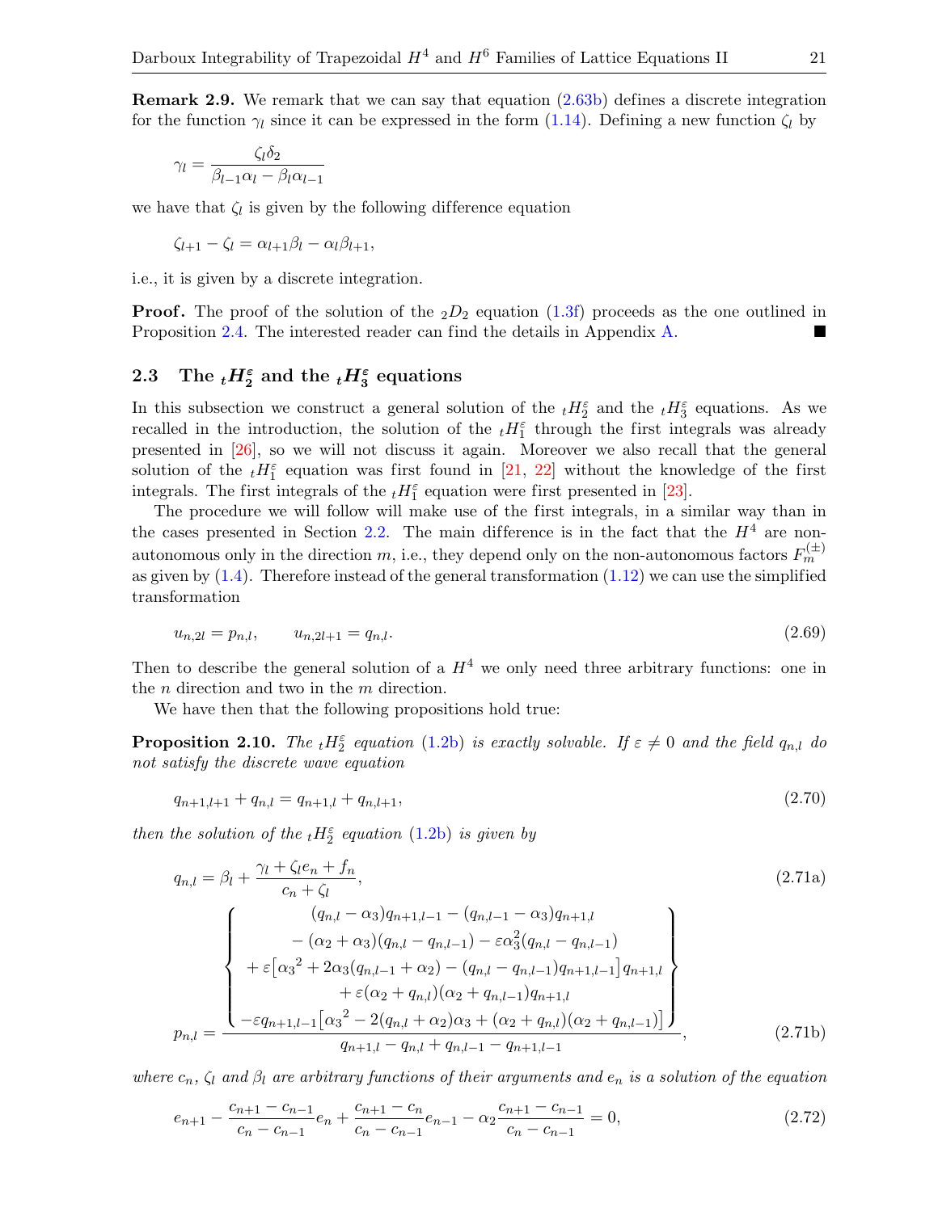**Remark 2.9.** We remark that we can say that equation (2.63b) defines a discrete integration for the function $\gamma_l$ since it can be expressed in the form (1.14). Defining a new function $\zeta_l$ by

$$\gamma_l = \frac{\zeta_l \delta_2}{\beta_{l-1}\alpha_l - \beta_l \alpha_{l-1}}$$

we have that $\zeta_l$ is given by the following difference equation

$$\zeta_{l+1} - \zeta_l = \alpha_{l+1}\beta_l - \alpha_l \beta_{l+1},$$

i.e., it is given by a discrete integration.

**Proof.** The proof of the solution of the ${}_2D_2$ equation (1.3f) proceeds as the one outlined in Proposition 2.4. The interested reader can find the details in Appendix A. ■

## 2.3 The ${}_tH_2^\varepsilon$ and the ${}_tH_3^\varepsilon$ equations

In this subsection we construct a general solution of the ${}_tH_2^\varepsilon$ and the ${}_tH_3^\varepsilon$ equations. As we recalled in the introduction, the solution of the ${}_tH_1^\varepsilon$ through the first integrals was already presented in [26], so we will not discuss it again. Moreover we also recall that the general solution of the ${}_tH_1^\varepsilon$ equation was first found in [21, 22] without the knowledge of the first integrals. The first integrals of the ${}_tH_1^\varepsilon$ equation were first presented in [23].

The procedure we will follow will make use of the first integrals, in a similar way than in the cases presented in Section 2.2. The main difference is in the fact that the $H^4$ are non-autonomous only in the direction $m$, i.e., they depend only on the non-autonomous factors $F_m^{(\pm)}$ as given by (1.4). Therefore instead of the general transformation (1.12) we can use the simplified transformation

$$u_{n,2l} = p_{n,l}, \qquad u_{n,2l+1} = q_{n,l}. \tag{2.69}$$

Then to describe the general solution of a $H^4$ we only need three arbitrary functions: one in the $n$ direction and two in the $m$ direction.

We have then that the following propositions hold true:

**Proposition 2.10.** *The ${}_tH_2^\varepsilon$ equation (1.2b) is exactly solvable. If $\varepsilon \neq 0$ and the field $q_{n,l}$ do not satisfy the discrete wave equation*

$$q_{n+1,l+1} + q_{n,l} = q_{n+1,l} + q_{n,l+1}, \tag{2.70}$$

*then the solution of the ${}_tH_2^\varepsilon$ equation (1.2b) is given by*

$$q_{n,l} = \beta_l + \frac{\gamma_l + \zeta_l e_n + f_n}{c_n + \zeta_l}, \tag{2.71a}$$

$$p_{n,l} = \frac{\left\{\begin{matrix} (q_{n,l}-\alpha_3)q_{n+1,l-1} - (q_{n,l-1}-\alpha_3)q_{n+1,l} \\ -(\alpha_2+\alpha_3)(q_{n,l}-q_{n,l-1}) - \varepsilon\alpha_3^2(q_{n,l}-q_{n,l-1}) \\ +\varepsilon\left[{\alpha_3}^2 + 2\alpha_3(q_{n,l-1}+\alpha_2) - (q_{n,l}-q_{n,l-1})q_{n+1,l-1}\right]q_{n+1,l} \\ +\varepsilon(\alpha_2+q_{n,l})(\alpha_2+q_{n,l-1})q_{n+1,l} \\ -\varepsilon q_{n+1,l-1}\left[{\alpha_3}^2 - 2(q_{n,l}+\alpha_2)\alpha_3 + (\alpha_2+q_{n,l})(\alpha_2+q_{n,l-1})\right] \end{matrix}\right\}}{q_{n+1,l} - q_{n,l} + q_{n,l-1} - q_{n+1,l-1}}, \tag{2.71b}$$

*where $c_n$, $\zeta_l$ and $\beta_l$ are arbitrary functions of their arguments and $e_n$ is a solution of the equation*

$$e_{n+1} - \frac{c_{n+1}-c_{n-1}}{c_n - c_{n-1}}e_n + \frac{c_{n+1}-c_n}{c_n - c_{n-1}}e_{n-1} - \alpha_2\frac{c_{n+1}-c_{n-1}}{c_n - c_{n-1}} = 0, \tag{2.72}$$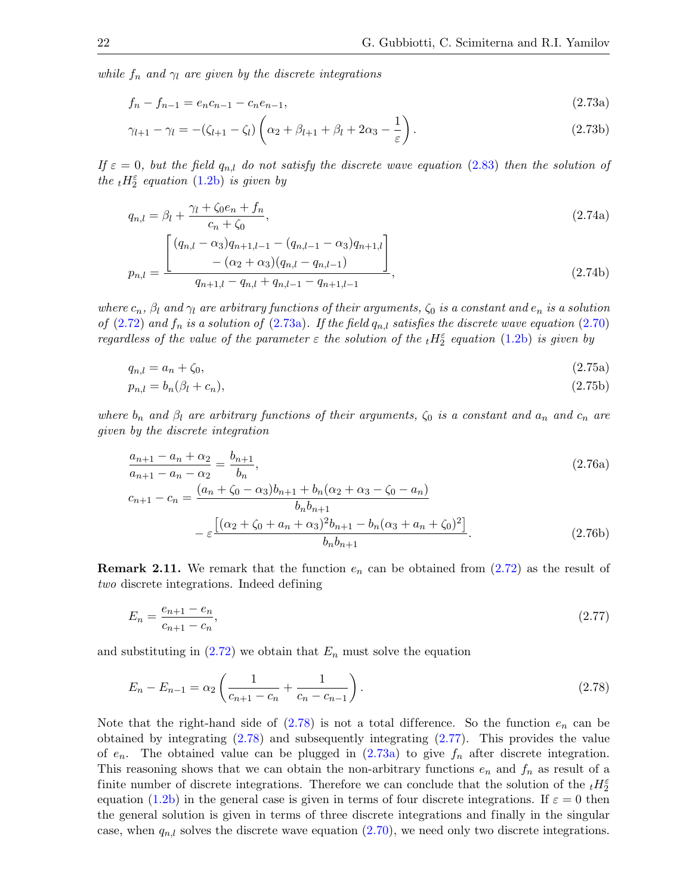*while $f_n$ and $\gamma_l$ are given by the discrete integrations*

$$f_n - f_{n-1} = e_n c_{n-1} - c_n e_{n-1}, \tag{2.73a}$$

$$\gamma_{l+1} - \gamma_l = -(\zeta_{l+1} - \zeta_l)\left(\alpha_2 + \beta_{l+1} + \beta_l + 2\alpha_3 - \frac{1}{\varepsilon}\right). \tag{2.73b}$$

*If $\varepsilon = 0$, but the field $q_{n,l}$ do not satisfy the discrete wave equation (2.83) then the solution of the ${}_tH_2^\varepsilon$ equation (1.2b) is given by*

$$q_{n,l} = \beta_l + \frac{\gamma_l + \zeta_0 e_n + f_n}{c_n + \zeta_0}, \tag{2.74a}$$

$$p_{n,l} = \frac{\left[\begin{array}{c}(q_{n,l} - \alpha_3)q_{n+1,l-1} - (q_{n,l-1} - \alpha_3)q_{n+1,l} \\ - (\alpha_2 + \alpha_3)(q_{n,l} - q_{n,l-1})\end{array}\right]}{q_{n+1,l} - q_{n,l} + q_{n,l-1} - q_{n+1,l-1}}, \tag{2.74b}$$

*where $c_n$, $\beta_l$ and $\gamma_l$ are arbitrary functions of their arguments, $\zeta_0$ is a constant and $e_n$ is a solution of (2.72) and $f_n$ is a solution of (2.73a). If the field $q_{n,l}$ satisfies the discrete wave equation (2.70) regardless of the value of the parameter $\varepsilon$ the solution of the ${}_tH_2^\varepsilon$ equation (1.2b) is given by*

$$q_{n,l} = a_n + \zeta_0, \tag{2.75a}$$

$$p_{n,l} = b_n(\beta_l + c_n), \tag{2.75b}$$

*where $b_n$ and $\beta_l$ are arbitrary functions of their arguments, $\zeta_0$ is a constant and $a_n$ and $c_n$ are given by the discrete integration*

$$\frac{a_{n+1} - a_n + \alpha_2}{a_{n+1} - a_n - \alpha_2} = \frac{b_{n+1}}{b_n}, \tag{2.76a}$$

$$c_{n+1} - c_n = \frac{(a_n + \zeta_0 - \alpha_3)b_{n+1} + b_n(\alpha_2 + \alpha_3 - \zeta_0 - a_n)}{b_n b_{n+1}} - \varepsilon\frac{\left[(\alpha_2 + \zeta_0 + a_n + \alpha_3)^2 b_{n+1} - b_n(\alpha_3 + a_n + \zeta_0)^2\right]}{b_n b_{n+1}}. \tag{2.76b}$$

**Remark 2.11.** We remark that the function $e_n$ can be obtained from (2.72) as the result of *two* discrete integrations. Indeed defining

$$E_n = \frac{e_{n+1} - e_n}{c_{n+1} - c_n}, \tag{2.77}$$

and substituting in (2.72) we obtain that $E_n$ must solve the equation

$$E_n - E_{n-1} = \alpha_2\left(\frac{1}{c_{n+1} - c_n} + \frac{1}{c_n - c_{n-1}}\right). \tag{2.78}$$

Note that the right-hand side of (2.78) is not a total difference. So the function $e_n$ can be obtained by integrating (2.78) and subsequently integrating (2.77). This provides the value of $e_n$. The obtained value can be plugged in (2.73a) to give $f_n$ after discrete integration. This reasoning shows that we can obtain the non-arbitrary functions $e_n$ and $f_n$ as result of a finite number of discrete integrations. Therefore we can conclude that the solution of the ${}_tH_2^\varepsilon$ equation (1.2b) in the general case is given in terms of four discrete integrations. If $\varepsilon = 0$ then the general solution is given in terms of three discrete integrations and finally in the singular case, when $q_{n,l}$ solves the discrete wave equation (2.70), we need only two discrete integrations.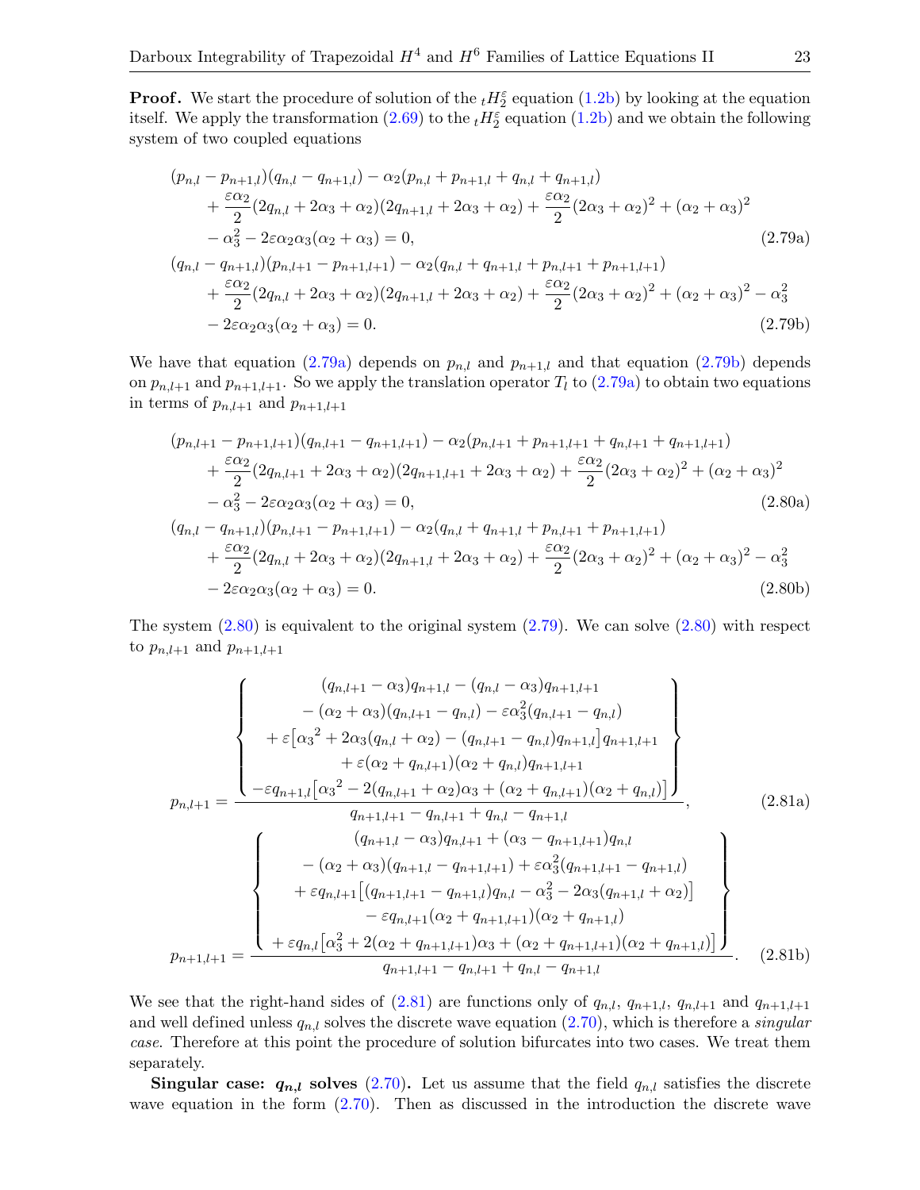**Proof.** We start the procedure of solution of the ${}_tH_2^\varepsilon$ equation (1.2b) by looking at the equation itself. We apply the transformation (2.69) to the ${}_tH_2^\varepsilon$ equation (1.2b) and we obtain the following system of two coupled equations

$$
\begin{aligned}
&(p_{n,l}-p_{n+1,l})(q_{n,l}-q_{n+1,l})-\alpha_2(p_{n,l}+p_{n+1,l}+q_{n,l}+q_{n+1,l})\\
&\quad+\frac{\varepsilon\alpha_2}{2}(2q_{n,l}+2\alpha_3+\alpha_2)(2q_{n+1,l}+2\alpha_3+\alpha_2)+\frac{\varepsilon\alpha_2}{2}(2\alpha_3+\alpha_2)^2+(\alpha_2+\alpha_3)^2\\
&\quad-\alpha_3^2-2\varepsilon\alpha_2\alpha_3(\alpha_2+\alpha_3)=0, \qquad\qquad (2.79\text{a})\\
&(q_{n,l}-q_{n+1,l})(p_{n,l+1}-p_{n+1,l+1})-\alpha_2(q_{n,l}+q_{n+1,l}+p_{n,l+1}+p_{n+1,l+1})\\
&\quad+\frac{\varepsilon\alpha_2}{2}(2q_{n,l}+2\alpha_3+\alpha_2)(2q_{n+1,l}+2\alpha_3+\alpha_2)+\frac{\varepsilon\alpha_2}{2}(2\alpha_3+\alpha_2)^2+(\alpha_2+\alpha_3)^2-\alpha_3^2\\
&\quad-2\varepsilon\alpha_2\alpha_3(\alpha_2+\alpha_3)=0. \qquad\qquad (2.79\text{b})
\end{aligned}
$$

We have that equation (2.79a) depends on $p_{n,l}$ and $p_{n+1,l}$ and that equation (2.79b) depends on $p_{n,l+1}$ and $p_{n+1,l+1}$. So we apply the translation operator $T_l$ to (2.79a) to obtain two equations in terms of $p_{n,l+1}$ and $p_{n+1,l+1}$

$$
\begin{aligned}
&(p_{n,l+1}-p_{n+1,l+1})(q_{n,l+1}-q_{n+1,l+1})-\alpha_2(p_{n,l+1}+p_{n+1,l+1}+q_{n,l+1}+q_{n+1,l+1})\\
&\quad+\frac{\varepsilon\alpha_2}{2}(2q_{n,l+1}+2\alpha_3+\alpha_2)(2q_{n+1,l+1}+2\alpha_3+\alpha_2)+\frac{\varepsilon\alpha_2}{2}(2\alpha_3+\alpha_2)^2+(\alpha_2+\alpha_3)^2\\
&\quad-\alpha_3^2-2\varepsilon\alpha_2\alpha_3(\alpha_2+\alpha_3)=0, \qquad\qquad (2.80\text{a})\\
&(q_{n,l}-q_{n+1,l})(p_{n,l+1}-p_{n+1,l+1})-\alpha_2(q_{n,l}+q_{n+1,l}+p_{n,l+1}+p_{n+1,l+1})\\
&\quad+\frac{\varepsilon\alpha_2}{2}(2q_{n,l}+2\alpha_3+\alpha_2)(2q_{n+1,l}+2\alpha_3+\alpha_2)+\frac{\varepsilon\alpha_2}{2}(2\alpha_3+\alpha_2)^2+(\alpha_2+\alpha_3)^2-\alpha_3^2\\
&\quad-2\varepsilon\alpha_2\alpha_3(\alpha_2+\alpha_3)=0. \qquad\qquad (2.80\text{b})
\end{aligned}
$$

The system (2.80) is equivalent to the original system (2.79). We can solve (2.80) with respect to $p_{n,l+1}$ and $p_{n+1,l+1}$

$$
p_{n,l+1}=\frac{\left\{\begin{gathered}(q_{n,l+1}-\alpha_3)q_{n+1,l}-(q_{n,l}-\alpha_3)q_{n+1,l+1}\\
-(\alpha_2+\alpha_3)(q_{n,l+1}-q_{n,l})-\varepsilon\alpha_3^2(q_{n,l+1}-q_{n,l})\\
+\varepsilon\left[{\alpha_3}^2+2\alpha_3(q_{n,l}+\alpha_2)-(q_{n,l+1}-q_{n,l})q_{n+1,l}\right]q_{n+1,l+1}\\
+\varepsilon(\alpha_2+q_{n,l+1})(\alpha_2+q_{n,l})q_{n+1,l+1}\\
-\varepsilon q_{n+1,l}\left[{\alpha_3}^2-2(q_{n,l+1}+\alpha_2)\alpha_3+(\alpha_2+q_{n,l+1})(\alpha_2+q_{n,l})\right]\end{gathered}\right\}}{q_{n+1,l+1}-q_{n,l+1}+q_{n,l}-q_{n+1,l}}, \qquad (2.81\text{a})
$$

$$
p_{n+1,l+1}=\frac{\left\{\begin{gathered}(q_{n+1,l}-\alpha_3)q_{n,l+1}+(\alpha_3-q_{n+1,l+1})q_{n,l}\\
-(\alpha_2+\alpha_3)(q_{n+1,l}-q_{n+1,l+1})+\varepsilon\alpha_3^2(q_{n+1,l+1}-q_{n+1,l})\\
+\varepsilon q_{n,l+1}\left[(q_{n+1,l+1}-q_{n+1,l})q_{n,l}-\alpha_3^2-2\alpha_3(q_{n+1,l}+\alpha_2)\right]\\
-\varepsilon q_{n,l+1}(\alpha_2+q_{n+1,l+1})(\alpha_2+q_{n+1,l})\\
+\varepsilon q_{n,l}\left[\alpha_3^2+2(\alpha_2+q_{n+1,l+1})\alpha_3+(\alpha_2+q_{n+1,l+1})(\alpha_2+q_{n+1,l})\right]\end{gathered}\right\}}{q_{n+1,l+1}-q_{n,l+1}+q_{n,l}-q_{n+1,l}}. \qquad (2.81\text{b})
$$

We see that the right-hand sides of (2.81) are functions only of $q_{n,l}$, $q_{n+1,l}$, $q_{n,l+1}$ and $q_{n+1,l+1}$ and well defined unless $q_{n,l}$ solves the discrete wave equation (2.70), which is therefore a *singular case*. Therefore at this point the procedure of solution bifurcates into two cases. We treat them separately.

**Singular case: $q_{n,l}$ solves (2.70).** Let us assume that the field $q_{n,l}$ satisfies the discrete wave equation in the form (2.70). Then as discussed in the introduction the discrete wave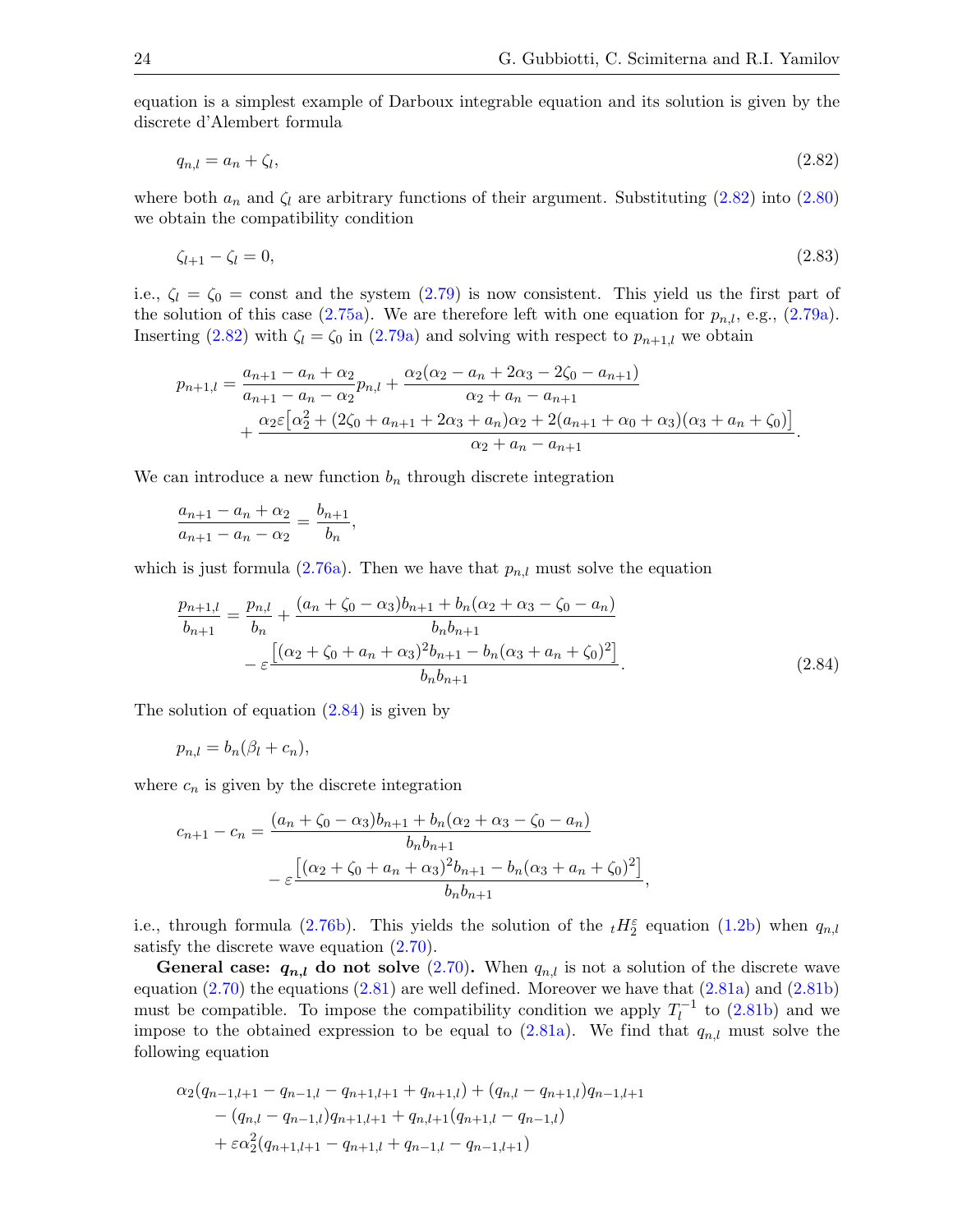equation is a simplest example of Darboux integrable equation and its solution is given by the discrete d'Alembert formula

$$q_{n,l} = a_n + \zeta_l, \tag{2.82}$$

where both $a_n$ and $\zeta_l$ are arbitrary functions of their argument. Substituting (2.82) into (2.80) we obtain the compatibility condition

$$\zeta_{l+1} - \zeta_l = 0, \tag{2.83}$$

i.e., $\zeta_l = \zeta_0 = \text{const}$ and the system (2.79) is now consistent. This yield us the first part of the solution of this case (2.75a). We are therefore left with one equation for $p_{n,l}$, e.g., (2.79a). Inserting (2.82) with $\zeta_l = \zeta_0$ in (2.79a) and solving with respect to $p_{n+1,l}$ we obtain

$$\begin{aligned}
p_{n+1,l} = {}& \frac{a_{n+1} - a_n + \alpha_2}{a_{n+1} - a_n - \alpha_2} p_{n,l} + \frac{\alpha_2(\alpha_2 - a_n + 2\alpha_3 - 2\zeta_0 - a_{n+1})}{\alpha_2 + a_n - a_{n+1}} \\
&+ \frac{\alpha_2 \varepsilon\left[\alpha_2^2 + (2\zeta_0 + a_{n+1} + 2\alpha_3 + a_n)\alpha_2 + 2(a_{n+1} + \alpha_0 + \alpha_3)(\alpha_3 + a_n + \zeta_0)\right]}{\alpha_2 + a_n - a_{n+1}}.
\end{aligned}$$

We can introduce a new function $b_n$ through discrete integration

$$\frac{a_{n+1} - a_n + \alpha_2}{a_{n+1} - a_n - \alpha_2} = \frac{b_{n+1}}{b_n},$$

which is just formula (2.76a). Then we have that $p_{n,l}$ must solve the equation

$$\begin{aligned}
\frac{p_{n+1,l}}{b_{n+1}} = {}& \frac{p_{n,l}}{b_n} + \frac{(a_n + \zeta_0 - \alpha_3)b_{n+1} + b_n(\alpha_2 + \alpha_3 - \zeta_0 - a_n)}{b_n b_{n+1}} \\
&- \varepsilon \frac{\left[(\alpha_2 + \zeta_0 + a_n + \alpha_3)^2 b_{n+1} - b_n(\alpha_3 + a_n + \zeta_0)^2\right]}{b_n b_{n+1}}.
\end{aligned} \tag{2.84}$$

The solution of equation (2.84) is given by

$$p_{n,l} = b_n(\beta_l + c_n),$$

where $c_n$ is given by the discrete integration

$$\begin{aligned}
c_{n+1} - c_n = {}& \frac{(a_n + \zeta_0 - \alpha_3)b_{n+1} + b_n(\alpha_2 + \alpha_3 - \zeta_0 - a_n)}{b_n b_{n+1}} \\
&- \varepsilon \frac{\left[(\alpha_2 + \zeta_0 + a_n + \alpha_3)^2 b_{n+1} - b_n(\alpha_3 + a_n + \zeta_0)^2\right]}{b_n b_{n+1}},
\end{aligned}$$

i.e., through formula (2.76b). This yields the solution of the ${}_tH_2^\varepsilon$ equation (1.2b) when $q_{n,l}$ satisfy the discrete wave equation (2.70).

**General case: $q_{n,l}$ do not solve (2.70).** When $q_{n,l}$ is not a solution of the discrete wave equation (2.70) the equations (2.81) are well defined. Moreover we have that (2.81a) and (2.81b) must be compatible. To impose the compatibility condition we apply $T_l^{-1}$ to (2.81b) and we impose to the obtained expression to be equal to (2.81a). We find that $q_{n,l}$ must solve the following equation

$$\begin{aligned}
&\alpha_2(q_{n-1,l+1} - q_{n-1,l} - q_{n+1,l+1} + q_{n+1,l}) + (q_{n,l} - q_{n+1,l})q_{n-1,l+1} \\
&\quad - (q_{n,l} - q_{n-1,l})q_{n+1,l+1} + q_{n,l+1}(q_{n+1,l} - q_{n-1,l}) \\
&\quad + \varepsilon\alpha_2^2(q_{n+1,l+1} - q_{n+1,l} + q_{n-1,l} - q_{n-1,l+1})
\end{aligned}$$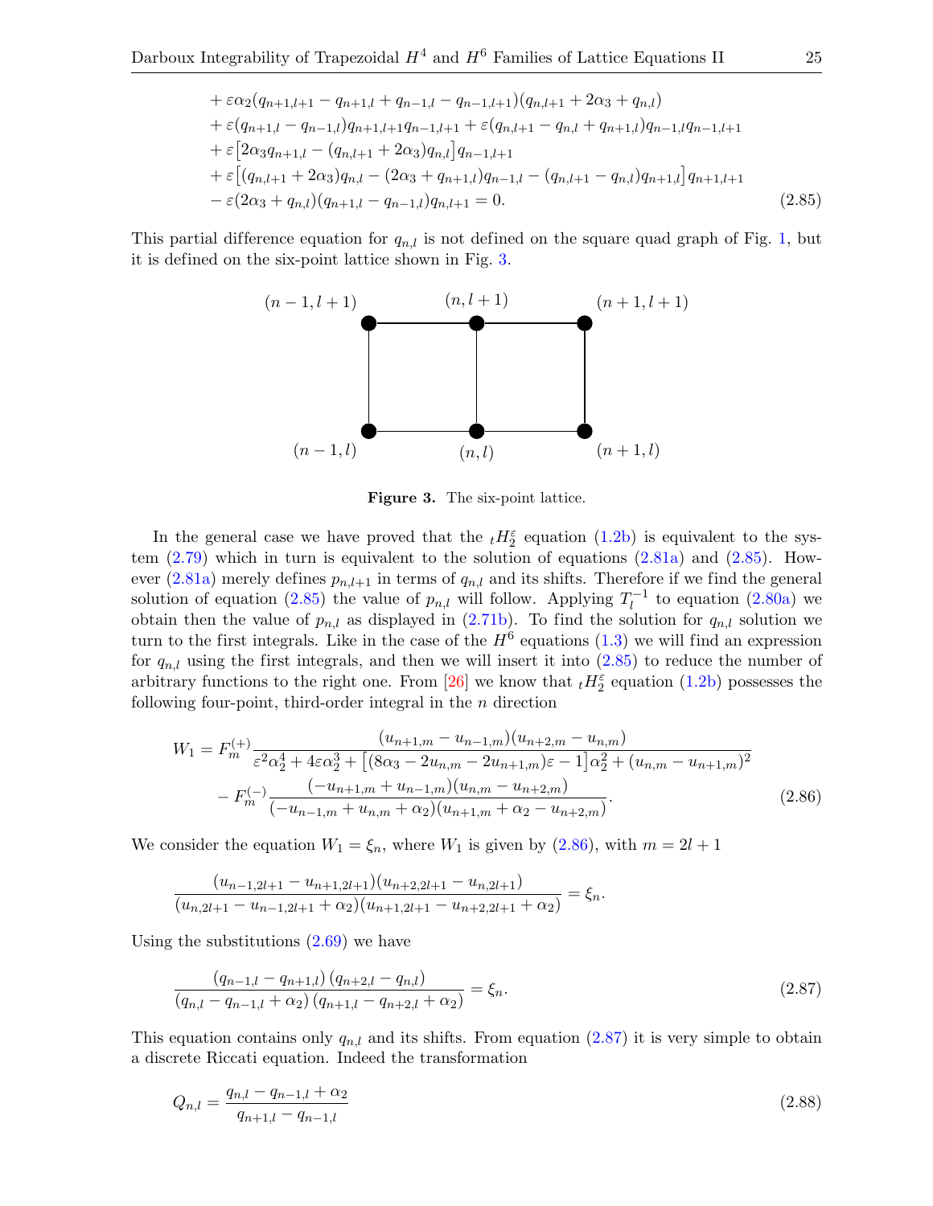$$
\begin{aligned}
&+\varepsilon\alpha_2(q_{n+1,l+1}-q_{n+1,l}+q_{n-1,l}-q_{n-1,l+1})(q_{n,l+1}+2\alpha_3+q_{n,l})\\
&+\varepsilon(q_{n+1,l}-q_{n-1,l})q_{n+1,l+1}q_{n-1,l+1}+\varepsilon(q_{n,l+1}-q_{n,l}+q_{n+1,l})q_{n-1,l}q_{n-1,l+1}\\
&+\varepsilon\big[2\alpha_3q_{n+1,l}-(q_{n,l+1}+2\alpha_3)q_{n,l}\big]q_{n-1,l+1}\\
&+\varepsilon\big[(q_{n,l+1}+2\alpha_3)q_{n,l}-(2\alpha_3+q_{n+1,l})q_{n-1,l}-(q_{n,l+1}-q_{n,l})q_{n+1,l}\big]q_{n+1,l+1}\\
&-\varepsilon(2\alpha_3+q_{n,l})(q_{n+1,l}-q_{n-1,l})q_{n,l+1}=0.
\end{aligned}
\tag{2.85}
$$

This partial difference equation for $q_{n,l}$ is not defined on the square quad graph of Fig. 1, but it is defined on the six-point lattice shown in Fig. 3.

Figure 3. The six-point lattice.

In the general case we have proved that the ${}_tH_2^\varepsilon$ equation (1.2b) is equivalent to the system (2.79) which in turn is equivalent to the solution of equations (2.81a) and (2.85). However (2.81a) merely defines $p_{n,l+1}$ in terms of $q_{n,l}$ and its shifts. Therefore if we find the general solution of equation (2.85) the value of $p_{n,l}$ will follow. Applying $T_l^{-1}$ to equation (2.80a) we obtain then the value of $p_{n,l}$ as displayed in (2.71b). To find the solution for $q_{n,l}$ solution we turn to the first integrals. Like in the case of the $H^6$ equations (1.3) we will find an expression for $q_{n,l}$ using the first integrals, and then we will insert it into (2.85) to reduce the number of arbitrary functions to the right one. From [26] we know that ${}_tH_2^\varepsilon$ equation (1.2b) possesses the following four-point, third-order integral in the $n$ direction

$$
\begin{aligned}
W_1 &= F_m^{(+)}\frac{(u_{n+1,m}-u_{n-1,m})(u_{n+2,m}-u_{n,m})}{\varepsilon^2\alpha_2^4+4\varepsilon\alpha_2^3+\big[(8\alpha_3-2u_{n,m}-2u_{n+1,m})\varepsilon-1\big]\alpha_2^2+(u_{n,m}-u_{n+1,m})^2}\\
&\quad -F_m^{(-)}\frac{(-u_{n+1,m}+u_{n-1,m})(u_{n,m}-u_{n+2,m})}{(-u_{n-1,m}+u_{n,m}+\alpha_2)(u_{n+1,m}+\alpha_2-u_{n+2,m})}.
\end{aligned}
\tag{2.86}
$$

We consider the equation $W_1=\xi_n$, where $W_1$ is given by (2.86), with $m=2l+1$

$$
\frac{(u_{n-1,2l+1}-u_{n+1,2l+1})(u_{n+2,2l+1}-u_{n,2l+1})}{(u_{n,2l+1}-u_{n-1,2l+1}+\alpha_2)(u_{n+1,2l+1}-u_{n+2,2l+1}+\alpha_2)}=\xi_n.
$$

Using the substitutions (2.69) we have

$$
\frac{(q_{n-1,l}-q_{n+1,l})\,(q_{n+2,l}-q_{n,l})}{(q_{n,l}-q_{n-1,l}+\alpha_2)\,(q_{n+1,l}-q_{n+2,l}+\alpha_2)}=\xi_n.
\tag{2.87}
$$

This equation contains only $q_{n,l}$ and its shifts. From equation (2.87) it is very simple to obtain a discrete Riccati equation. Indeed the transformation

$$
Q_{n,l}=\frac{q_{n,l}-q_{n-1,l}+\alpha_2}{q_{n+1,l}-q_{n-1,l}}
\tag{2.88}
$$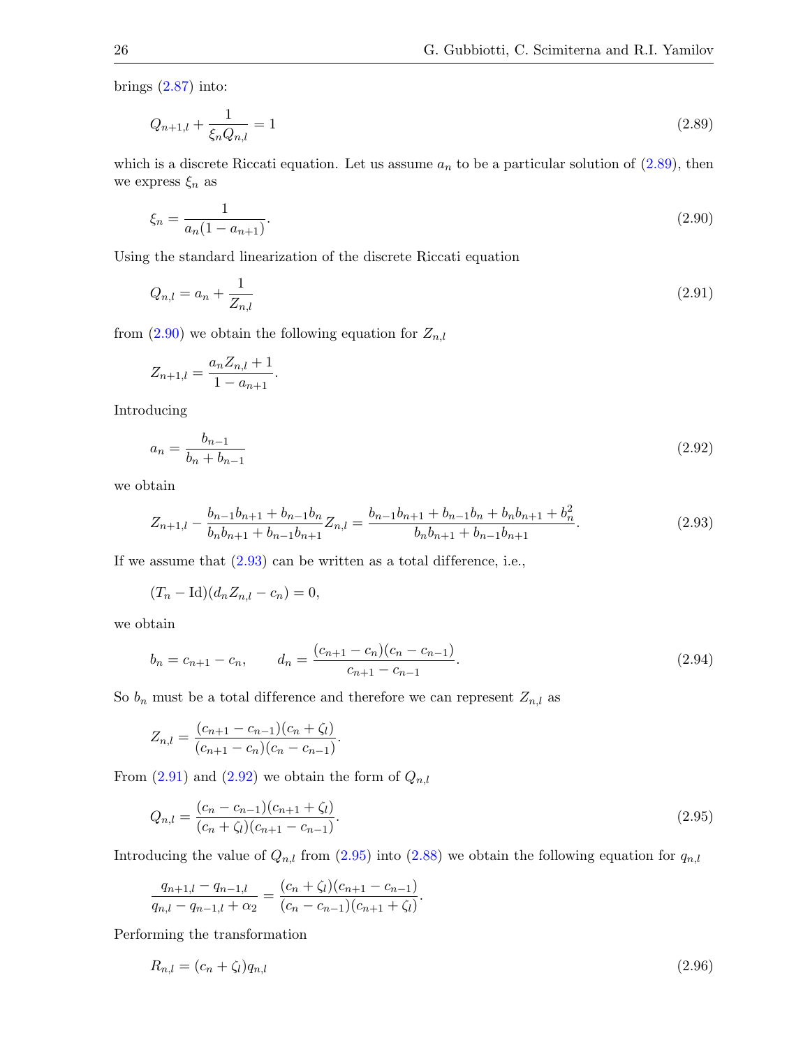brings (2.87) into:

$$Q_{n+1,l} + \frac{1}{\xi_n Q_{n,l}} = 1 \tag{2.89}$$

which is a discrete Riccati equation. Let us assume $a_n$ to be a particular solution of (2.89), then we express $\xi_n$ as

$$\xi_n = \frac{1}{a_n(1 - a_{n+1})}. \tag{2.90}$$

Using the standard linearization of the discrete Riccati equation

$$Q_{n,l} = a_n + \frac{1}{Z_{n,l}} \tag{2.91}$$

from (2.90) we obtain the following equation for $Z_{n,l}$

$$Z_{n+1,l} = \frac{a_n Z_{n,l} + 1}{1 - a_{n+1}}.$$

Introducing

$$a_n = \frac{b_{n-1}}{b_n + b_{n-1}} \tag{2.92}$$

we obtain

$$Z_{n+1,l} - \frac{b_{n-1}b_{n+1} + b_{n-1}b_n}{b_n b_{n+1} + b_{n-1}b_{n+1}} Z_{n,l} = \frac{b_{n-1}b_{n+1} + b_{n-1}b_n + b_n b_{n+1} + b_n^2}{b_n b_{n+1} + b_{n-1}b_{n+1}}. \tag{2.93}$$

If we assume that (2.93) can be written as a total difference, i.e.,

$$(T_n - \mathrm{Id})(d_n Z_{n,l} - c_n) = 0,$$

we obtain

$$b_n = c_{n+1} - c_n, \qquad d_n = \frac{(c_{n+1} - c_n)(c_n - c_{n-1})}{c_{n+1} - c_{n-1}}. \tag{2.94}$$

So $b_n$ must be a total difference and therefore we can represent $Z_{n,l}$ as

$$Z_{n,l} = \frac{(c_{n+1} - c_{n-1})(c_n + \zeta_l)}{(c_{n+1} - c_n)(c_n - c_{n-1})}.$$

From (2.91) and (2.92) we obtain the form of $Q_{n,l}$

$$Q_{n,l} = \frac{(c_n - c_{n-1})(c_{n+1} + \zeta_l)}{(c_n + \zeta_l)(c_{n+1} - c_{n-1})}. \tag{2.95}$$

Introducing the value of $Q_{n,l}$ from (2.95) into (2.88) we obtain the following equation for $q_{n,l}$

$$\frac{q_{n+1,l} - q_{n-1,l}}{q_{n,l} - q_{n-1,l} + \alpha_2} = \frac{(c_n + \zeta_l)(c_{n+1} - c_{n-1})}{(c_n - c_{n-1})(c_{n+1} + \zeta_l)}.$$

Performing the transformation

$$R_{n,l} = (c_n + \zeta_l) q_{n,l} \tag{2.96}$$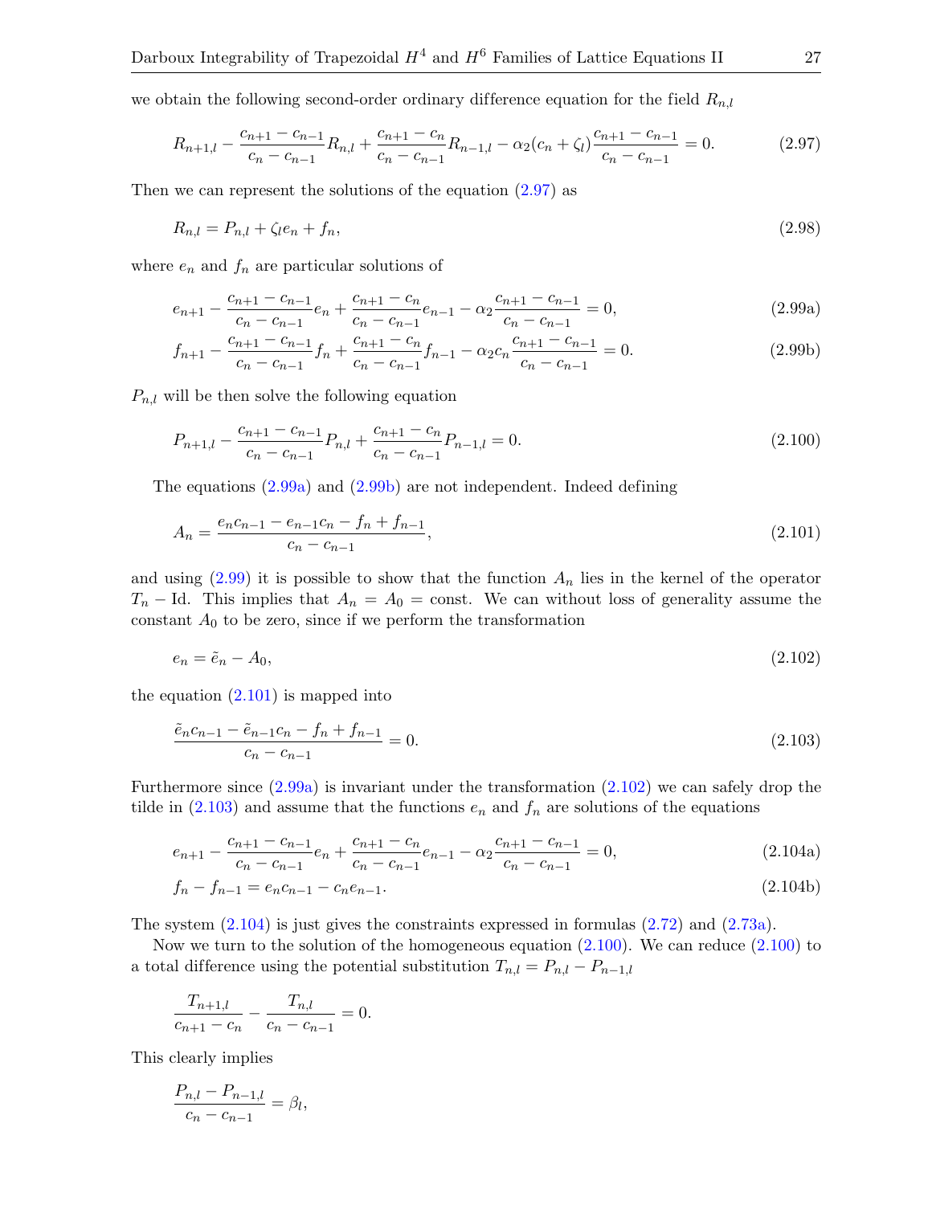we obtain the following second-order ordinary difference equation for the field $R_{n,l}$

$$R_{n+1,l} - \frac{c_{n+1} - c_{n-1}}{c_n - c_{n-1}} R_{n,l} + \frac{c_{n+1} - c_n}{c_n - c_{n-1}} R_{n-1,l} - \alpha_2 (c_n + \zeta_l) \frac{c_{n+1} - c_{n-1}}{c_n - c_{n-1}} = 0. \tag{2.97}$$

Then we can represent the solutions of the equation (2.97) as

$$R_{n,l} = P_{n,l} + \zeta_l e_n + f_n, \tag{2.98}$$

where $e_n$ and $f_n$ are particular solutions of

$$e_{n+1} - \frac{c_{n+1} - c_{n-1}}{c_n - c_{n-1}} e_n + \frac{c_{n+1} - c_n}{c_n - c_{n-1}} e_{n-1} - \alpha_2 \frac{c_{n+1} - c_{n-1}}{c_n - c_{n-1}} = 0, \tag{2.99a}$$

$$f_{n+1} - \frac{c_{n+1} - c_{n-1}}{c_n - c_{n-1}} f_n + \frac{c_{n+1} - c_n}{c_n - c_{n-1}} f_{n-1} - \alpha_2 c_n \frac{c_{n+1} - c_{n-1}}{c_n - c_{n-1}} = 0. \tag{2.99b}$$

$P_{n,l}$ will be then solve the following equation

$$P_{n+1,l} - \frac{c_{n+1} - c_{n-1}}{c_n - c_{n-1}} P_{n,l} + \frac{c_{n+1} - c_n}{c_n - c_{n-1}} P_{n-1,l} = 0. \tag{2.100}$$

The equations (2.99a) and (2.99b) are not independent. Indeed defining

$$A_n = \frac{e_n c_{n-1} - e_{n-1} c_n - f_n + f_{n-1}}{c_n - c_{n-1}}, \tag{2.101}$$

and using (2.99) it is possible to show that the function $A_n$ lies in the kernel of the operator $T_n - \mathrm{Id}$. This implies that $A_n = A_0 = \text{const}$. We can without loss of generality assume the constant $A_0$ to be zero, since if we perform the transformation

$$e_n = \tilde{e}_n - A_0, \tag{2.102}$$

the equation (2.101) is mapped into

$$\frac{\tilde{e}_n c_{n-1} - \tilde{e}_{n-1} c_n - f_n + f_{n-1}}{c_n - c_{n-1}} = 0. \tag{2.103}$$

Furthermore since (2.99a) is invariant under the transformation (2.102) we can safely drop the tilde in (2.103) and assume that the functions $e_n$ and $f_n$ are solutions of the equations

$$e_{n+1} - \frac{c_{n+1} - c_{n-1}}{c_n - c_{n-1}} e_n + \frac{c_{n+1} - c_n}{c_n - c_{n-1}} e_{n-1} - \alpha_2 \frac{c_{n+1} - c_{n-1}}{c_n - c_{n-1}} = 0, \tag{2.104a}$$

$$f_n - f_{n-1} = e_n c_{n-1} - c_n e_{n-1}. \tag{2.104b}$$

The system (2.104) is just gives the constraints expressed in formulas (2.72) and (2.73a).

Now we turn to the solution of the homogeneous equation (2.100). We can reduce (2.100) to a total difference using the potential substitution $T_{n,l} = P_{n,l} - P_{n-1,l}$

$$\frac{T_{n+1,l}}{c_{n+1} - c_n} - \frac{T_{n,l}}{c_n - c_{n-1}} = 0.$$

This clearly implies

$$\frac{P_{n,l} - P_{n-1,l}}{c_n - c_{n-1}} = \beta_l,$$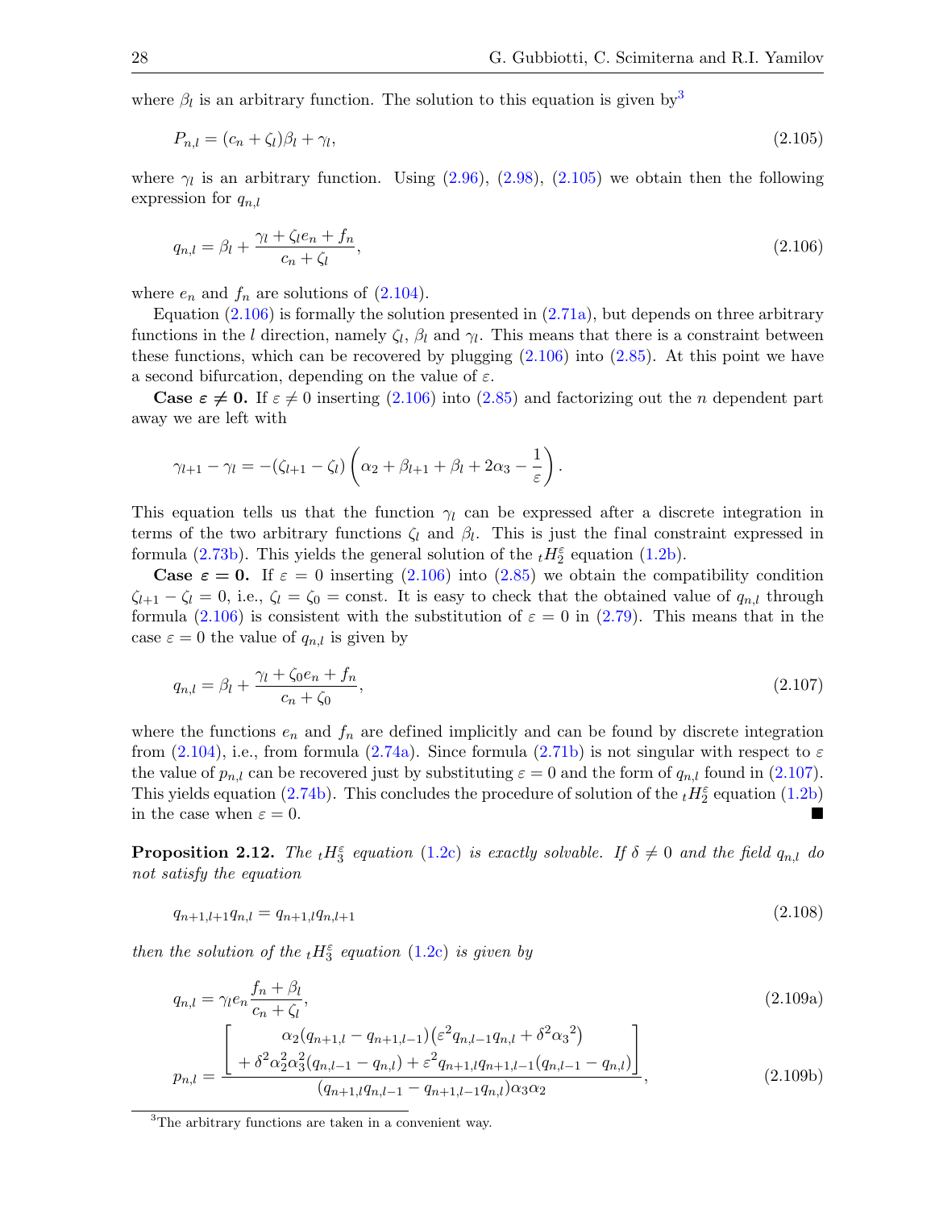where $\beta_l$ is an arbitrary function. The solution to this equation is given by[3]

$$P_{n,l} = (c_n + \zeta_l)\beta_l + \gamma_l, \tag{2.105}$$

where $\gamma_l$ is an arbitrary function. Using (2.96), (2.98), (2.105) we obtain then the following expression for $q_{n,l}$

$$q_{n,l} = \beta_l + \frac{\gamma_l + \zeta_l e_n + f_n}{c_n + \zeta_l}, \tag{2.106}$$

where $e_n$ and $f_n$ are solutions of (2.104).

Equation (2.106) is formally the solution presented in (2.71a), but depends on three arbitrary functions in the $l$ direction, namely $\zeta_l$, $\beta_l$ and $\gamma_l$. This means that there is a constraint between these functions, which can be recovered by plugging (2.106) into (2.85). At this point we have a second bifurcation, depending on the value of $\varepsilon$.

**Case $\varepsilon \neq 0$.** If $\varepsilon \neq 0$ inserting (2.106) into (2.85) and factorizing out the $n$ dependent part away we are left with

$$\gamma_{l+1} - \gamma_l = -(\zeta_{l+1} - \zeta_l)\left(\alpha_2 + \beta_{l+1} + \beta_l + 2\alpha_3 - \frac{1}{\varepsilon}\right).$$

This equation tells us that the function $\gamma_l$ can be expressed after a discrete integration in terms of the two arbitrary functions $\zeta_l$ and $\beta_l$. This is just the final constraint expressed in formula (2.73b). This yields the general solution of the ${}_tH_2^\varepsilon$ equation (1.2b).

**Case $\varepsilon = 0$.** If $\varepsilon = 0$ inserting (2.106) into (2.85) we obtain the compatibility condition $\zeta_{l+1} - \zeta_l = 0$, i.e., $\zeta_l = \zeta_0 = \text{const}$. It is easy to check that the obtained value of $q_{n,l}$ through formula (2.106) is consistent with the substitution of $\varepsilon = 0$ in (2.79). This means that in the case $\varepsilon = 0$ the value of $q_{n,l}$ is given by

$$q_{n,l} = \beta_l + \frac{\gamma_l + \zeta_0 e_n + f_n}{c_n + \zeta_0}, \tag{2.107}$$

where the functions $e_n$ and $f_n$ are defined implicitly and can be found by discrete integration from (2.104), i.e., from formula (2.74a). Since formula (2.71b) is not singular with respect to $\varepsilon$ the value of $p_{n,l}$ can be recovered just by substituting $\varepsilon = 0$ and the form of $q_{n,l}$ found in (2.107). This yields equation (2.74b). This concludes the procedure of solution of the ${}_tH_2^\varepsilon$ equation (1.2b) in the case when $\varepsilon = 0$. ∎

**Proposition 2.12.** *The ${}_tH_3^\varepsilon$ equation (1.2c) is exactly solvable. If $\delta \neq 0$ and the field $q_{n,l}$ do not satisfy the equation*

$$q_{n+1,l+1}q_{n,l} = q_{n+1,l}q_{n,l+1} \tag{2.108}$$

*then the solution of the ${}_tH_3^\varepsilon$ equation (1.2c) is given by*

$$q_{n,l} = \gamma_l e_n \frac{f_n + \beta_l}{c_n + \zeta_l}, \tag{2.109a}$$

$$p_{n,l} = \frac{\left[\begin{array}{c}\alpha_2(q_{n+1,l} - q_{n+1,l-1})\left(\varepsilon^2 q_{n,l-1}q_{n,l} + \delta^2 {\alpha_3}^2\right) \\ + \delta^2\alpha_2^2\alpha_3^2(q_{n,l-1} - q_{n,l}) + \varepsilon^2 q_{n+1,l}q_{n+1,l-1}(q_{n,l-1} - q_{n,l})\end{array}\right]}{(q_{n+1,l}q_{n,l-1} - q_{n+1,l-1}q_{n,l})\alpha_3\alpha_2}, \tag{2.109b}$$

[3]The arbitrary functions are taken in a convenient way.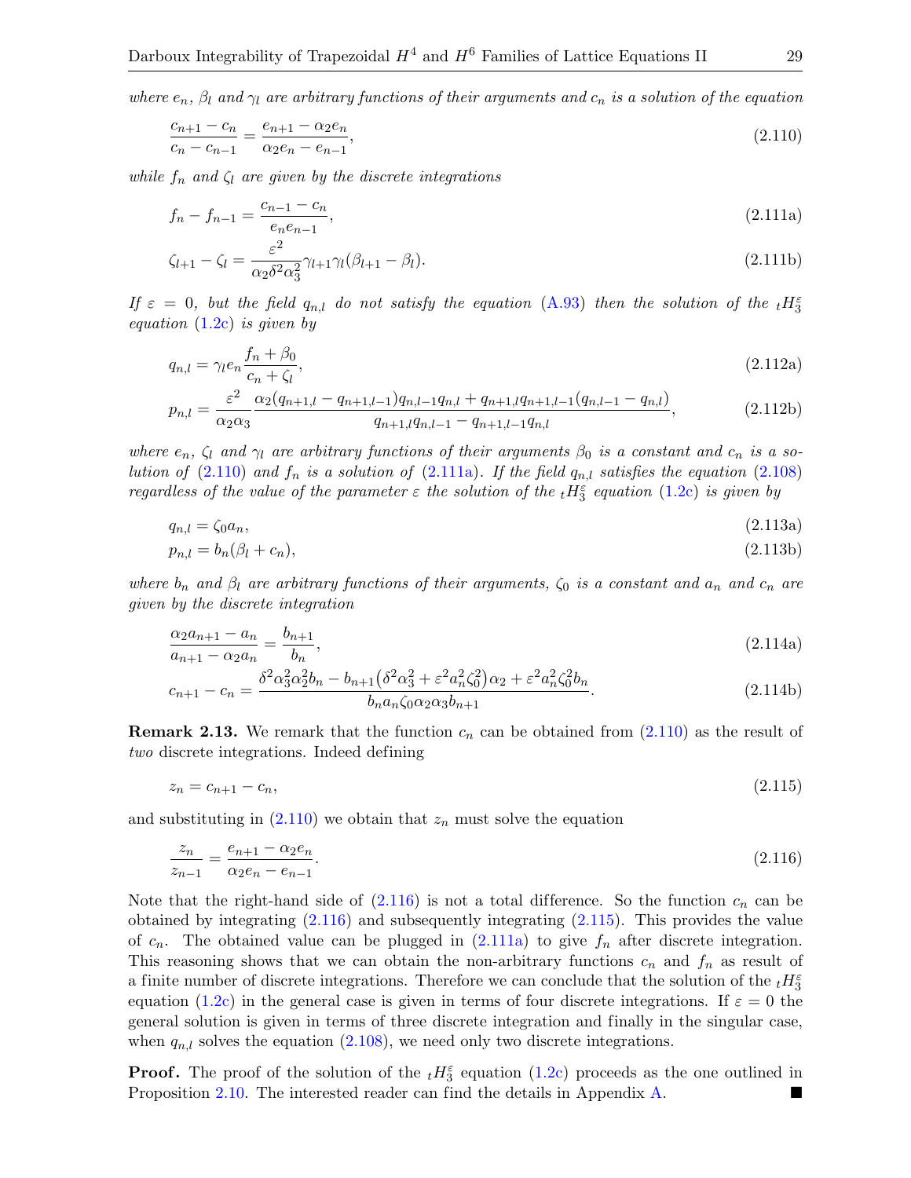*where $e_n$, $\beta_l$ and $\gamma_l$ are arbitrary functions of their arguments and $c_n$ is a solution of the equation*

$$\frac{c_{n+1}-c_n}{c_n-c_{n-1}} = \frac{e_{n+1}-\alpha_2 e_n}{\alpha_2 e_n - e_{n-1}}, \tag{2.110}$$

*while $f_n$ and $\zeta_l$ are given by the discrete integrations*

$$f_n - f_{n-1} = \frac{c_{n-1}-c_n}{e_n e_{n-1}}, \tag{2.111a}$$

$$\zeta_{l+1} - \zeta_l = \frac{\varepsilon^2}{\alpha_2 \delta^2 \alpha_3^2} \gamma_{l+1}\gamma_l(\beta_{l+1}-\beta_l). \tag{2.111b}$$

*If $\varepsilon = 0$, but the field $q_{n,l}$ do not satisfy the equation (A.93) then the solution of the ${}_tH_3^\varepsilon$ equation (1.2c) is given by*

$$q_{n,l} = \gamma_l e_n \frac{f_n+\beta_0}{c_n+\zeta_l}, \tag{2.112a}$$

$$p_{n,l} = \frac{\varepsilon^2}{\alpha_2\alpha_3} \frac{\alpha_2(q_{n+1,l}-q_{n+1,l-1})q_{n,l-1}q_{n,l} + q_{n+1,l}q_{n+1,l-1}(q_{n,l-1}-q_{n,l})}{q_{n+1,l}q_{n,l-1} - q_{n+1,l-1}q_{n,l}}, \tag{2.112b}$$

*where $e_n$, $\zeta_l$ and $\gamma_l$ are arbitrary functions of their arguments $\beta_0$ is a constant and $c_n$ is a solution of (2.110) and $f_n$ is a solution of (2.111a). If the field $q_{n,l}$ satisfies the equation (2.108) regardless of the value of the parameter $\varepsilon$ the solution of the ${}_tH_3^\varepsilon$ equation (1.2c) is given by*

$$q_{n,l} = \zeta_0 a_n, \tag{2.113a}$$

$$p_{n,l} = b_n(\beta_l + c_n), \tag{2.113b}$$

*where $b_n$ and $\beta_l$ are arbitrary functions of their arguments, $\zeta_0$ is a constant and $a_n$ and $c_n$ are given by the discrete integration*

$$\frac{\alpha_2 a_{n+1} - a_n}{a_{n+1} - \alpha_2 a_n} = \frac{b_{n+1}}{b_n}, \tag{2.114a}$$

$$c_{n+1} - c_n = \frac{\delta^2\alpha_3^2\alpha_2^2 b_n - b_{n+1}\left(\delta^2\alpha_3^2 + \varepsilon^2 a_n^2\zeta_0^2\right)\alpha_2 + \varepsilon^2 a_n^2 \zeta_0^2 b_n}{b_n a_n \zeta_0 \alpha_2 \alpha_3 b_{n+1}}. \tag{2.114b}$$

**Remark 2.13.** We remark that the function $c_n$ can be obtained from (2.110) as the result of *two* discrete integrations. Indeed defining

$$z_n = c_{n+1} - c_n, \tag{2.115}$$

and substituting in (2.110) we obtain that $z_n$ must solve the equation

$$\frac{z_n}{z_{n-1}} = \frac{e_{n+1} - \alpha_2 e_n}{\alpha_2 e_n - e_{n-1}}. \tag{2.116}$$

Note that the right-hand side of (2.116) is not a total difference. So the function $c_n$ can be obtained by integrating (2.116) and subsequently integrating (2.115). This provides the value of $c_n$. The obtained value can be plugged in (2.111a) to give $f_n$ after discrete integration. This reasoning shows that we can obtain the non-arbitrary functions $c_n$ and $f_n$ as result of a finite number of discrete integrations. Therefore we can conclude that the solution of the ${}_tH_3^\varepsilon$ equation (1.2c) in the general case is given in terms of four discrete integrations. If $\varepsilon = 0$ the general solution is given in terms of three discrete integration and finally in the singular case, when $q_{n,l}$ solves the equation (2.108), we need only two discrete integrations.

**Proof.** The proof of the solution of the ${}_tH_3^\varepsilon$ equation (1.2c) proceeds as the one outlined in Proposition 2.10. The interested reader can find the details in Appendix A. ■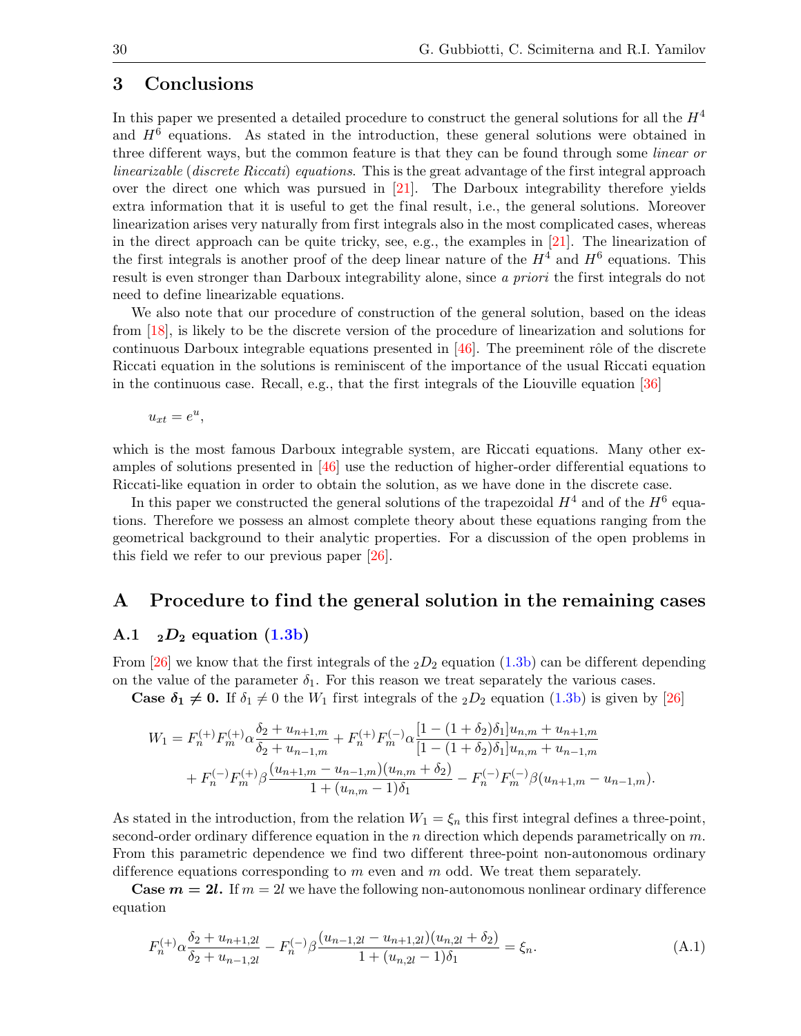## 3 Conclusions

In this paper we presented a detailed procedure to construct the general solutions for all the $H^4$ and $H^6$ equations. As stated in the introduction, these general solutions were obtained in three different ways, but the common feature is that they can be found through some *linear or linearizable* (*discrete Riccati*) *equations*. This is the great advantage of the first integral approach over the direct one which was pursued in [21]. The Darboux integrability therefore yields extra information that it is useful to get the final result, i.e., the general solutions. Moreover linearization arises very naturally from first integrals also in the most complicated cases, whereas in the direct approach can be quite tricky, see, e.g., the examples in [21]. The linearization of the first integrals is another proof of the deep linear nature of the $H^4$ and $H^6$ equations. This result is even stronger than Darboux integrability alone, since *a priori* the first integrals do not need to define linearizable equations.

We also note that our procedure of construction of the general solution, based on the ideas from [18], is likely to be the discrete version of the procedure of linearization and solutions for continuous Darboux integrable equations presented in [46]. The preeminent rôle of the discrete Riccati equation in the solutions is reminiscent of the importance of the usual Riccati equation in the continuous case. Recall, e.g., that the first integrals of the Liouville equation [36]

$$u_{xt} = e^u,$$

which is the most famous Darboux integrable system, are Riccati equations. Many other examples of solutions presented in [46] use the reduction of higher-order differential equations to Riccati-like equation in order to obtain the solution, as we have done in the discrete case.

In this paper we constructed the general solutions of the trapezoidal $H^4$ and of the $H^6$ equations. Therefore we possess an almost complete theory about these equations ranging from the geometrical background to their analytic properties. For a discussion of the open problems in this field we refer to our previous paper [26].

## A Procedure to find the general solution in the remaining cases

### A.1 ${}_2D_2$ equation (1.3b)

From [26] we know that the first integrals of the ${}_2D_2$ equation (1.3b) can be different depending on the value of the parameter $\delta_1$. For this reason we treat separately the various cases.

**Case $\delta_1 \neq 0$.** If $\delta_1 \neq 0$ the $W_1$ first integrals of the ${}_2D_2$ equation (1.3b) is given by [26]

$$\begin{aligned}
W_1 &= F_n^{(+)} F_m^{(+)} \alpha \frac{\delta_2 + u_{n+1,m}}{\delta_2 + u_{n-1,m}} + F_n^{(+)} F_m^{(-)} \alpha \frac{[1-(1+\delta_2)\delta_1]u_{n,m} + u_{n+1,m}}{[1-(1+\delta_2)\delta_1]u_{n,m} + u_{n-1,m}} \\
&\quad + F_n^{(-)} F_m^{(+)} \beta \frac{(u_{n+1,m} - u_{n-1,m})(u_{n,m} + \delta_2)}{1 + (u_{n,m} - 1)\delta_1} - F_n^{(-)} F_m^{(-)} \beta (u_{n+1,m} - u_{n-1,m}).
\end{aligned}$$

As stated in the introduction, from the relation $W_1 = \xi_n$ this first integral defines a three-point, second-order ordinary difference equation in the $n$ direction which depends parametrically on $m$. From this parametric dependence we find two different three-point non-autonomous ordinary difference equations corresponding to $m$ even and $m$ odd. We treat them separately.

**Case $m = 2l$.** If $m = 2l$ we have the following non-autonomous nonlinear ordinary difference equation

$$F_n^{(+)} \alpha \frac{\delta_2 + u_{n+1,2l}}{\delta_2 + u_{n-1,2l}} - F_n^{(-)} \beta \frac{(u_{n-1,2l} - u_{n+1,2l})(u_{n,2l} + \delta_2)}{1 + (u_{n,2l} - 1)\delta_1} = \xi_n. \tag{A.1}$$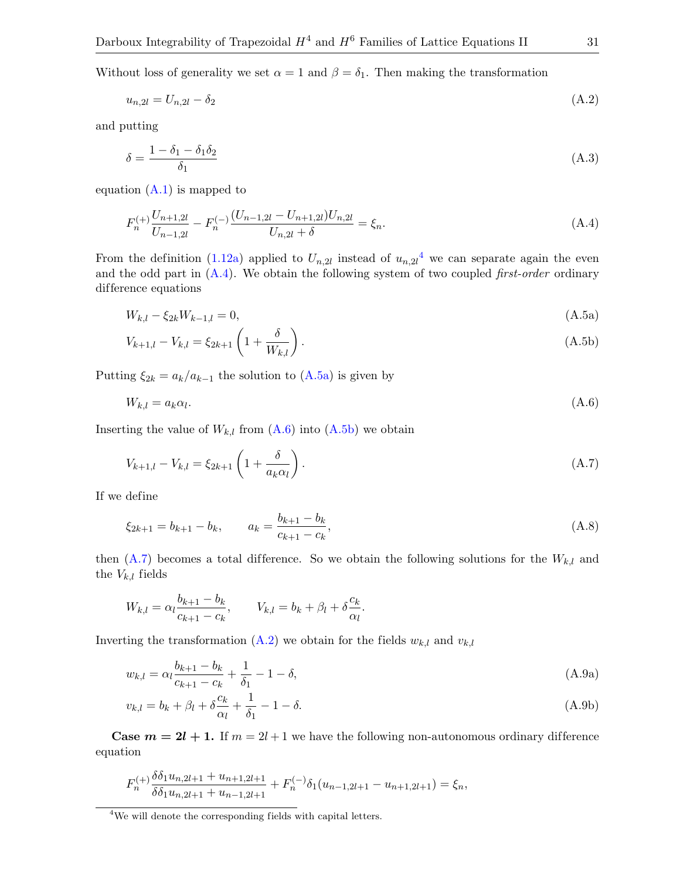Without loss of generality we set $\alpha = 1$ and $\beta = \delta_1$. Then making the transformation

$$u_{n,2l} = U_{n,2l} - \delta_2 \tag{A.2}$$

and putting

$$\delta = \frac{1 - \delta_1 - \delta_1\delta_2}{\delta_1} \tag{A.3}$$

equation (A.1) is mapped to

$$F_n^{(+)} \frac{U_{n+1,2l}}{U_{n-1,2l}} - F_n^{(-)} \frac{(U_{n-1,2l} - U_{n+1,2l})U_{n,2l}}{U_{n,2l} + \delta} = \xi_n. \tag{A.4}$$

From the definition (1.12a) applied to $U_{n,2l}$ instead of $u_{n,2l}$[4] we can separate again the even and the odd part in (A.4). We obtain the following system of two coupled *first-order* ordinary difference equations

$$W_{k,l} - \xi_{2k} W_{k-1,l} = 0, \tag{A.5a}$$

$$V_{k+1,l} - V_{k,l} = \xi_{2k+1} \left(1 + \frac{\delta}{W_{k,l}}\right). \tag{A.5b}$$

Putting $\xi_{2k} = a_k/a_{k-1}$ the solution to (A.5a) is given by

$$W_{k,l} = a_k \alpha_l. \tag{A.6}$$

Inserting the value of $W_{k,l}$ from (A.6) into (A.5b) we obtain

$$V_{k+1,l} - V_{k,l} = \xi_{2k+1} \left(1 + \frac{\delta}{a_k \alpha_l}\right). \tag{A.7}$$

If we define

$$\xi_{2k+1} = b_{k+1} - b_k, \qquad a_k = \frac{b_{k+1} - b_k}{c_{k+1} - c_k}, \tag{A.8}$$

then (A.7) becomes a total difference. So we obtain the following solutions for the $W_{k,l}$ and the $V_{k,l}$ fields

$$W_{k,l} = \alpha_l \frac{b_{k+1} - b_k}{c_{k+1} - c_k}, \qquad V_{k,l} = b_k + \beta_l + \delta \frac{c_k}{\alpha_l}.$$

Inverting the transformation (A.2) we obtain for the fields $w_{k,l}$ and $v_{k,l}$

$$w_{k,l} = \alpha_l \frac{b_{k+1} - b_k}{c_{k+1} - c_k} + \frac{1}{\delta_1} - 1 - \delta, \tag{A.9a}$$

$$v_{k,l} = b_k + \beta_l + \delta \frac{c_k}{\alpha_l} + \frac{1}{\delta_1} - 1 - \delta. \tag{A.9b}$$

**Case $m = 2l + 1$.** If $m = 2l + 1$ we have the following non-autonomous ordinary difference equation

$$F_n^{(+)} \frac{\delta\delta_1 u_{n,2l+1} + u_{n+1,2l+1}}{\delta\delta_1 u_{n,2l+1} + u_{n-1,2l+1}} + F_n^{(-)} \delta_1 (u_{n-1,2l+1} - u_{n+1,2l+1}) = \xi_n,$$

[4] We will denote the corresponding fields with capital letters.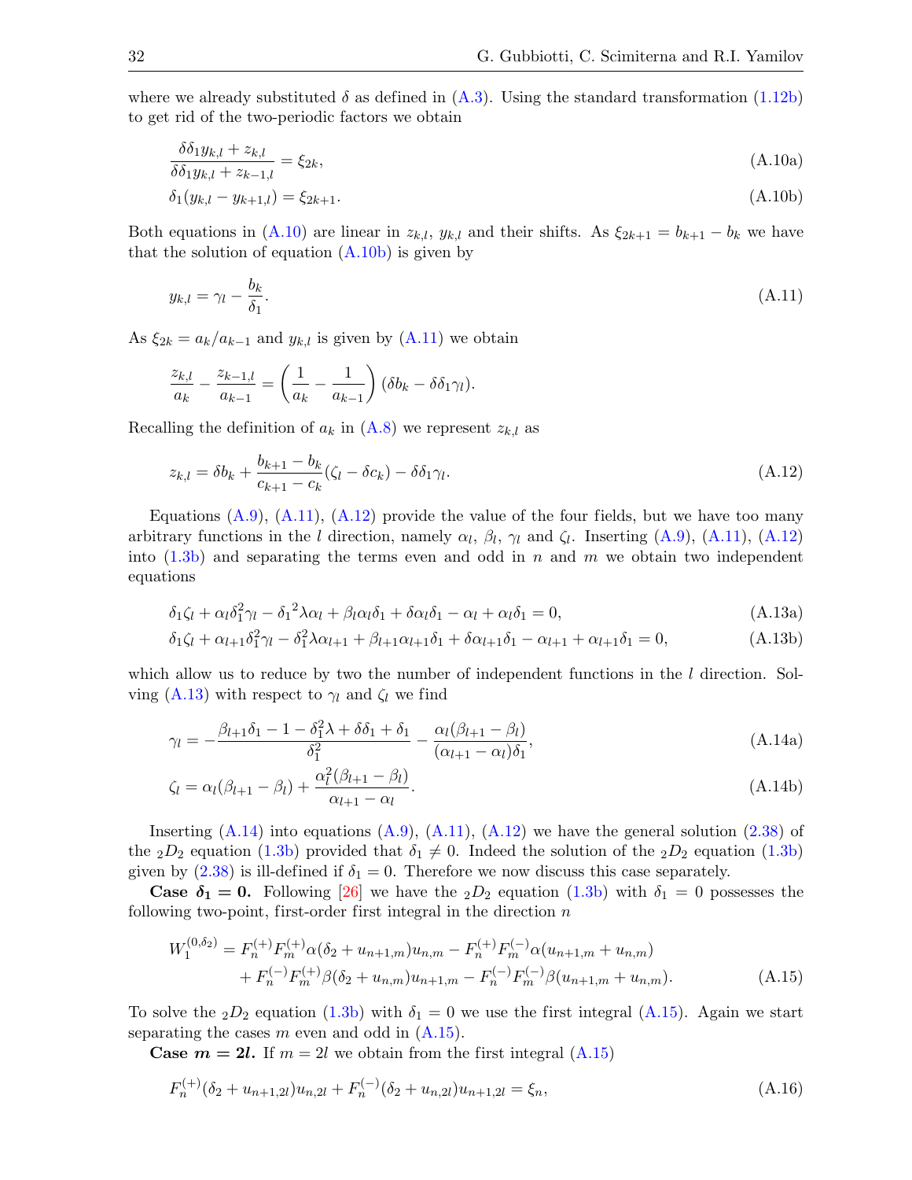where we already substituted $\delta$ as defined in (A.3). Using the standard transformation (1.12b) to get rid of the two-periodic factors we obtain

$$\frac{\delta\delta_1 y_{k,l} + z_{k,l}}{\delta\delta_1 y_{k,l} + z_{k-1,l}} = \xi_{2k}, \tag{A.10a}$$

$$\delta_1(y_{k,l} - y_{k+1,l}) = \xi_{2k+1}. \tag{A.10b}$$

Both equations in (A.10) are linear in $z_{k,l}$, $y_{k,l}$ and their shifts. As $\xi_{2k+1} = b_{k+1} - b_k$ we have that the solution of equation (A.10b) is given by

$$y_{k,l} = \gamma_l - \frac{b_k}{\delta_1}. \tag{A.11}$$

As $\xi_{2k} = a_k/a_{k-1}$ and $y_{k,l}$ is given by (A.11) we obtain

$$\frac{z_{k,l}}{a_k} - \frac{z_{k-1,l}}{a_{k-1}} = \left(\frac{1}{a_k} - \frac{1}{a_{k-1}}\right)(\delta b_k - \delta\delta_1\gamma_l).$$

Recalling the definition of $a_k$ in (A.8) we represent $z_{k,l}$ as

$$z_{k,l} = \delta b_k + \frac{b_{k+1} - b_k}{c_{k+1} - c_k}(\zeta_l - \delta c_k) - \delta\delta_1\gamma_l. \tag{A.12}$$

Equations (A.9), (A.11), (A.12) provide the value of the four fields, but we have too many arbitrary functions in the $l$ direction, namely $\alpha_l$, $\beta_l$, $\gamma_l$ and $\zeta_l$. Inserting (A.9), (A.11), (A.12) into (1.3b) and separating the terms even and odd in $n$ and $m$ we obtain two independent equations

$$\delta_1\zeta_l + \alpha_l\delta_1^2\gamma_l - {\delta_1}^2\lambda\alpha_l + \beta_l\alpha_l\delta_1 + \delta\alpha_l\delta_1 - \alpha_l + \alpha_l\delta_1 = 0, \tag{A.13a}$$

$$\delta_1\zeta_l + \alpha_{l+1}\delta_1^2\gamma_l - \delta_1^2\lambda\alpha_{l+1} + \beta_{l+1}\alpha_{l+1}\delta_1 + \delta\alpha_{l+1}\delta_1 - \alpha_{l+1} + \alpha_{l+1}\delta_1 = 0, \tag{A.13b}$$

which allow us to reduce by two the number of independent functions in the $l$ direction. Solving (A.13) with respect to $\gamma_l$ and $\zeta_l$ we find

$$\gamma_l = -\frac{\beta_{l+1}\delta_1 - 1 - \delta_1^2\lambda + \delta\delta_1 + \delta_1}{\delta_1^2} - \frac{\alpha_l(\beta_{l+1} - \beta_l)}{(\alpha_{l+1} - \alpha_l)\delta_1}, \tag{A.14a}$$

$$\zeta_l = \alpha_l(\beta_{l+1} - \beta_l) + \frac{\alpha_l^2(\beta_{l+1} - \beta_l)}{\alpha_{l+1} - \alpha_l}. \tag{A.14b}$$

Inserting (A.14) into equations (A.9), (A.11), (A.12) we have the general solution (2.38) of the ${}_2D_2$ equation (1.3b) provided that $\delta_1 \neq 0$. Indeed the solution of the ${}_2D_2$ equation (1.3b) given by (2.38) is ill-defined if $\delta_1 = 0$. Therefore we now discuss this case separately.

**Case $\delta_1 = 0$.** Following [26] we have the ${}_2D_2$ equation (1.3b) with $\delta_1 = 0$ possesses the following two-point, first-order first integral in the direction $n$

$$\begin{aligned} W_1^{(0,\delta_2)} = {} & F_n^{(+)}F_m^{(+)}\alpha(\delta_2 + u_{n+1,m})u_{n,m} - F_n^{(+)}F_m^{(-)}\alpha(u_{n+1,m} + u_{n,m}) \\ & + F_n^{(-)}F_m^{(+)}\beta(\delta_2 + u_{n,m})u_{n+1,m} - F_n^{(-)}F_m^{(-)}\beta(u_{n+1,m} + u_{n,m}). \end{aligned} \tag{A.15}$$

To solve the ${}_2D_2$ equation (1.3b) with $\delta_1 = 0$ we use the first integral (A.15). Again we start separating the cases $m$ even and odd in (A.15).

**Case $m = 2l$.** If $m = 2l$ we obtain from the first integral (A.15)

$$F_n^{(+)}(\delta_2 + u_{n+1,2l})u_{n,2l} + F_n^{(-)}(\delta_2 + u_{n,2l})u_{n+1,2l} = \xi_n, \tag{A.16}$$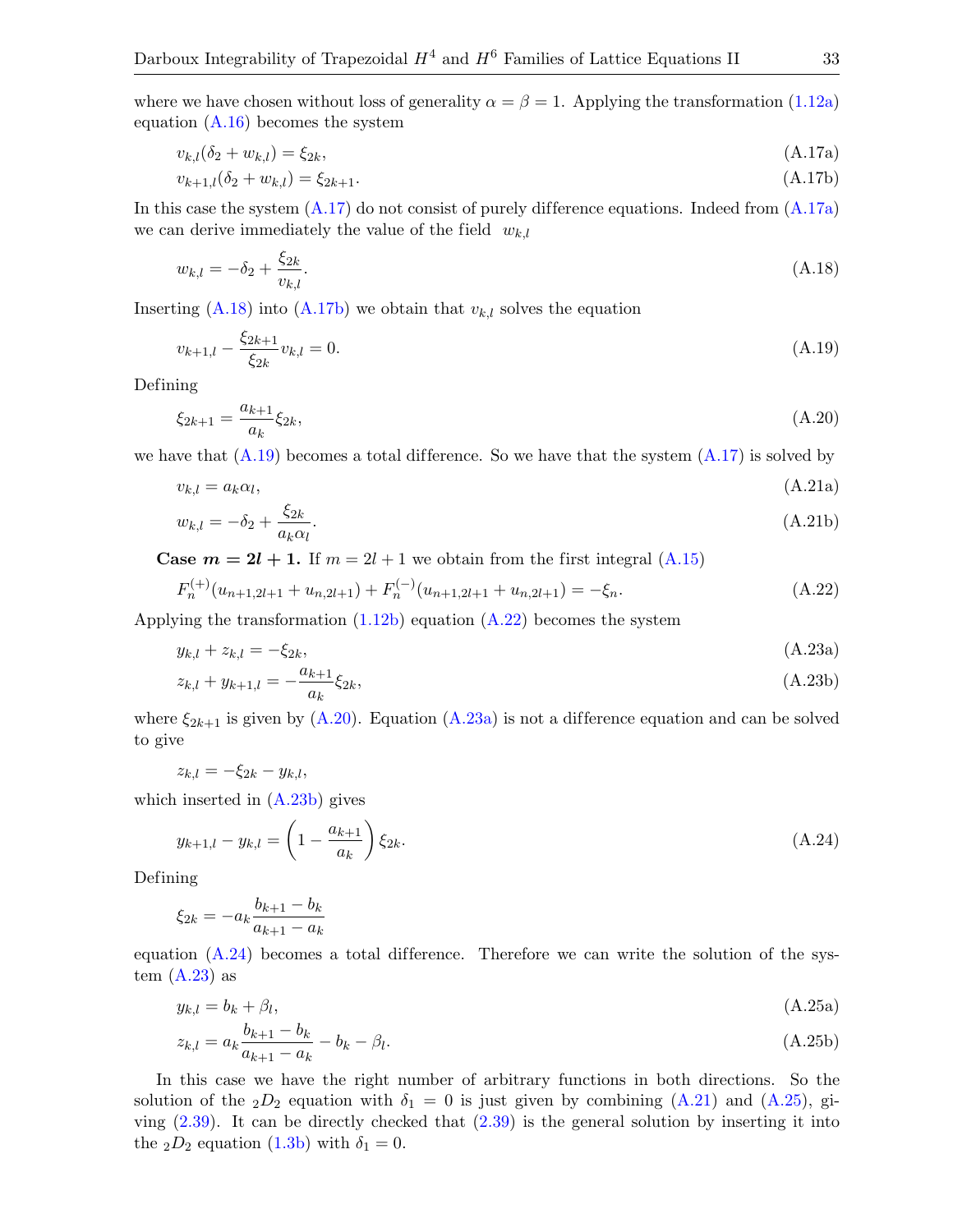where we have chosen without loss of generality $\alpha = \beta = 1$. Applying the transformation (1.12a) equation (A.16) becomes the system

$$v_{k,l}(\delta_2 + w_{k,l}) = \xi_{2k}, \tag{A.17a}$$

$$v_{k+1,l}(\delta_2 + w_{k,l}) = \xi_{2k+1}. \tag{A.17b}$$

In this case the system (A.17) do not consist of purely difference equations. Indeed from (A.17a) we can derive immediately the value of the field $w_{k,l}$

$$w_{k,l} = -\delta_2 + \frac{\xi_{2k}}{v_{k,l}}. \tag{A.18}$$

Inserting (A.18) into (A.17b) we obtain that $v_{k,l}$ solves the equation

$$v_{k+1,l} - \frac{\xi_{2k+1}}{\xi_{2k}} v_{k,l} = 0. \tag{A.19}$$

Defining

$$\xi_{2k+1} = \frac{a_{k+1}}{a_k} \xi_{2k}, \tag{A.20}$$

we have that (A.19) becomes a total difference. So we have that the system (A.17) is solved by

$$v_{k,l} = a_k \alpha_l, \tag{A.21a}$$

$$w_{k,l} = -\delta_2 + \frac{\xi_{2k}}{a_k \alpha_l}. \tag{A.21b}$$

**Case $m = 2l + 1$.** If $m = 2l + 1$ we obtain from the first integral (A.15)

$$F_n^{(+)}(u_{n+1,2l+1} + u_{n,2l+1}) + F_n^{(-)}(u_{n+1,2l+1} + u_{n,2l+1}) = -\xi_n. \tag{A.22}$$

Applying the transformation (1.12b) equation (A.22) becomes the system

$$y_{k,l} + z_{k,l} = -\xi_{2k}, \tag{A.23a}$$

$$z_{k,l} + y_{k+1,l} = -\frac{a_{k+1}}{a_k} \xi_{2k}, \tag{A.23b}$$

where $\xi_{2k+1}$ is given by (A.20). Equation (A.23a) is not a difference equation and can be solved to give

$$z_{k,l} = -\xi_{2k} - y_{k,l},$$

which inserted in (A.23b) gives

$$y_{k+1,l} - y_{k,l} = \left(1 - \frac{a_{k+1}}{a_k}\right) \xi_{2k}. \tag{A.24}$$

Defining

$$\xi_{2k} = -a_k \frac{b_{k+1} - b_k}{a_{k+1} - a_k}$$

equation (A.24) becomes a total difference. Therefore we can write the solution of the system (A.23) as

$$y_{k,l} = b_k + \beta_l, \tag{A.25a}$$

$$z_{k,l} = a_k \frac{b_{k+1} - b_k}{a_{k+1} - a_k} - b_k - \beta_l. \tag{A.25b}$$

In this case we have the right number of arbitrary functions in both directions. So the solution of the ${}_2D_2$ equation with $\delta_1 = 0$ is just given by combining (A.21) and (A.25), giving (2.39). It can be directly checked that (2.39) is the general solution by inserting it into the ${}_2D_2$ equation (1.3b) with $\delta_1 = 0$.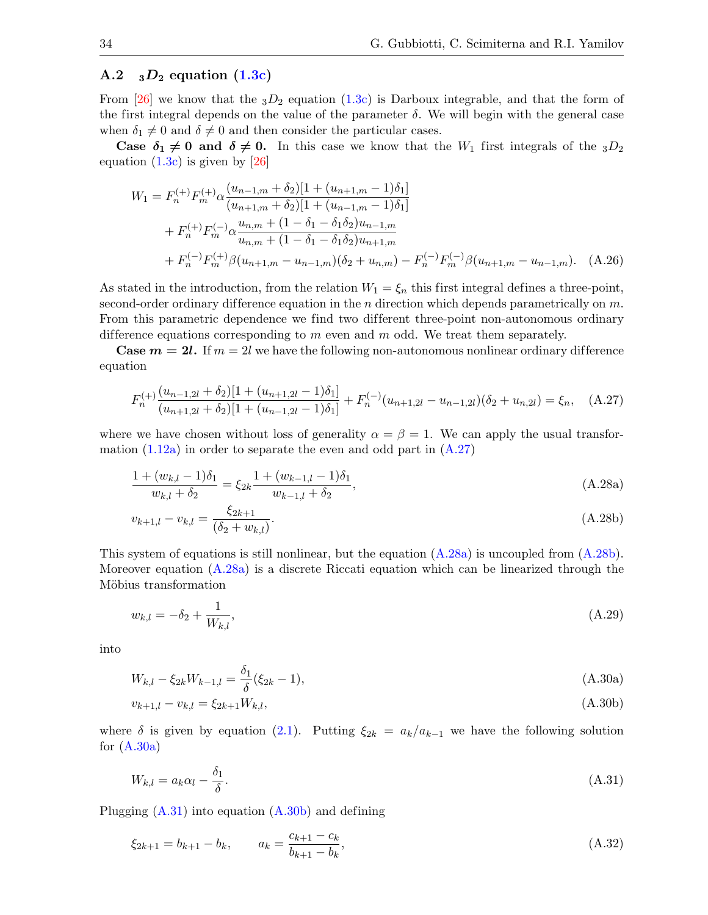### A.2 ${}_3D_2$ equation (1.3c)

From [26] we know that the ${}_3D_2$ equation (1.3c) is Darboux integrable, and that the form of the first integral depends on the value of the parameter $\delta$. We will begin with the general case when $\delta_1 \neq 0$ and $\delta \neq 0$ and then consider the particular cases.

**Case $\boldsymbol{\delta_1 \neq 0}$ and $\boldsymbol{\delta \neq 0}$.** In this case we know that the $W_1$ first integrals of the ${}_3D_2$ equation (1.3c) is given by [26]

$$
\begin{aligned}
W_1 = {} & F_n^{(+)} F_m^{(+)} \alpha \frac{(u_{n-1,m} + \delta_2)[1 + (u_{n+1,m} - 1)\delta_1]}{(u_{n+1,m} + \delta_2)[1 + (u_{n-1,m} - 1)\delta_1]} \\
& + F_n^{(+)} F_m^{(-)} \alpha \frac{u_{n,m} + (1 - \delta_1 - \delta_1\delta_2) u_{n-1,m}}{u_{n,m} + (1 - \delta_1 - \delta_1\delta_2) u_{n+1,m}} \\
& + F_n^{(-)} F_m^{(+)} \beta (u_{n+1,m} - u_{n-1,m})(\delta_2 + u_{n,m}) - F_n^{(-)} F_m^{(-)} \beta (u_{n+1,m} - u_{n-1,m}).
\end{aligned} \tag{A.26}
$$

As stated in the introduction, from the relation $W_1 = \xi_n$ this first integral defines a three-point, second-order ordinary difference equation in the $n$ direction which depends parametrically on $m$. From this parametric dependence we find two different three-point non-autonomous ordinary difference equations corresponding to $m$ even and $m$ odd. We treat them separately.

**Case $\boldsymbol{m = 2l}$.** If $m = 2l$ we have the following non-autonomous nonlinear ordinary difference equation

$$
F_n^{(+)} \frac{(u_{n-1,2l} + \delta_2)[1 + (u_{n+1,2l} - 1)\delta_1]}{(u_{n+1,2l} + \delta_2)[1 + (u_{n-1,2l} - 1)\delta_1]} + F_n^{(-)} (u_{n+1,2l} - u_{n-1,2l})(\delta_2 + u_{n,2l}) = \xi_n, \tag{A.27}
$$

where we have chosen without loss of generality $\alpha = \beta = 1$. We can apply the usual transformation (1.12a) in order to separate the even and odd part in (A.27)

$$
\frac{1 + (w_{k,l} - 1)\delta_1}{w_{k,l} + \delta_2} = \xi_{2k} \frac{1 + (w_{k-1,l} - 1)\delta_1}{w_{k-1,l} + \delta_2}, \tag{A.28a}
$$

$$
v_{k+1,l} - v_{k,l} = \frac{\xi_{2k+1}}{(\delta_2 + w_{k,l})}. \tag{A.28b}
$$

This system of equations is still nonlinear, but the equation (A.28a) is uncoupled from (A.28b). Moreover equation (A.28a) is a discrete Riccati equation which can be linearized through the Möbius transformation

$$
w_{k,l} = -\delta_2 + \frac{1}{W_{k,l}}, \tag{A.29}
$$

into

$$
W_{k,l} - \xi_{2k} W_{k-1,l} = \frac{\delta_1}{\delta}(\xi_{2k} - 1), \tag{A.30a}
$$

$$
v_{k+1,l} - v_{k,l} = \xi_{2k+1} W_{k,l}, \tag{A.30b}
$$

where $\delta$ is given by equation (2.1). Putting $\xi_{2k} = a_k / a_{k-1}$ we have the following solution for (A.30a)

$$
W_{k,l} = a_k \alpha_l - \frac{\delta_1}{\delta}. \tag{A.31}
$$

Plugging (A.31) into equation (A.30b) and defining

$$
\xi_{2k+1} = b_{k+1} - b_k, \qquad a_k = \frac{c_{k+1} - c_k}{b_{k+1} - b_k}, \tag{A.32}
$$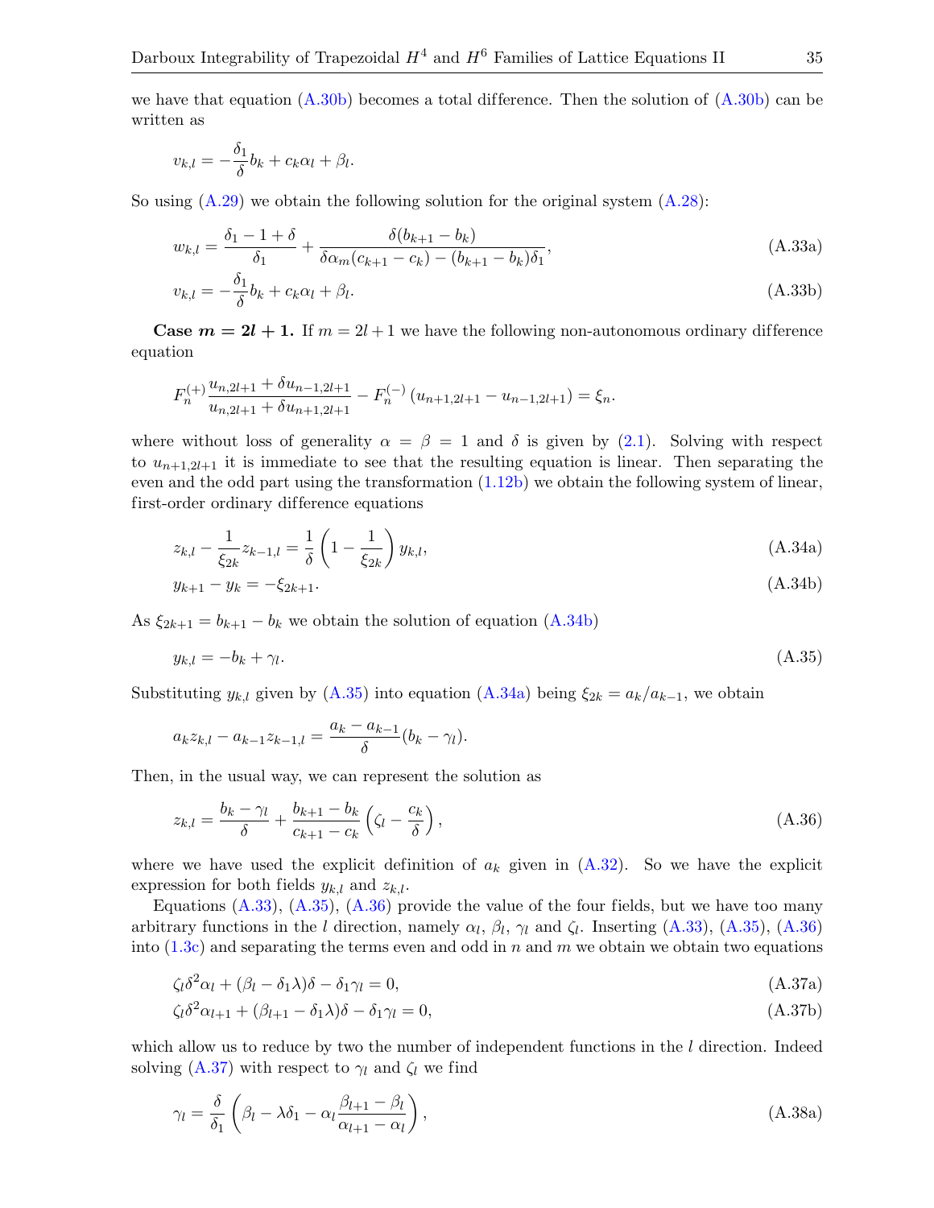we have that equation (A.30b) becomes a total difference. Then the solution of (A.30b) can be written as

$$v_{k,l} = -\frac{\delta_1}{\delta} b_k + c_k \alpha_l + \beta_l.$$

So using (A.29) we obtain the following solution for the original system (A.28):

$$w_{k,l} = \frac{\delta_1 - 1 + \delta}{\delta_1} + \frac{\delta(b_{k+1} - b_k)}{\delta \alpha_m (c_{k+1} - c_k) - (b_{k+1} - b_k)\delta_1}, \tag{A.33a}$$

$$v_{k,l} = -\frac{\delta_1}{\delta} b_k + c_k \alpha_l + \beta_l. \tag{A.33b}$$

**Case $m = 2l + 1$.** If $m = 2l+1$ we have the following non-autonomous ordinary difference equation

$$F_n^{(+)} \frac{u_{n,2l+1} + \delta u_{n-1,2l+1}}{u_{n,2l+1} + \delta u_{n+1,2l+1}} - F_n^{(-)} \left( u_{n+1,2l+1} - u_{n-1,2l+1} \right) = \xi_n.$$

where without loss of generality $\alpha = \beta = 1$ and $\delta$ is given by (2.1). Solving with respect to $u_{n+1,2l+1}$ it is immediate to see that the resulting equation is linear. Then separating the even and the odd part using the transformation (1.12b) we obtain the following system of linear, first-order ordinary difference equations

$$z_{k,l} - \frac{1}{\xi_{2k}} z_{k-1,l} = \frac{1}{\delta}\left(1 - \frac{1}{\xi_{2k}}\right) y_{k,l}, \tag{A.34a}$$

$$y_{k+1} - y_k = -\xi_{2k+1}. \tag{A.34b}$$

As $\xi_{2k+1} = b_{k+1} - b_k$ we obtain the solution of equation (A.34b)

$$y_{k,l} = -b_k + \gamma_l. \tag{A.35}$$

Substituting $y_{k,l}$ given by (A.35) into equation (A.34a) being $\xi_{2k} = a_k / a_{k-1}$, we obtain

$$a_k z_{k,l} - a_{k-1} z_{k-1,l} = \frac{a_k - a_{k-1}}{\delta}(b_k - \gamma_l).$$

Then, in the usual way, we can represent the solution as

$$z_{k,l} = \frac{b_k - \gamma_l}{\delta} + \frac{b_{k+1} - b_k}{c_{k+1} - c_k}\left(\zeta_l - \frac{c_k}{\delta}\right), \tag{A.36}$$

where we have used the explicit definition of $a_k$ given in (A.32). So we have the explicit expression for both fields $y_{k,l}$ and $z_{k,l}$.

Equations (A.33), (A.35), (A.36) provide the value of the four fields, but we have too many arbitrary functions in the $l$ direction, namely $\alpha_l$, $\beta_l$, $\gamma_l$ and $\zeta_l$. Inserting (A.33), (A.35), (A.36) into (1.3c) and separating the terms even and odd in $n$ and $m$ we obtain we obtain two equations

$$\zeta_l \delta^2 \alpha_l + (\beta_l - \delta_1 \lambda)\delta - \delta_1 \gamma_l = 0, \tag{A.37a}$$

$$\zeta_l \delta^2 \alpha_{l+1} + (\beta_{l+1} - \delta_1 \lambda)\delta - \delta_1 \gamma_l = 0, \tag{A.37b}$$

which allow us to reduce by two the number of independent functions in the $l$ direction. Indeed solving (A.37) with respect to $\gamma_l$ and $\zeta_l$ we find

$$\gamma_l = \frac{\delta}{\delta_1}\left(\beta_l - \lambda\delta_1 - \alpha_l \frac{\beta_{l+1} - \beta_l}{\alpha_{l+1} - \alpha_l}\right), \tag{A.38a}$$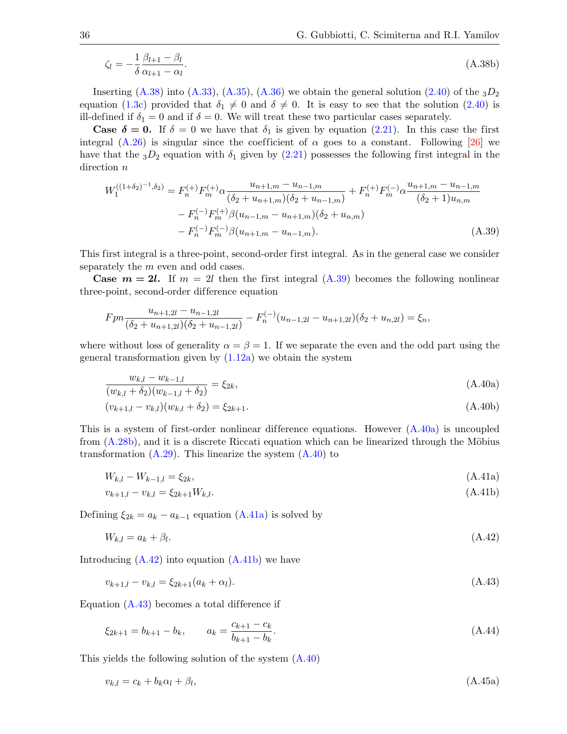$$\zeta_l = -\frac{1}{\delta}\frac{\beta_{l+1}-\beta_l}{\alpha_{l+1}-\alpha_l}. \tag{A.38b}$$

Inserting (A.38) into (A.33), (A.35), (A.36) we obtain the general solution (2.40) of the ${}_3D_2$ equation (1.3c) provided that $\delta_1 \neq 0$ and $\delta \neq 0$. It is easy to see that the solution (2.40) is ill-defined if $\delta_1 = 0$ and if $\delta = 0$. We will treat these two particular cases separately.

**Case $\boldsymbol{\delta = 0}$.** If $\delta = 0$ we have that $\delta_1$ is given by equation (2.21). In this case the first integral (A.26) is singular since the coefficient of $\alpha$ goes to a constant. Following [26] we have that the ${}_3D_2$ equation with $\delta_1$ given by (2.21) possesses the following first integral in the direction $n$

$$\begin{aligned}
W_1^{((1+\delta_2)^{-1},\delta_2)} &= F_n^{(+)}F_m^{(+)}\alpha\frac{u_{n+1,m}-u_{n-1,m}}{(\delta_2+u_{n+1,m})(\delta_2+u_{n-1,m})} + F_n^{(+)}F_m^{(-)}\alpha\frac{u_{n+1,m}-u_{n-1,m}}{(\delta_2+1)u_{n,m}} \\
&\quad - F_n^{(-)}F_m^{(+)}\beta(u_{n-1,m}-u_{n+1,m})(\delta_2+u_{n,m}) \\
&\quad - F_n^{(-)}F_m^{(-)}\beta(u_{n+1,m}-u_{n-1,m}).
\end{aligned} \tag{A.39}$$

This first integral is a three-point, second-order first integral. As in the general case we consider separately the $m$ even and odd cases.

**Case $\boldsymbol{m = 2l}$.** If $m = 2l$ then the first integral (A.39) becomes the following nonlinear three-point, second-order difference equation

$$Fpn\frac{u_{n+1,2l}-u_{n-1,2l}}{(\delta_2+u_{n+1,2l})(\delta_2+u_{n-1,2l})} - F_n^{(-)}(u_{n-1,2l}-u_{n+1,2l})(\delta_2+u_{n,2l}) = \xi_n,$$

where without loss of generality $\alpha = \beta = 1$. If we separate the even and the odd part using the general transformation given by (1.12a) we obtain the system

$$\frac{w_{k,l}-w_{k-1,l}}{(w_{k,l}+\delta_2)(w_{k-1,l}+\delta_2)} = \xi_{2k}, \tag{A.40a}$$

$$(v_{k+1,l}-v_{k,l})(w_{k,l}+\delta_2) = \xi_{2k+1}. \tag{A.40b}$$

This is a system of first-order nonlinear difference equations. However (A.40a) is uncoupled from (A.28b), and it is a discrete Riccati equation which can be linearized through the Möbius transformation (A.29). This linearize the system (A.40) to

$$W_{k,l} - W_{k-1,l} = \xi_{2k}, \tag{A.41a}$$

$$v_{k+1,l} - v_{k,l} = \xi_{2k+1}W_{k,l}. \tag{A.41b}$$

Defining $\xi_{2k} = a_k - a_{k-1}$ equation (A.41a) is solved by

$$W_{k,l} = a_k + \beta_l. \tag{A.42}$$

Introducing (A.42) into equation (A.41b) we have

$$v_{k+1,l} - v_{k,l} = \xi_{2k+1}(a_k + \alpha_l). \tag{A.43}$$

Equation (A.43) becomes a total difference if

$$\xi_{2k+1} = b_{k+1} - b_k, \qquad a_k = \frac{c_{k+1}-c_k}{b_{k+1}-b_k}. \tag{A.44}$$

This yields the following solution of the system (A.40)

$$v_{k,l} = c_k + b_k\alpha_l + \beta_l, \tag{A.45a}$$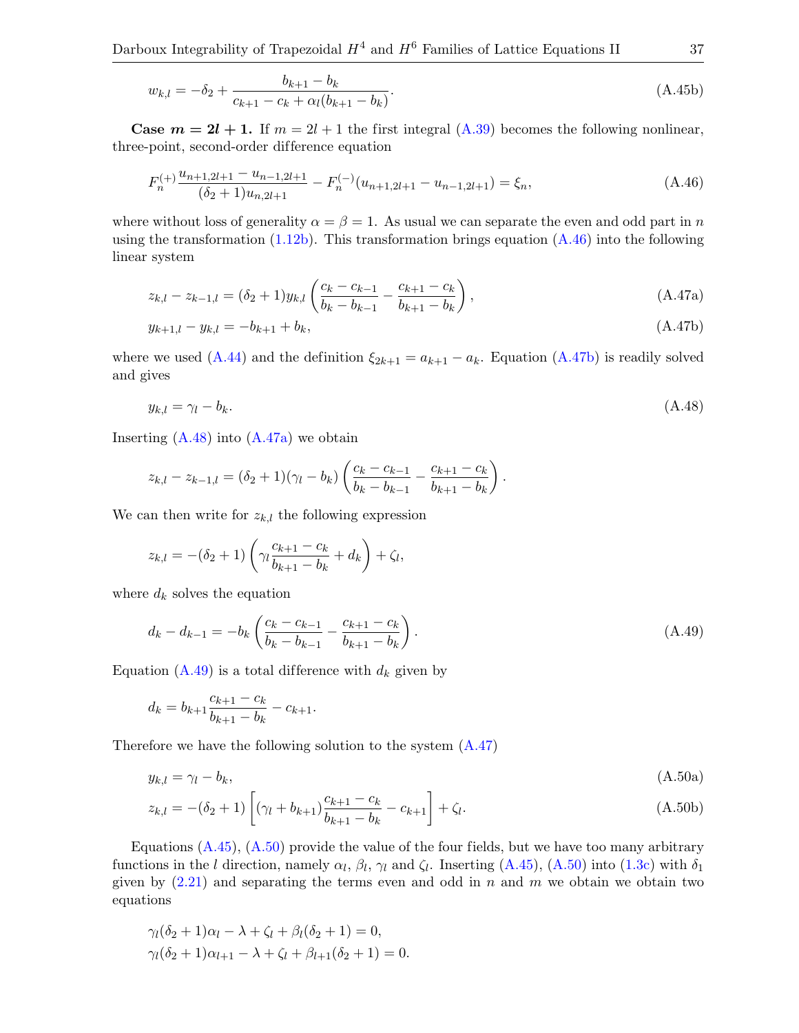$$
w_{k,l} = -\delta_2 + \frac{b_{k+1} - b_k}{c_{k+1} - c_k + \alpha_l(b_{k+1} - b_k)}. \tag{A.45b}
$$

**Case $m = 2l + 1$.** If $m = 2l+1$ the first integral (A.39) becomes the following nonlinear, three-point, second-order difference equation

$$
F_n^{(+)} \frac{u_{n+1,2l+1} - u_{n-1,2l+1}}{(\delta_2 + 1) u_{n,2l+1}} - F_n^{(-)}(u_{n+1,2l+1} - u_{n-1,2l+1}) = \xi_n, \tag{A.46}
$$

where without loss of generality $\alpha = \beta = 1$. As usual we can separate the even and odd part in $n$ using the transformation (1.12b). This transformation brings equation (A.46) into the following linear system

$$
z_{k,l} - z_{k-1,l} = (\delta_2 + 1) y_{k,l} \left( \frac{c_k - c_{k-1}}{b_k - b_{k-1}} - \frac{c_{k+1} - c_k}{b_{k+1} - b_k} \right), \tag{A.47a}
$$

$$
y_{k+1,l} - y_{k,l} = -b_{k+1} + b_k, \tag{A.47b}
$$

where we used (A.44) and the definition $\xi_{2k+1} = a_{k+1} - a_k$. Equation (A.47b) is readily solved and gives

$$
y_{k,l} = \gamma_l - b_k. \tag{A.48}
$$

Inserting (A.48) into (A.47a) we obtain

$$
z_{k,l} - z_{k-1,l} = (\delta_2 + 1)(\gamma_l - b_k) \left( \frac{c_k - c_{k-1}}{b_k - b_{k-1}} - \frac{c_{k+1} - c_k}{b_{k+1} - b_k} \right).
$$

We can then write for $z_{k,l}$ the following expression

$$
z_{k,l} = -(\delta_2 + 1) \left( \gamma_l \frac{c_{k+1} - c_k}{b_{k+1} - b_k} + d_k \right) + \zeta_l,
$$

where $d_k$ solves the equation

$$
d_k - d_{k-1} = -b_k \left( \frac{c_k - c_{k-1}}{b_k - b_{k-1}} - \frac{c_{k+1} - c_k}{b_{k+1} - b_k} \right). \tag{A.49}
$$

Equation (A.49) is a total difference with $d_k$ given by

$$
d_k = b_{k+1} \frac{c_{k+1} - c_k}{b_{k+1} - b_k} - c_{k+1}.
$$

Therefore we have the following solution to the system (A.47)

$$
y_{k,l} = \gamma_l - b_k, \tag{A.50a}
$$

$$
z_{k,l} = -(\delta_2 + 1) \left[ (\gamma_l + b_{k+1}) \frac{c_{k+1} - c_k}{b_{k+1} - b_k} - c_{k+1} \right] + \zeta_l. \tag{A.50b}
$$

Equations (A.45), (A.50) provide the value of the four fields, but we have too many arbitrary functions in the $l$ direction, namely $\alpha_l$, $\beta_l$, $\gamma_l$ and $\zeta_l$. Inserting (A.45), (A.50) into (1.3c) with $\delta_1$ given by (2.21) and separating the terms even and odd in $n$ and $m$ we obtain we obtain two equations

$$
\gamma_l(\delta_2 + 1)\alpha_l - \lambda + \zeta_l + \beta_l(\delta_2 + 1) = 0,
$$

$$
\gamma_l(\delta_2 + 1)\alpha_{l+1} - \lambda + \zeta_l + \beta_{l+1}(\delta_2 + 1) = 0.
$$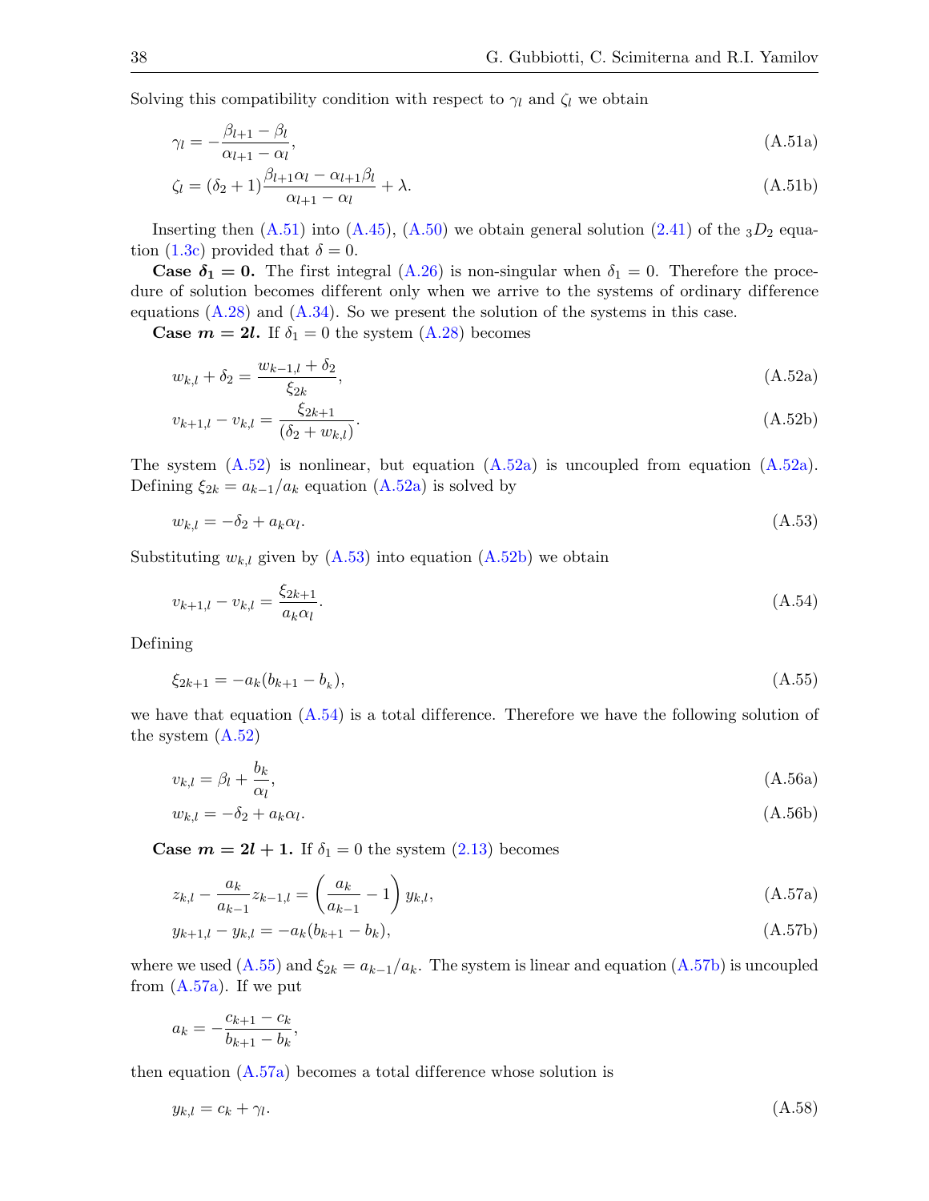Solving this compatibility condition with respect to $\gamma_l$ and $\zeta_l$ we obtain

$$\gamma_l = -\frac{\beta_{l+1} - \beta_l}{\alpha_{l+1} - \alpha_l}, \tag{A.51a}$$

$$\zeta_l = (\delta_2 + 1)\frac{\beta_{l+1}\alpha_l - \alpha_{l+1}\beta_l}{\alpha_{l+1} - \alpha_l} + \lambda. \tag{A.51b}$$

Inserting then (A.51) into (A.45), (A.50) we obtain general solution (2.41) of the ${}_3D_2$ equation (1.3c) provided that $\delta = 0$.

**Case $\boldsymbol{\delta_1 = 0}$.** The first integral (A.26) is non-singular when $\delta_1 = 0$. Therefore the procedure of solution becomes different only when we arrive to the systems of ordinary difference equations (A.28) and (A.34). So we present the solution of the systems in this case.

**Case $\boldsymbol{m = 2l}$.** If $\delta_1 = 0$ the system (A.28) becomes

$$w_{k,l} + \delta_2 = \frac{w_{k-1,l} + \delta_2}{\xi_{2k}}, \tag{A.52a}$$

$$v_{k+1,l} - v_{k,l} = \frac{\xi_{2k+1}}{(\delta_2 + w_{k,l})}. \tag{A.52b}$$

The system (A.52) is nonlinear, but equation (A.52a) is uncoupled from equation (A.52a). Defining $\xi_{2k} = a_{k-1}/a_k$ equation (A.52a) is solved by

$$w_{k,l} = -\delta_2 + a_k\alpha_l. \tag{A.53}$$

Substituting $w_{k,l}$ given by (A.53) into equation (A.52b) we obtain

$$v_{k+1,l} - v_{k,l} = \frac{\xi_{2k+1}}{a_k\alpha_l}. \tag{A.54}$$

Defining

$$\xi_{2k+1} = -a_k(b_{k+1} - b_k), \tag{A.55}$$

we have that equation (A.54) is a total difference. Therefore we have the following solution of the system (A.52)

$$v_{k,l} = \beta_l + \frac{b_k}{\alpha_l}, \tag{A.56a}$$

$$w_{k,l} = -\delta_2 + a_k\alpha_l. \tag{A.56b}$$

**Case $\boldsymbol{m = 2l + 1}$.** If $\delta_1 = 0$ the system (2.13) becomes

$$z_{k,l} - \frac{a_k}{a_{k-1}}z_{k-1,l} = \left(\frac{a_k}{a_{k-1}} - 1\right)y_{k,l}, \tag{A.57a}$$

$$y_{k+1,l} - y_{k,l} = -a_k(b_{k+1} - b_k), \tag{A.57b}$$

where we used (A.55) and $\xi_{2k} = a_{k-1}/a_k$. The system is linear and equation (A.57b) is uncoupled from (A.57a). If we put

$$a_k = -\frac{c_{k+1} - c_k}{b_{k+1} - b_k},$$

then equation (A.57a) becomes a total difference whose solution is

$$y_{k,l} = c_k + \gamma_l. \tag{A.58}$$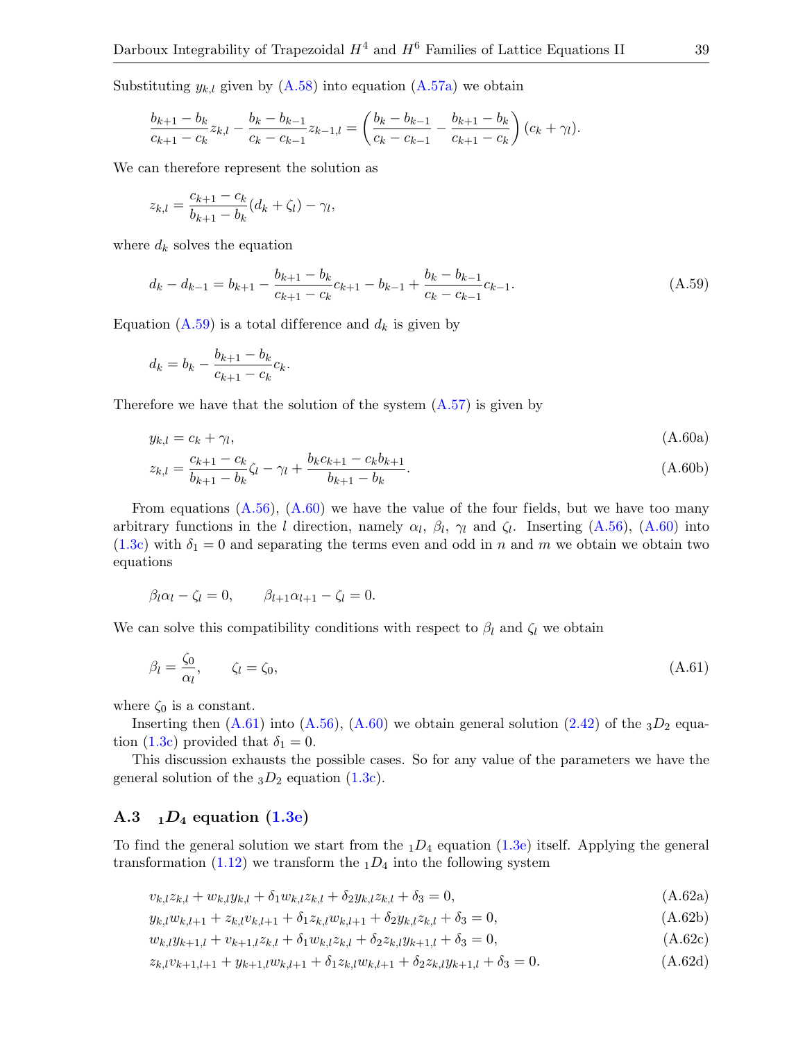Substituting $y_{k,l}$ given by (A.58) into equation (A.57a) we obtain

$$\frac{b_{k+1}-b_k}{c_{k+1}-c_k}z_{k,l}-\frac{b_k-b_{k-1}}{c_k-c_{k-1}}z_{k-1,l}=\left(\frac{b_k-b_{k-1}}{c_k-c_{k-1}}-\frac{b_{k+1}-b_k}{c_{k+1}-c_k}\right)(c_k+\gamma_l).$$

We can therefore represent the solution as

$$z_{k,l}=\frac{c_{k+1}-c_k}{b_{k+1}-b_k}(d_k+\zeta_l)-\gamma_l,$$

where $d_k$ solves the equation

$$d_k-d_{k-1}=b_{k+1}-\frac{b_{k+1}-b_k}{c_{k+1}-c_k}c_{k+1}-b_{k-1}+\frac{b_k-b_{k-1}}{c_k-c_{k-1}}c_{k-1}. \tag{A.59}$$

Equation (A.59) is a total difference and $d_k$ is given by

$$d_k=b_k-\frac{b_{k+1}-b_k}{c_{k+1}-c_k}c_k.$$

Therefore we have that the solution of the system (A.57) is given by

$$y_{k,l}=c_k+\gamma_l, \tag{A.60a}$$

$$z_{k,l}=\frac{c_{k+1}-c_k}{b_{k+1}-b_k}\zeta_l-\gamma_l+\frac{b_kc_{k+1}-c_kb_{k+1}}{b_{k+1}-b_k}. \tag{A.60b}$$

From equations (A.56), (A.60) we have the value of the four fields, but we have too many arbitrary functions in the $l$ direction, namely $\alpha_l$, $\beta_l$, $\gamma_l$ and $\zeta_l$. Inserting (A.56), (A.60) into (1.3c) with $\delta_1=0$ and separating the terms even and odd in $n$ and $m$ we obtain we obtain two equations

$$\beta_l\alpha_l-\zeta_l=0, \qquad \beta_{l+1}\alpha_{l+1}-\zeta_l=0.$$

We can solve this compatibility conditions with respect to $\beta_l$ and $\zeta_l$ we obtain

$$\beta_l=\frac{\zeta_0}{\alpha_l}, \qquad \zeta_l=\zeta_0, \tag{A.61}$$

where $\zeta_0$ is a constant.

Inserting then (A.61) into (A.56), (A.60) we obtain general solution (2.42) of the ${}_3D_2$ equation (1.3c) provided that $\delta_1=0$.

This discussion exhausts the possible cases. So for any value of the parameters we have the general solution of the ${}_3D_2$ equation (1.3c).

## A.3 ${}_1D_4$ equation (1.3e)

To find the general solution we start from the ${}_1D_4$ equation (1.3e) itself. Applying the general transformation (1.12) we transform the ${}_1D_4$ into the following system

$$v_{k,l}z_{k,l}+w_{k,l}y_{k,l}+\delta_1w_{k,l}z_{k,l}+\delta_2y_{k,l}z_{k,l}+\delta_3=0, \tag{A.62a}$$

$$y_{k,l}w_{k,l+1}+z_{k,l}v_{k,l+1}+\delta_1z_{k,l}w_{k,l+1}+\delta_2y_{k,l}z_{k,l}+\delta_3=0, \tag{A.62b}$$

$$w_{k,l}y_{k+1,l}+v_{k+1,l}z_{k,l}+\delta_1w_{k,l}z_{k,l}+\delta_2z_{k,l}y_{k+1,l}+\delta_3=0, \tag{A.62c}$$

$$z_{k,l}v_{k+1,l+1}+y_{k+1,l}w_{k,l+1}+\delta_1z_{k,l}w_{k,l+1}+\delta_2z_{k,l}y_{k+1,l}+\delta_3=0. \tag{A.62d}$$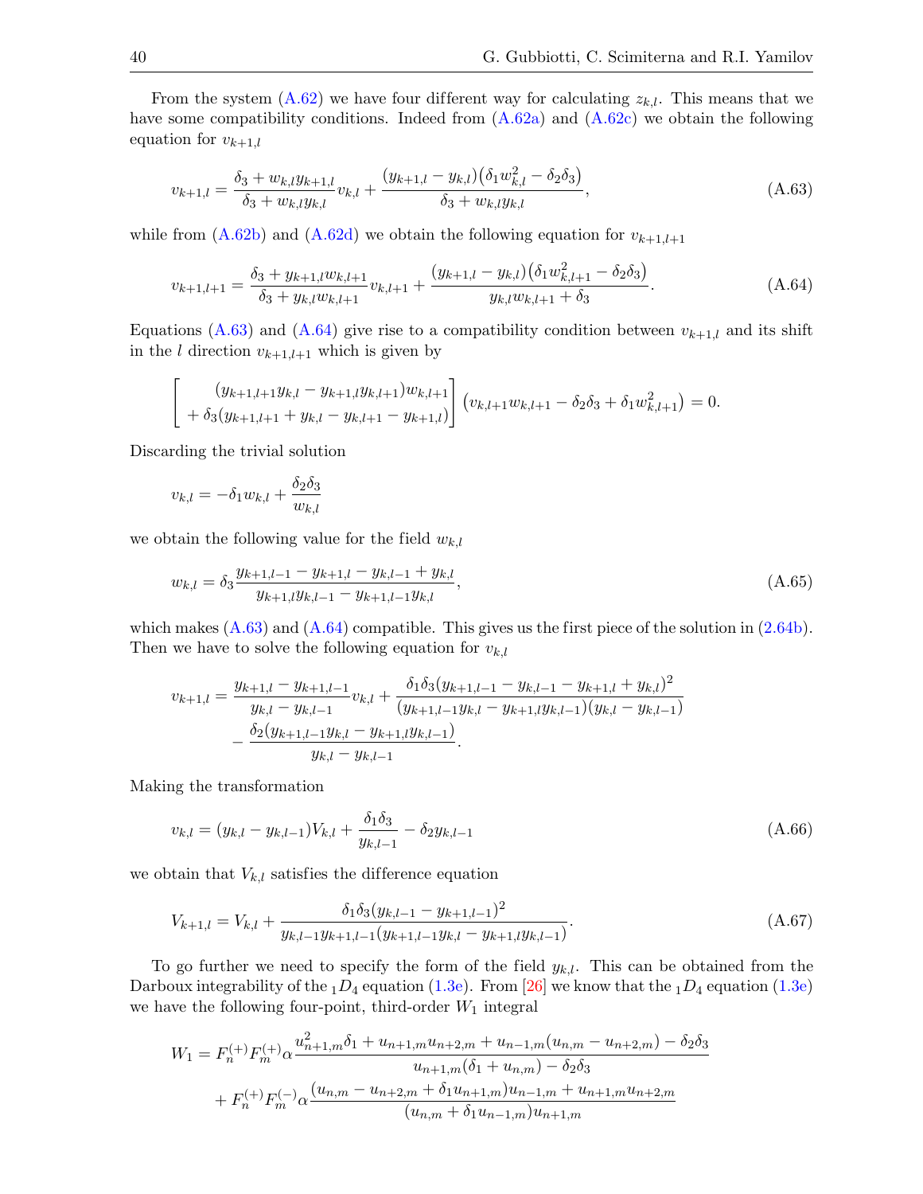From the system (A.62) we have four different way for calculating $z_{k,l}$. This means that we have some compatibility conditions. Indeed from (A.62a) and (A.62c) we obtain the following equation for $v_{k+1,l}$

$$v_{k+1,l} = \frac{\delta_3 + w_{k,l}y_{k+1,l}}{\delta_3 + w_{k,l}y_{k,l}} v_{k,l} + \frac{(y_{k+1,l} - y_{k,l})\big(\delta_1 w_{k,l}^2 - \delta_2\delta_3\big)}{\delta_3 + w_{k,l}y_{k,l}}, \tag{A.63}$$

while from (A.62b) and (A.62d) we obtain the following equation for $v_{k+1,l+1}$

$$v_{k+1,l+1} = \frac{\delta_3 + y_{k+1,l}w_{k,l+1}}{\delta_3 + y_{k,l}w_{k,l+1}} v_{k,l+1} + \frac{(y_{k+1,l} - y_{k,l})\big(\delta_1 w_{k,l+1}^2 - \delta_2\delta_3\big)}{y_{k,l}w_{k,l+1} + \delta_3}. \tag{A.64}$$

Equations (A.63) and (A.64) give rise to a compatibility condition between $v_{k+1,l}$ and its shift in the $l$ direction $v_{k+1,l+1}$ which is given by

$$\begin{bmatrix} (y_{k+1,l+1}y_{k,l} - y_{k+1,l}y_{k,l+1})w_{k,l+1} \\ + \delta_3(y_{k+1,l+1} + y_{k,l} - y_{k,l+1} - y_{k+1,l}) \end{bmatrix} \big(v_{k,l+1}w_{k,l+1} - \delta_2\delta_3 + \delta_1 w_{k,l+1}^2\big) = 0.$$

Discarding the trivial solution

$$v_{k,l} = -\delta_1 w_{k,l} + \frac{\delta_2\delta_3}{w_{k,l}}$$

we obtain the following value for the field $w_{k,l}$

$$w_{k,l} = \delta_3 \frac{y_{k+1,l-1} - y_{k+1,l} - y_{k,l-1} + y_{k,l}}{y_{k+1,l}y_{k,l-1} - y_{k+1,l-1}y_{k,l}}, \tag{A.65}$$

which makes (A.63) and (A.64) compatible. This gives us the first piece of the solution in (2.64b). Then we have to solve the following equation for $v_{k,l}$

$$\begin{aligned} v_{k+1,l} = {} & \frac{y_{k+1,l} - y_{k+1,l-1}}{y_{k,l} - y_{k,l-1}} v_{k,l} + \frac{\delta_1\delta_3(y_{k+1,l-1} - y_{k,l-1} - y_{k+1,l} + y_{k,l})^2}{(y_{k+1,l-1}y_{k,l} - y_{k+1,l}y_{k,l-1})(y_{k,l} - y_{k,l-1})} \\ & - \frac{\delta_2(y_{k+1,l-1}y_{k,l} - y_{k+1,l}y_{k,l-1})}{y_{k,l} - y_{k,l-1}}. \end{aligned}$$

Making the transformation

$$v_{k,l} = (y_{k,l} - y_{k,l-1})V_{k,l} + \frac{\delta_1\delta_3}{y_{k,l-1}} - \delta_2 y_{k,l-1} \tag{A.66}$$

we obtain that $V_{k,l}$ satisfies the difference equation

$$V_{k+1,l} = V_{k,l} + \frac{\delta_1\delta_3(y_{k,l-1} - y_{k+1,l-1})^2}{y_{k,l-1}y_{k+1,l-1}(y_{k+1,l-1}y_{k,l} - y_{k+1,l}y_{k,l-1})}. \tag{A.67}$$

To go further we need to specify the form of the field $y_{k,l}$. This can be obtained from the Darboux integrability of the ${}_1D_4$ equation (1.3e). From [26] we know that the ${}_1D_4$ equation (1.3e) we have the following four-point, third-order $W_1$ integral

$$\begin{aligned} W_1 = {} & F_n^{(+)}F_m^{(+)}\alpha \frac{u_{n+1,m}^2\delta_1 + u_{n+1,m}u_{n+2,m} + u_{n-1,m}(u_{n,m} - u_{n+2,m}) - \delta_2\delta_3}{u_{n+1,m}(\delta_1 + u_{n,m}) - \delta_2\delta_3} \\ & + F_n^{(+)}F_m^{(-)}\alpha \frac{(u_{n,m} - u_{n+2,m} + \delta_1 u_{n+1,m})u_{n-1,m} + u_{n+1,m}u_{n+2,m}}{(u_{n,m} + \delta_1 u_{n-1,m})u_{n+1,m}} \end{aligned}$$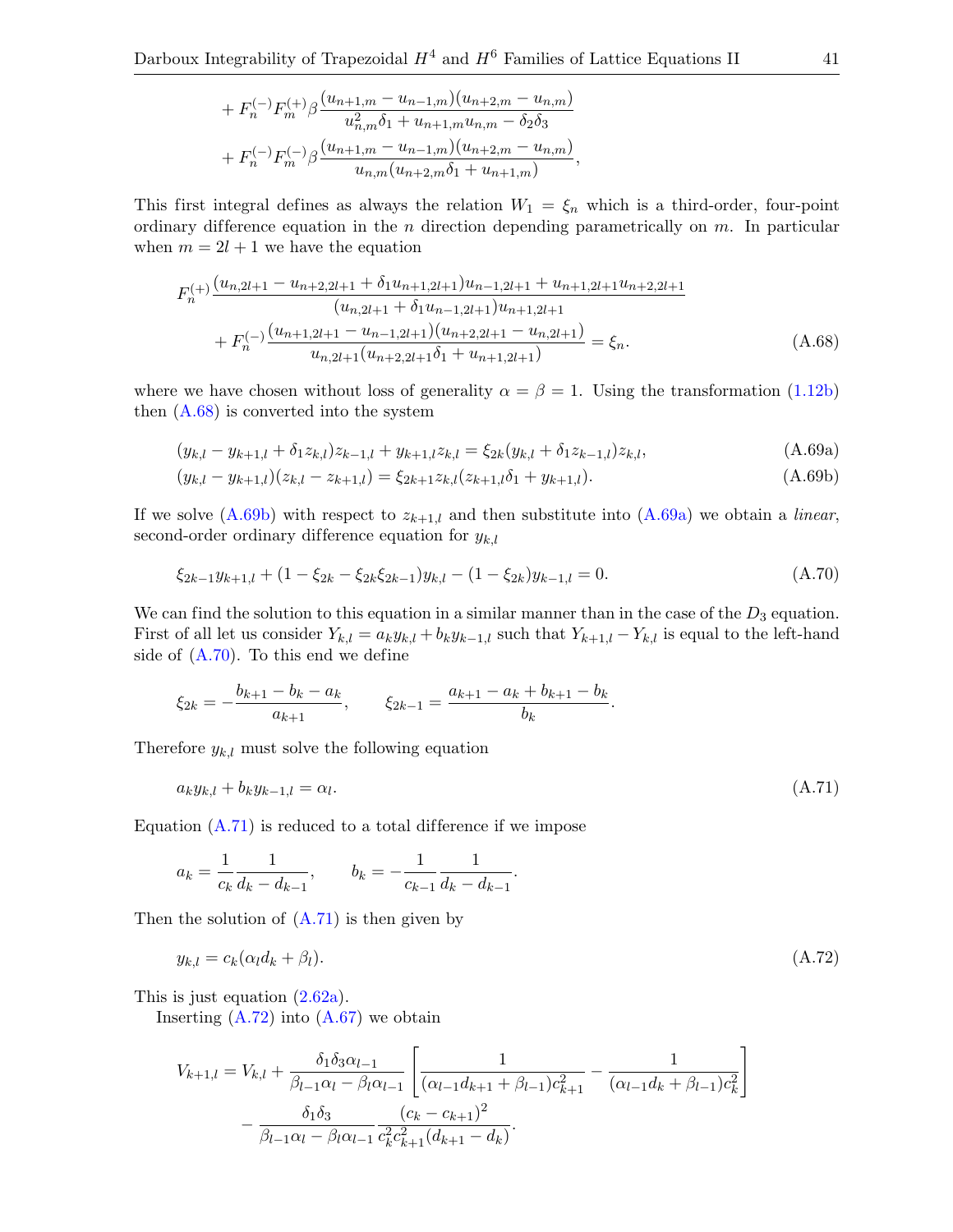$$
+ F_n^{(-)} F_m^{(+)} \beta \frac{(u_{n+1,m} - u_{n-1,m})(u_{n+2,m} - u_{n,m})}{u_{n,m}^2 \delta_1 + u_{n+1,m} u_{n,m} - \delta_2 \delta_3}
$$

$$
+ F_n^{(-)} F_m^{(-)} \beta \frac{(u_{n+1,m} - u_{n-1,m})(u_{n+2,m} - u_{n,m})}{u_{n,m}(u_{n+2,m}\delta_1 + u_{n+1,m})},
$$

This first integral defines as always the relation $W_1 = \xi_n$ which is a third-order, four-point ordinary difference equation in the $n$ direction depending parametrically on $m$. In particular when $m = 2l+1$ we have the equation

$$
F_n^{(+)} \frac{(u_{n,2l+1} - u_{n+2,2l+1} + \delta_1 u_{n+1,2l+1}) u_{n-1,2l+1} + u_{n+1,2l+1} u_{n+2,2l+1}}{(u_{n,2l+1} + \delta_1 u_{n-1,2l+1}) u_{n+1,2l+1}}
+ F_n^{(-)} \frac{(u_{n+1,2l+1} - u_{n-1,2l+1})(u_{n+2,2l+1} - u_{n,2l+1})}{u_{n,2l+1}(u_{n+2,2l+1}\delta_1 + u_{n+1,2l+1})} = \xi_n. \tag{A.68}
$$

where we have chosen without loss of generality $\alpha = \beta = 1$. Using the transformation (1.12b) then (A.68) is converted into the system

$$
(y_{k,l} - y_{k+1,l} + \delta_1 z_{k,l}) z_{k-1,l} + y_{k+1,l} z_{k,l} = \xi_{2k}(y_{k,l} + \delta_1 z_{k-1,l}) z_{k,l}, \tag{A.69a}
$$

$$
(y_{k,l} - y_{k+1,l})(z_{k,l} - z_{k+1,l}) = \xi_{2k+1} z_{k,l}(z_{k+1,l}\delta_1 + y_{k+1,l}). \tag{A.69b}
$$

If we solve (A.69b) with respect to $z_{k+1,l}$ and then substitute into (A.69a) we obtain a *linear*, second-order ordinary difference equation for $y_{k,l}$

$$
\xi_{2k-1} y_{k+1,l} + (1 - \xi_{2k} - \xi_{2k}\xi_{2k-1}) y_{k,l} - (1 - \xi_{2k}) y_{k-1,l} = 0. \tag{A.70}
$$

We can find the solution to this equation in a similar manner than in the case of the $D_3$ equation. First of all let us consider $Y_{k,l} = a_k y_{k,l} + b_k y_{k-1,l}$ such that $Y_{k+1,l} - Y_{k,l}$ is equal to the left-hand side of (A.70). To this end we define

$$
\xi_{2k} = -\frac{b_{k+1} - b_k - a_k}{a_{k+1}}, \qquad \xi_{2k-1} = \frac{a_{k+1} - a_k + b_{k+1} - b_k}{b_k}.
$$

Therefore $y_{k,l}$ must solve the following equation

$$
a_k y_{k,l} + b_k y_{k-1,l} = \alpha_l. \tag{A.71}
$$

Equation (A.71) is reduced to a total difference if we impose

$$
a_k = \frac{1}{c_k}\frac{1}{d_k - d_{k-1}}, \qquad b_k = -\frac{1}{c_{k-1}}\frac{1}{d_k - d_{k-1}}.
$$

Then the solution of (A.71) is then given by

$$
y_{k,l} = c_k(\alpha_l d_k + \beta_l). \tag{A.72}
$$

This is just equation (2.62a).

Inserting (A.72) into (A.67) we obtain

$$
V_{k+1,l} = V_{k,l} + \frac{\delta_1\delta_3\alpha_{l-1}}{\beta_{l-1}\alpha_l - \beta_l\alpha_{l-1}} \left[ \frac{1}{(\alpha_{l-1}d_{k+1} + \beta_{l-1})c_{k+1}^2} - \frac{1}{(\alpha_{l-1}d_k + \beta_{l-1})c_k^2} \right]
- \frac{\delta_1\delta_3}{\beta_{l-1}\alpha_l - \beta_l\alpha_{l-1}} \frac{(c_k - c_{k+1})^2}{c_k^2 c_{k+1}^2 (d_{k+1} - d_k)}.
$$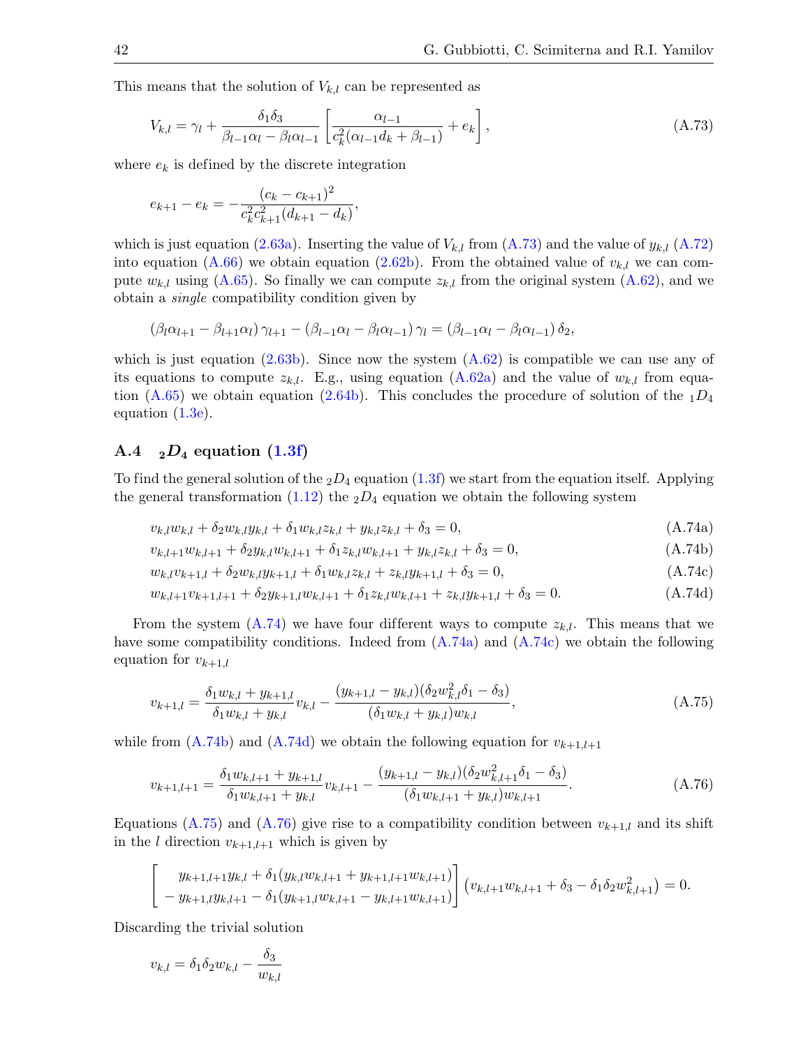This means that the solution of $V_{k,l}$ can be represented as

$$V_{k,l} = \gamma_l + \frac{\delta_1\delta_3}{\beta_{l-1}\alpha_l - \beta_l\alpha_{l-1}} \left[ \frac{\alpha_{l-1}}{c_k^2(\alpha_{l-1}d_k + \beta_{l-1})} + e_k \right], \tag{A.73}$$

where $e_k$ is defined by the discrete integration

$$e_{k+1} - e_k = -\frac{(c_k - c_{k+1})^2}{c_k^2 c_{k+1}^2 (d_{k+1} - d_k)},$$

which is just equation (2.63a). Inserting the value of $V_{k,l}$ from (A.73) and the value of $y_{k,l}$ (A.72) into equation (A.66) we obtain equation (2.62b). From the obtained value of $v_{k,l}$ we can compute $w_{k,l}$ using (A.65). So finally we can compute $z_{k,l}$ from the original system (A.62), and we obtain a *single* compatibility condition given by

$$(\beta_l\alpha_{l+1} - \beta_{l+1}\alpha_l)\,\gamma_{l+1} - (\beta_{l-1}\alpha_l - \beta_l\alpha_{l-1})\,\gamma_l = (\beta_{l-1}\alpha_l - \beta_l\alpha_{l-1})\,\delta_2,$$

which is just equation (2.63b). Since now the system (A.62) is compatible we can use any of its equations to compute $z_{k,l}$. E.g., using equation (A.62a) and the value of $w_{k,l}$ from equation (A.65) we obtain equation (2.64b). This concludes the procedure of solution of the ${}_1D_4$ equation (1.3e).

## A.4 ${}_2D_4$ equation (1.3f)

To find the general solution of the ${}_2D_4$ equation (1.3f) we start from the equation itself. Applying the general transformation (1.12) the ${}_2D_4$ equation we obtain the following system

$$v_{k,l}w_{k,l} + \delta_2 w_{k,l}y_{k,l} + \delta_1 w_{k,l}z_{k,l} + y_{k,l}z_{k,l} + \delta_3 = 0, \tag{A.74a}$$

$$v_{k,l+1}w_{k,l+1} + \delta_2 y_{k,l}w_{k,l+1} + \delta_1 z_{k,l}w_{k,l+1} + y_{k,l}z_{k,l} + \delta_3 = 0, \tag{A.74b}$$

$$w_{k,l}v_{k+1,l} + \delta_2 w_{k,l}y_{k+1,l} + \delta_1 w_{k,l}z_{k,l} + z_{k,l}y_{k+1,l} + \delta_3 = 0, \tag{A.74c}$$

$$w_{k,l+1}v_{k+1,l+1} + \delta_2 y_{k+1,l}w_{k,l+1} + \delta_1 z_{k,l}w_{k,l+1} + z_{k,l}y_{k+1,l} + \delta_3 = 0. \tag{A.74d}$$

From the system (A.74) we have four different ways to compute $z_{k,l}$. This means that we have some compatibility conditions. Indeed from (A.74a) and (A.74c) we obtain the following equation for $v_{k+1,l}$

$$v_{k+1,l} = \frac{\delta_1 w_{k,l} + y_{k+1,l}}{\delta_1 w_{k,l} + y_{k,l}} v_{k,l} - \frac{(y_{k+1,l} - y_{k,l})(\delta_2 w_{k,l}^2 \delta_1 - \delta_3)}{(\delta_1 w_{k,l} + y_{k,l}) w_{k,l}}, \tag{A.75}$$

while from (A.74b) and (A.74d) we obtain the following equation for $v_{k+1,l+1}$

$$v_{k+1,l+1} = \frac{\delta_1 w_{k,l+1} + y_{k+1,l}}{\delta_1 w_{k,l+1} + y_{k,l}} v_{k,l+1} - \frac{(y_{k+1,l} - y_{k,l})(\delta_2 w_{k,l+1}^2 \delta_1 - \delta_3)}{(\delta_1 w_{k,l+1} + y_{k,l}) w_{k,l+1}}. \tag{A.76}$$

Equations (A.75) and (A.76) give rise to a compatibility condition between $v_{k+1,l}$ and its shift in the $l$ direction $v_{k+1,l+1}$ which is given by

$$\begin{bmatrix} y_{k+1,l+1}y_{k,l} + \delta_1(y_{k,l}w_{k,l+1} + y_{k+1,l+1}w_{k,l+1}) \\ -\, y_{k+1,l}y_{k,l+1} - \delta_1(y_{k+1,l}w_{k,l+1} - y_{k,l+1}w_{k,l+1}) \end{bmatrix} \left(v_{k,l+1}w_{k,l+1} + \delta_3 - \delta_1\delta_2 w_{k,l+1}^2\right) = 0.$$

Discarding the trivial solution

$$v_{k,l} = \delta_1\delta_2 w_{k,l} - \frac{\delta_3}{w_{k,l}}$$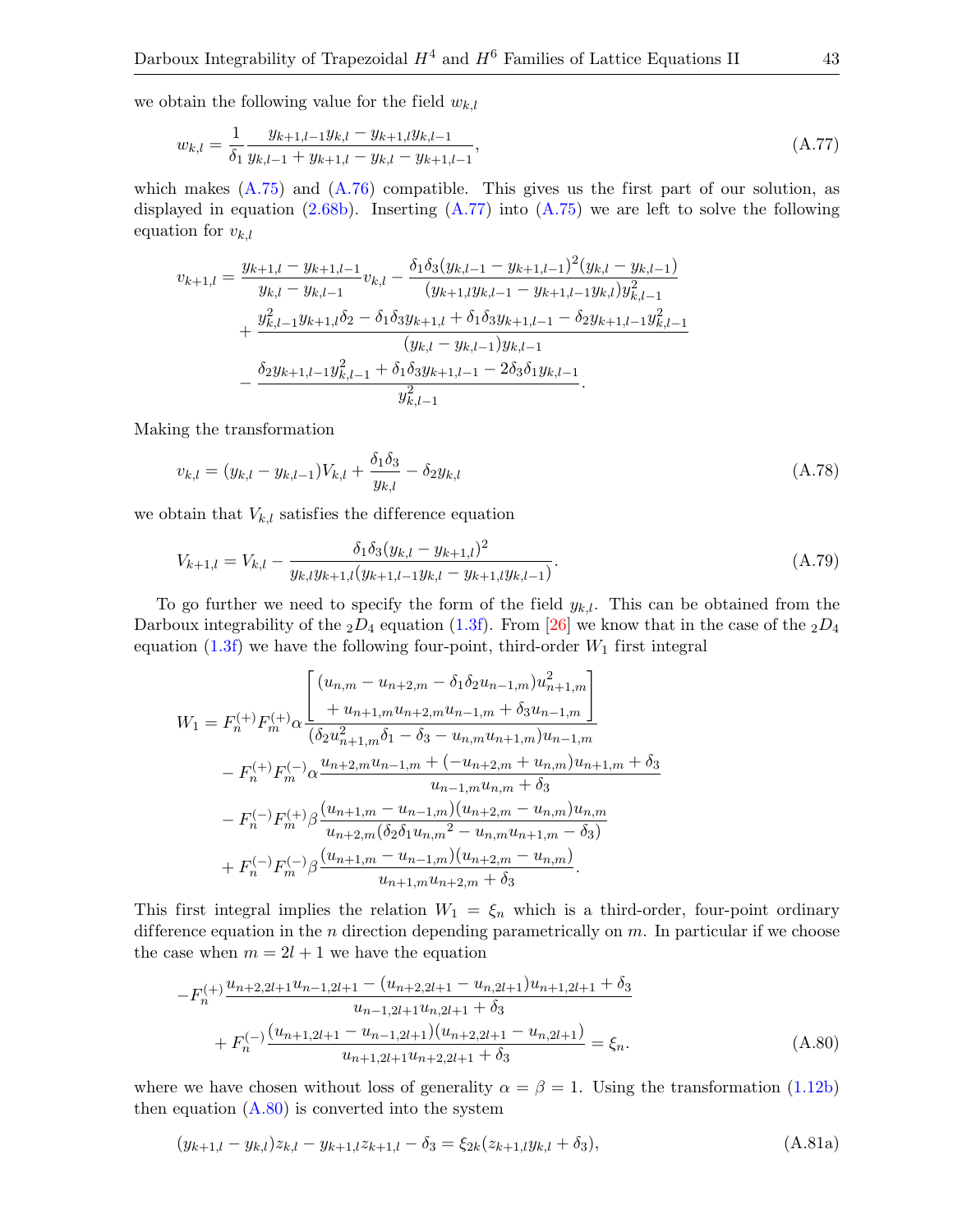we obtain the following value for the field $w_{k,l}$

$$
w_{k,l} = \frac{1}{\delta_1} \frac{y_{k+1,l-1} y_{k,l} - y_{k+1,l} y_{k,l-1}}{y_{k,l-1} + y_{k+1,l} - y_{k,l} - y_{k+1,l-1}}, \tag{A.77}
$$

which makes (A.75) and (A.76) compatible. This gives us the first part of our solution, as displayed in equation (2.68b). Inserting (A.77) into (A.75) we are left to solve the following equation for $v_{k,l}$

$$
\begin{aligned}
v_{k+1,l} = {} & \frac{y_{k+1,l} - y_{k+1,l-1}}{y_{k,l} - y_{k,l-1}} v_{k,l} - \frac{\delta_1 \delta_3 (y_{k,l-1} - y_{k+1,l-1})^2 (y_{k,l} - y_{k,l-1})}{(y_{k+1,l} y_{k,l-1} - y_{k+1,l-1} y_{k,l}) y_{k,l-1}^2} \\
& + \frac{y_{k,l-1}^2 y_{k+1,l} \delta_2 - \delta_1 \delta_3 y_{k+1,l} + \delta_1 \delta_3 y_{k+1,l-1} - \delta_2 y_{k+1,l-1} y_{k,l-1}^2}{(y_{k,l} - y_{k,l-1}) y_{k,l-1}} \\
& - \frac{\delta_2 y_{k+1,l-1} y_{k,l-1}^2 + \delta_1 \delta_3 y_{k+1,l-1} - 2\delta_3 \delta_1 y_{k,l-1}}{y_{k,l-1}^2}.
\end{aligned}
$$

Making the transformation

$$
v_{k,l} = (y_{k,l} - y_{k,l-1}) V_{k,l} + \frac{\delta_1 \delta_3}{y_{k,l}} - \delta_2 y_{k,l} \tag{A.78}
$$

we obtain that $V_{k,l}$ satisfies the difference equation

$$
V_{k+1,l} = V_{k,l} - \frac{\delta_1 \delta_3 (y_{k,l} - y_{k+1,l})^2}{y_{k,l} y_{k+1,l} (y_{k+1,l-1} y_{k,l} - y_{k+1,l} y_{k,l-1})}. \tag{A.79}
$$

To go further we need to specify the form of the field $y_{k,l}$. This can be obtained from the Darboux integrability of the ${}_2D_4$ equation (1.3f). From [26] we know that in the case of the ${}_2D_4$ equation (1.3f) we have the following four-point, third-order $W_1$ first integral

$$
\begin{aligned}
W_1 = {} & F_n^{(+)} F_m^{(+)} \alpha \frac{\left[ \begin{array}{c} (u_{n,m} - u_{n+2,m} - \delta_1 \delta_2 u_{n-1,m}) u_{n+1,m}^2 \\ + u_{n+1,m} u_{n+2,m} u_{n-1,m} + \delta_3 u_{n-1,m} \end{array} \right]}{(\delta_2 u_{n+1,m}^2 \delta_1 - \delta_3 - u_{n,m} u_{n+1,m}) u_{n-1,m}} \\
& - F_n^{(+)} F_m^{(-)} \alpha \frac{u_{n+2,m} u_{n-1,m} + (-u_{n+2,m} + u_{n,m}) u_{n+1,m} + \delta_3}{u_{n-1,m} u_{n,m} + \delta_3} \\
& - F_n^{(-)} F_m^{(+)} \beta \frac{(u_{n+1,m} - u_{n-1,m})(u_{n+2,m} - u_{n,m}) u_{n,m}}{u_{n+2,m} (\delta_2 \delta_1 u_{n,m}{}^2 - u_{n,m} u_{n+1,m} - \delta_3)} \\
& + F_n^{(-)} F_m^{(-)} \beta \frac{(u_{n+1,m} - u_{n-1,m})(u_{n+2,m} - u_{n,m})}{u_{n+1,m} u_{n+2,m} + \delta_3}.
\end{aligned}
$$

This first integral implies the relation $W_1 = \xi_n$ which is a third-order, four-point ordinary difference equation in the $n$ direction depending parametrically on $m$. In particular if we choose the case when $m = 2l + 1$ we have the equation

$$
\begin{aligned}
& -F_n^{(+)} \frac{u_{n+2,2l+1} u_{n-1,2l+1} - (u_{n+2,2l+1} - u_{n,2l+1}) u_{n+1,2l+1} + \delta_3}{u_{n-1,2l+1} u_{n,2l+1} + \delta_3} \\
& \quad + F_n^{(-)} \frac{(u_{n+1,2l+1} - u_{n-1,2l+1})(u_{n+2,2l+1} - u_{n,2l+1})}{u_{n+1,2l+1} u_{n+2,2l+1} + \delta_3} = \xi_n.
\end{aligned} \tag{A.80}
$$

where we have chosen without loss of generality $\alpha = \beta = 1$. Using the transformation (1.12b) then equation (A.80) is converted into the system

$$
(y_{k+1,l} - y_{k,l}) z_{k,l} - y_{k+1,l} z_{k+1,l} - \delta_3 = \xi_{2k} (z_{k+1,l} y_{k,l} + \delta_3), \tag{A.81a}
$$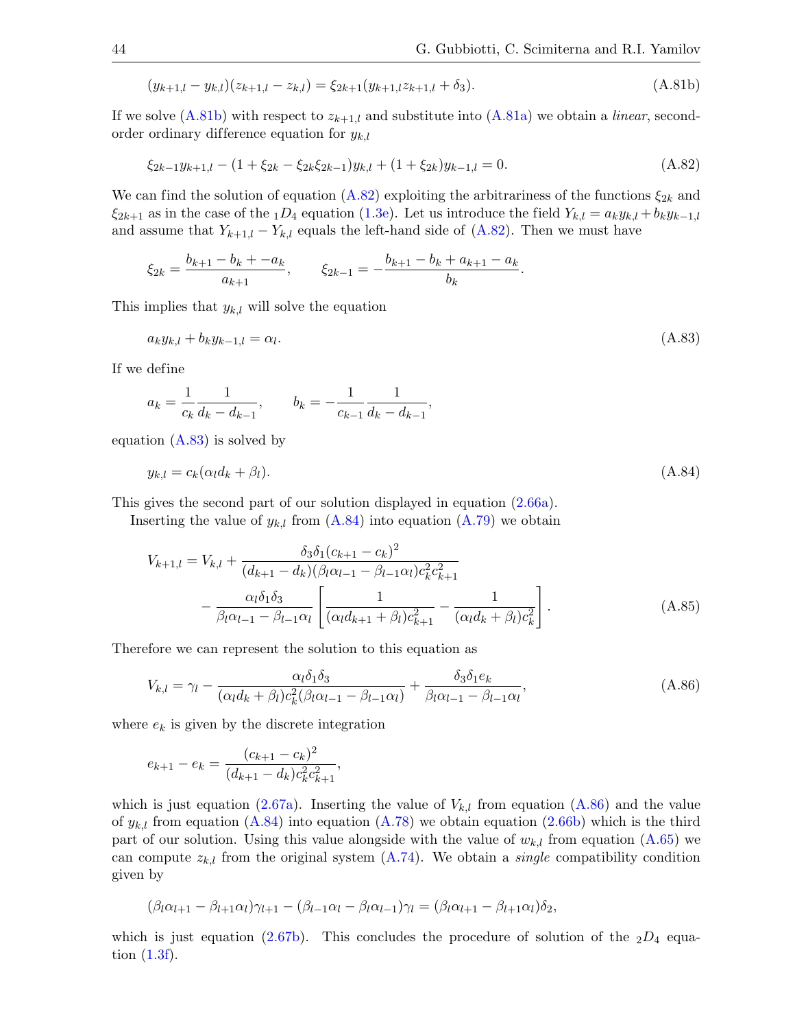$$(y_{k+1,l} - y_{k,l})(z_{k+1,l} - z_{k,l}) = \xi_{2k+1}(y_{k+1,l}z_{k+1,l} + \delta_3). \tag{A.81b}$$

If we solve (A.81b) with respect to $z_{k+1,l}$ and substitute into (A.81a) we obtain a *linear*, second-order ordinary difference equation for $y_{k,l}$

$$\xi_{2k-1}y_{k+1,l} - (1 + \xi_{2k} - \xi_{2k}\xi_{2k-1})y_{k,l} + (1 + \xi_{2k})y_{k-1,l} = 0. \tag{A.82}$$

We can find the solution of equation (A.82) exploiting the arbitrariness of the functions $\xi_{2k}$ and $\xi_{2k+1}$ as in the case of the ${}_1D_4$ equation (1.3e). Let us introduce the field $Y_{k,l} = a_k y_{k,l} + b_k y_{k-1,l}$ and assume that $Y_{k+1,l} - Y_{k,l}$ equals the left-hand side of (A.82). Then we must have

$$\xi_{2k} = \frac{b_{k+1} - b_k + -a_k}{a_{k+1}}, \qquad \xi_{2k-1} = -\frac{b_{k+1} - b_k + a_{k+1} - a_k}{b_k}.$$

This implies that $y_{k,l}$ will solve the equation

$$a_k y_{k,l} + b_k y_{k-1,l} = \alpha_l. \tag{A.83}$$

If we define

$$a_k = \frac{1}{c_k}\frac{1}{d_k - d_{k-1}}, \qquad b_k = -\frac{1}{c_{k-1}}\frac{1}{d_k - d_{k-1}},$$

equation (A.83) is solved by

$$y_{k,l} = c_k(\alpha_l d_k + \beta_l). \tag{A.84}$$

This gives the second part of our solution displayed in equation (2.66a).

Inserting the value of $y_{k,l}$ from (A.84) into equation (A.79) we obtain

$$\begin{aligned} V_{k+1,l} = V_{k,l} &+ \frac{\delta_3\delta_1(c_{k+1} - c_k)^2}{(d_{k+1} - d_k)(\beta_l\alpha_{l-1} - \beta_{l-1}\alpha_l)c_k^2 c_{k+1}^2} \\ &- \frac{\alpha_l\delta_1\delta_3}{\beta_l\alpha_{l-1} - \beta_{l-1}\alpha_l}\left[\frac{1}{(\alpha_l d_{k+1} + \beta_l)c_{k+1}^2} - \frac{1}{(\alpha_l d_k + \beta_l)c_k^2}\right]. \end{aligned} \tag{A.85}$$

Therefore we can represent the solution to this equation as

$$V_{k,l} = \gamma_l - \frac{\alpha_l\delta_1\delta_3}{(\alpha_l d_k + \beta_l)c_k^2(\beta_l\alpha_{l-1} - \beta_{l-1}\alpha_l)} + \frac{\delta_3\delta_1 e_k}{\beta_l\alpha_{l-1} - \beta_{l-1}\alpha_l}, \tag{A.86}$$

where $e_k$ is given by the discrete integration

$$e_{k+1} - e_k = \frac{(c_{k+1} - c_k)^2}{(d_{k+1} - d_k)c_k^2 c_{k+1}^2},$$

which is just equation (2.67a). Inserting the value of $V_{k,l}$ from equation (A.86) and the value of $y_{k,l}$ from equation (A.84) into equation (A.78) we obtain equation (2.66b) which is the third part of our solution. Using this value alongside with the value of $w_{k,l}$ from equation (A.65) we can compute $z_{k,l}$ from the original system (A.74). We obtain a *single* compatibility condition given by

$$(\beta_l\alpha_{l+1} - \beta_{l+1}\alpha_l)\gamma_{l+1} - (\beta_{l-1}\alpha_l - \beta_l\alpha_{l-1})\gamma_l = (\beta_l\alpha_{l+1} - \beta_{l+1}\alpha_l)\delta_2,$$

which is just equation (2.67b). This concludes the procedure of solution of the ${}_2D_4$ equation (1.3f).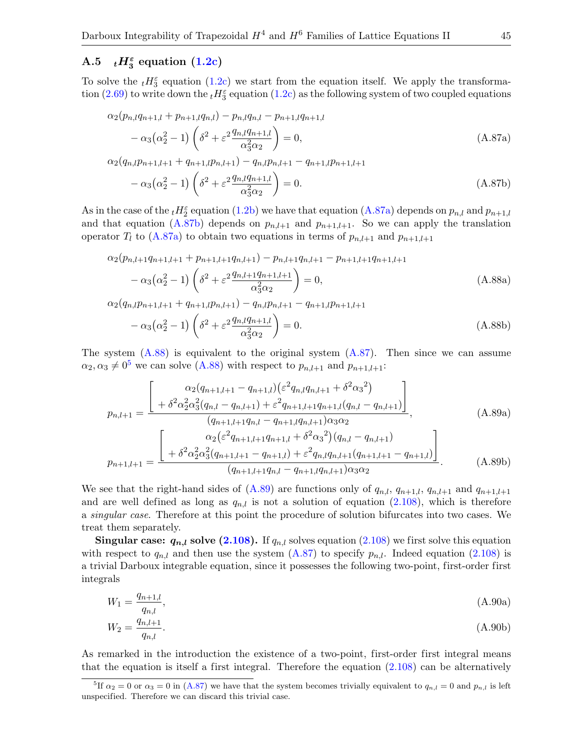### A.5 ${}_tH_3^\varepsilon$ equation (1.2c)

To solve the ${}_tH_3^\varepsilon$ equation (1.2c) we start from the equation itself. We apply the transformation (2.69) to write down the ${}_tH_3^\varepsilon$ equation (1.2c) as the following system of two coupled equations

$$
\begin{aligned}
&\alpha_2(p_{n,l}q_{n+1,l} + p_{n+1,l}q_{n,l}) - p_{n,l}q_{n,l} - p_{n+1,l}q_{n+1,l} \\
&\qquad - \alpha_3\big(\alpha_2^2 - 1\big)\left(\delta^2 + \varepsilon^2 \frac{q_{n,l}q_{n+1,l}}{\alpha_3^2\alpha_2}\right) = 0, 
\end{aligned} \tag{A.87a}
$$

$$
\begin{aligned}
&\alpha_2(q_{n,l}p_{n+1,l+1} + q_{n+1,l}p_{n,l+1}) - q_{n,l}p_{n,l+1} - q_{n+1,l}p_{n+1,l+1} \\
&\qquad - \alpha_3\big(\alpha_2^2 - 1\big)\left(\delta^2 + \varepsilon^2 \frac{q_{n,l}q_{n+1,l}}{\alpha_3^2\alpha_2}\right) = 0.
\end{aligned} \tag{A.87b}
$$

As in the case of the ${}_tH_2^\varepsilon$ equation (1.2b) we have that equation (A.87a) depends on $p_{n,l}$ and $p_{n+1,l}$ and that equation (A.87b) depends on $p_{n,l+1}$ and $p_{n+1,l+1}$. So we can apply the translation operator $T_l$ to (A.87a) to obtain two equations in terms of $p_{n,l+1}$ and $p_{n+1,l+1}$

$$
\begin{aligned}
&\alpha_2(p_{n,l+1}q_{n+1,l+1} + p_{n+1,l+1}q_{n,l+1}) - p_{n,l+1}q_{n,l+1} - p_{n+1,l+1}q_{n+1,l+1} \\
&\qquad - \alpha_3\big(\alpha_2^2 - 1\big)\left(\delta^2 + \varepsilon^2 \frac{q_{n,l+1}q_{n+1,l+1}}{\alpha_3^2\alpha_2}\right) = 0, 
\end{aligned} \tag{A.88a}
$$

$$
\begin{aligned}
&\alpha_2(q_{n,l}p_{n+1,l+1} + q_{n+1,l}p_{n,l+1}) - q_{n,l}p_{n,l+1} - q_{n+1,l}p_{n+1,l+1} \\
&\qquad - \alpha_3\big(\alpha_2^2 - 1\big)\left(\delta^2 + \varepsilon^2 \frac{q_{n,l}q_{n+1,l}}{\alpha_3^2\alpha_2}\right) = 0.
\end{aligned} \tag{A.88b}
$$

The system (A.88) is equivalent to the original system (A.87). Then since we can assume $\alpha_2, \alpha_3 \neq 0$[5] we can solve (A.88) with respect to $p_{n,l+1}$ and $p_{n+1,l+1}$:

$$
p_{n,l+1} = \frac{\left[\begin{gathered}\alpha_2(q_{n+1,l+1} - q_{n+1,l})\big(\varepsilon^2 q_{n,l}q_{n,l+1} + \delta^2\alpha_3{}^2\big) \\ + \delta^2\alpha_2^2\alpha_3^2(q_{n,l} - q_{n,l+1}) + \varepsilon^2 q_{n+1,l+1}q_{n+1,l}(q_{n,l} - q_{n,l+1})\end{gathered}\right]}{(q_{n+1,l+1}q_{n,l} - q_{n+1,l}q_{n,l+1})\alpha_3\alpha_2}, \tag{A.89a}
$$

$$
p_{n+1,l+1} = \frac{\left[\begin{gathered}\alpha_2\big(\varepsilon^2 q_{n+1,l+1}q_{n+1,l} + \delta^2\alpha_3{}^2\big)(q_{n,l} - q_{n,l+1}) \\ + \delta^2\alpha_2^2\alpha_3^2(q_{n+1,l+1} - q_{n+1,l}) + \varepsilon^2 q_{n,l}q_{n,l+1}(q_{n+1,l+1} - q_{n+1,l})\end{gathered}\right]}{(q_{n+1,l+1}q_{n,l} - q_{n+1,l}q_{n,l+1})\alpha_3\alpha_2}. \tag{A.89b}
$$

We see that the right-hand sides of (A.89) are functions only of $q_{n,l}$, $q_{n+1,l}$, $q_{n,l+1}$ and $q_{n+1,l+1}$ and are well defined as long as $q_{n,l}$ is not a solution of equation (2.108), which is therefore a *singular case*. Therefore at this point the procedure of solution bifurcates into two cases. We treat them separately.

**Singular case: $q_{n,l}$ solve (2.108).** If $q_{n,l}$ solves equation (2.108) we first solve this equation with respect to $q_{n,l}$ and then use the system (A.87) to specify $p_{n,l}$. Indeed equation (2.108) is a trivial Darboux integrable equation, since it possesses the following two-point, first-order first integrals

$$
W_1 = \frac{q_{n+1,l}}{q_{n,l}}, \tag{A.90a}
$$

$$
W_2 = \frac{q_{n,l+1}}{q_{n,l}}. \tag{A.90b}
$$

As remarked in the introduction the existence of a two-point, first-order first integral means that the equation is itself a first integral. Therefore the equation (2.108) can be alternatively

[5] If $\alpha_2 = 0$ or $\alpha_3 = 0$ in (A.87) we have that the system becomes trivially equivalent to $q_{n,l} = 0$ and $p_{n,l}$ is left unspecified. Therefore we can discard this trivial case.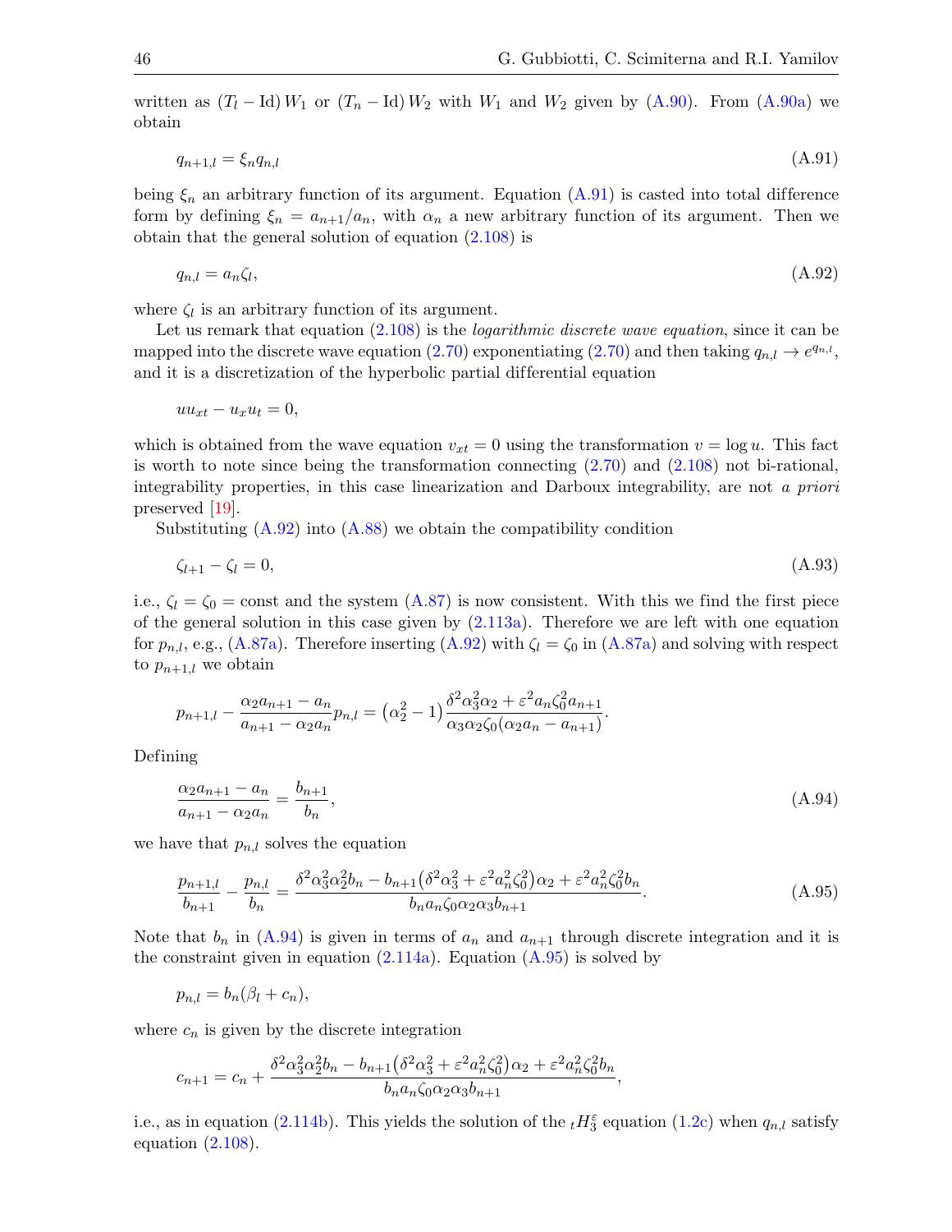written as $(T_l - \mathrm{Id})\, W_1$ or $(T_n - \mathrm{Id})\, W_2$ with $W_1$ and $W_2$ given by (A.90). From (A.90a) we obtain

$$q_{n+1,l} = \xi_n q_{n,l} \tag{A.91}$$

being $\xi_n$ an arbitrary function of its argument. Equation (A.91) is casted into total difference form by defining $\xi_n = a_{n+1}/a_n$, with $\alpha_n$ a new arbitrary function of its argument. Then we obtain that the general solution of equation (2.108) is

$$q_{n,l} = a_n \zeta_l, \tag{A.92}$$

where $\zeta_l$ is an arbitrary function of its argument.

Let us remark that equation (2.108) is the *logarithmic discrete wave equation*, since it can be mapped into the discrete wave equation (2.70) exponentiating (2.70) and then taking $q_{n,l} \to e^{q_{n,l}}$, and it is a discretization of the hyperbolic partial differential equation

$$u u_{xt} - u_x u_t = 0,$$

which is obtained from the wave equation $v_{xt} = 0$ using the transformation $v = \log u$. This fact is worth to note since being the transformation connecting (2.70) and (2.108) not bi-rational, integrability properties, in this case linearization and Darboux integrability, are not *a priori* preserved [19].

Substituting (A.92) into (A.88) we obtain the compatibility condition

$$\zeta_{l+1} - \zeta_l = 0, \tag{A.93}$$

i.e., $\zeta_l = \zeta_0 = \mathrm{const}$ and the system (A.87) is now consistent. With this we find the first piece of the general solution in this case given by (2.113a). Therefore we are left with one equation for $p_{n,l}$, e.g., (A.87a). Therefore inserting (A.92) with $\zeta_l = \zeta_0$ in (A.87a) and solving with respect to $p_{n+1,l}$ we obtain

$$p_{n+1,l} - \frac{\alpha_2 a_{n+1} - a_n}{a_{n+1} - \alpha_2 a_n} p_{n,l} = \left(\alpha_2^2 - 1\right) \frac{\delta^2 \alpha_3^2 \alpha_2 + \varepsilon^2 a_n \zeta_0^2 a_{n+1}}{\alpha_3 \alpha_2 \zeta_0 (\alpha_2 a_n - a_{n+1})}.$$

Defining

$$\frac{\alpha_2 a_{n+1} - a_n}{a_{n+1} - \alpha_2 a_n} = \frac{b_{n+1}}{b_n}, \tag{A.94}$$

we have that $p_{n,l}$ solves the equation

$$\frac{p_{n+1,l}}{b_{n+1}} - \frac{p_{n,l}}{b_n} = \frac{\delta^2 \alpha_3^2 \alpha_2^2 b_n - b_{n+1}\left(\delta^2 \alpha_3^2 + \varepsilon^2 a_n^2 \zeta_0^2\right)\alpha_2 + \varepsilon^2 a_n^2 \zeta_0^2 b_n}{b_n a_n \zeta_0 \alpha_2 \alpha_3 b_{n+1}}. \tag{A.95}$$

Note that $b_n$ in (A.94) is given in terms of $a_n$ and $a_{n+1}$ through discrete integration and it is the constraint given in equation (2.114a). Equation (A.95) is solved by

$$p_{n,l} = b_n(\beta_l + c_n),$$

where $c_n$ is given by the discrete integration

$$c_{n+1} = c_n + \frac{\delta^2 \alpha_3^2 \alpha_2^2 b_n - b_{n+1}\left(\delta^2 \alpha_3^2 + \varepsilon^2 a_n^2 \zeta_0^2\right)\alpha_2 + \varepsilon^2 a_n^2 \zeta_0^2 b_n}{b_n a_n \zeta_0 \alpha_2 \alpha_3 b_{n+1}},$$

i.e., as in equation (2.114b). This yields the solution of the ${}_tH_3^\varepsilon$ equation (1.2c) when $q_{n,l}$ satisfy equation (2.108).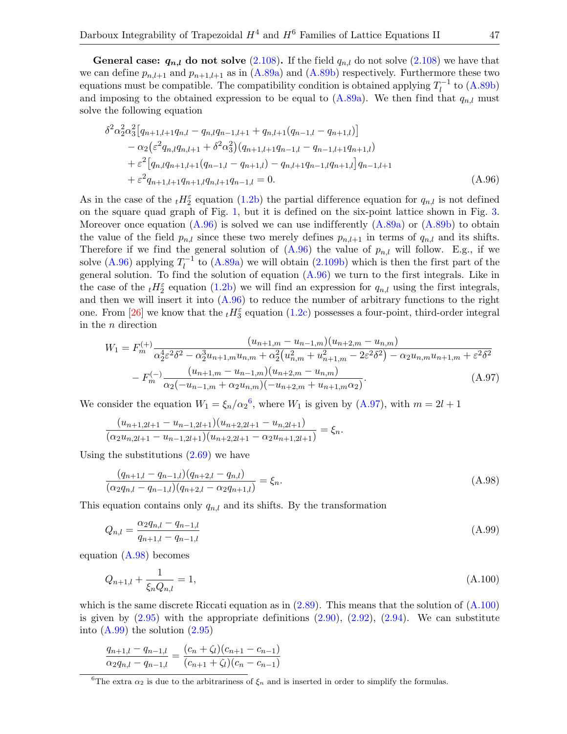**General case: $q_{n,l}$ do not solve (2.108).** If the field $q_{n,l}$ do not solve (2.108) we have that we can define $p_{n,l+1}$ and $p_{n+1,l+1}$ as in (A.89a) and (A.89b) respectively. Furthermore these two equations must be compatible. The compatibility condition is obtained applying $T_l^{-1}$ to (A.89b) and imposing to the obtained expression to be equal to (A.89a). We then find that $q_{n,l}$ must solve the following equation

$$
\begin{aligned}
&\delta^2\alpha_2^2\alpha_3^2\big[q_{n+1,l+1}q_{n,l} - q_{n,l}q_{n-1,l+1} + q_{n,l+1}(q_{n-1,l} - q_{n+1,l})\big] \\
&\quad - \alpha_2\big(\varepsilon^2 q_{n,l}q_{n,l+1} + \delta^2\alpha_3^2\big)(q_{n+1,l+1}q_{n-1,l} - q_{n-1,l+1}q_{n+1,l}) \\
&\quad + \varepsilon^2\big[q_{n,l}q_{n+1,l+1}(q_{n-1,l} - q_{n+1,l}) - q_{n,l+1}q_{n-1,l}q_{n+1,l}\big]q_{n-1,l+1} \\
&\quad + \varepsilon^2 q_{n+1,l+1}q_{n+1,l}q_{n,l+1}q_{n-1,l} = 0.
\end{aligned}
\tag{A.96}
$$

As in the case of the ${}_tH_2^\varepsilon$ equation (1.2b) the partial difference equation for $q_{n,l}$ is not defined on the square quad graph of Fig. 1, but it is defined on the six-point lattice shown in Fig. 3. Moreover once equation (A.96) is solved we can use indifferently (A.89a) or (A.89b) to obtain the value of the field $p_{n,l}$ since these two merely defines $p_{n,l+1}$ in terms of $q_{n,l}$ and its shifts. Therefore if we find the general solution of (A.96) the value of $p_{n,l}$ will follow. E.g., if we solve (A.96) applying $T_l^{-1}$ to (A.89a) we will obtain (2.109b) which is then the first part of the general solution. To find the solution of equation (A.96) we turn to the first integrals. Like in the case of the ${}_tH_2^\varepsilon$ equation (1.2b) we will find an expression for $q_{n,l}$ using the first integrals, and then we will insert it into (A.96) to reduce the number of arbitrary functions to the right one. From [26] we know that the ${}_tH_3^\varepsilon$ equation (1.2c) possesses a four-point, third-order integral in the $n$ direction

$$
\begin{aligned}
W_1 = F_m^{(+)}&\frac{(u_{n+1,m} - u_{n-1,m})(u_{n+2,m} - u_{n,m})}{\alpha_2^4\varepsilon^2\delta^2 - \alpha_2^3 u_{n+1,m}u_{n,m} + \alpha_2^2\big(u_{n,m}^2 + u_{n+1,m}^2 - 2\varepsilon^2\delta^2\big) - \alpha_2 u_{n,m}u_{n+1,m} + \varepsilon^2\delta^2} \\
- F_m^{(-)}&\frac{(u_{n+1,m} - u_{n-1,m})(u_{n+2,m} - u_{n,m})}{\alpha_2(-u_{n-1,m} + \alpha_2 u_{n,m})(-u_{n+2,m} + u_{n+1,m}\alpha_2)}.
\end{aligned}
\tag{A.97}
$$

We consider the equation $W_1 = \xi_n/\alpha_2$[6], where $W_1$ is given by (A.97), with $m = 2l+1$

$$
\frac{(u_{n+1,2l+1} - u_{n-1,2l+1})(u_{n+2,2l+1} - u_{n,2l+1})}{(\alpha_2 u_{n,2l+1} - u_{n-1,2l+1})(u_{n+2,2l+1} - \alpha_2 u_{n+1,2l+1})} = \xi_n.
$$

Using the substitutions (2.69) we have

$$
\frac{(q_{n+1,l} - q_{n-1,l})(q_{n+2,l} - q_{n,l})}{(\alpha_2 q_{n,l} - q_{n-1,l})(q_{n+2,l} - \alpha_2 q_{n+1,l})} = \xi_n.
\tag{A.98}
$$

This equation contains only $q_{n,l}$ and its shifts. By the transformation

$$
Q_{n,l} = \frac{\alpha_2 q_{n,l} - q_{n-1,l}}{q_{n+1,l} - q_{n-1,l}}
\tag{A.99}
$$

equation (A.98) becomes

$$
Q_{n+1,l} + \frac{1}{\xi_n Q_{n,l}} = 1,
\tag{A.100}
$$

which is the same discrete Riccati equation as in (2.89). This means that the solution of (A.100) is given by (2.95) with the appropriate definitions (2.90), (2.92), (2.94). We can substitute into (A.99) the solution (2.95)

$$
\frac{q_{n+1,l} - q_{n-1,l}}{\alpha_2 q_{n,l} - q_{n-1,l}} = \frac{(c_n + \zeta_l)(c_{n+1} - c_{n-1})}{(c_{n+1} + \zeta_l)(c_n - c_{n-1})}
$$

[6] The extra $\alpha_2$ is due to the arbitrariness of $\xi_n$ and is inserted in order to simplify the formulas.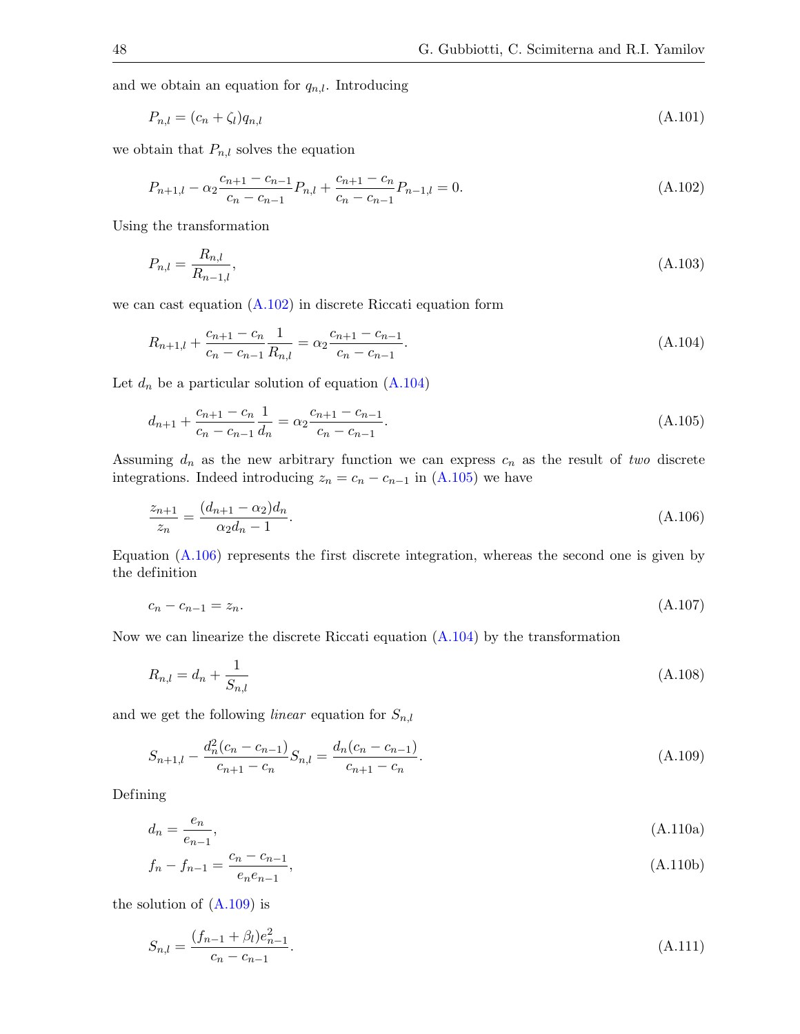and we obtain an equation for $q_{n,l}$. Introducing

$$P_{n,l} = (c_n + \zeta_l) q_{n,l} \tag{A.101}$$

we obtain that $P_{n,l}$ solves the equation

$$P_{n+1,l} - \alpha_2 \frac{c_{n+1} - c_{n-1}}{c_n - c_{n-1}} P_{n,l} + \frac{c_{n+1} - c_n}{c_n - c_{n-1}} P_{n-1,l} = 0. \tag{A.102}$$

Using the transformation

$$P_{n,l} = \frac{R_{n,l}}{R_{n-1,l}}, \tag{A.103}$$

we can cast equation (A.102) in discrete Riccati equation form

$$R_{n+1,l} + \frac{c_{n+1} - c_n}{c_n - c_{n-1}} \frac{1}{R_{n,l}} = \alpha_2 \frac{c_{n+1} - c_{n-1}}{c_n - c_{n-1}}. \tag{A.104}$$

Let $d_n$ be a particular solution of equation (A.104)

$$d_{n+1} + \frac{c_{n+1} - c_n}{c_n - c_{n-1}} \frac{1}{d_n} = \alpha_2 \frac{c_{n+1} - c_{n-1}}{c_n - c_{n-1}}. \tag{A.105}$$

Assuming $d_n$ as the new arbitrary function we can express $c_n$ as the result of *two* discrete integrations. Indeed introducing $z_n = c_n - c_{n-1}$ in (A.105) we have

$$\frac{z_{n+1}}{z_n} = \frac{(d_{n+1} - \alpha_2) d_n}{\alpha_2 d_n - 1}. \tag{A.106}$$

Equation (A.106) represents the first discrete integration, whereas the second one is given by the definition

$$c_n - c_{n-1} = z_n. \tag{A.107}$$

Now we can linearize the discrete Riccati equation (A.104) by the transformation

$$R_{n,l} = d_n + \frac{1}{S_{n,l}} \tag{A.108}$$

and we get the following *linear* equation for $S_{n,l}$

$$S_{n+1,l} - \frac{d_n^2 (c_n - c_{n-1})}{c_{n+1} - c_n} S_{n,l} = \frac{d_n (c_n - c_{n-1})}{c_{n+1} - c_n}. \tag{A.109}$$

Defining

$$d_n = \frac{e_n}{e_{n-1}}, \tag{A.110a}$$

$$f_n - f_{n-1} = \frac{c_n - c_{n-1}}{e_n e_{n-1}}, \tag{A.110b}$$

the solution of (A.109) is

$$S_{n,l} = \frac{(f_{n-1} + \beta_l) e_{n-1}^2}{c_n - c_{n-1}}. \tag{A.111}$$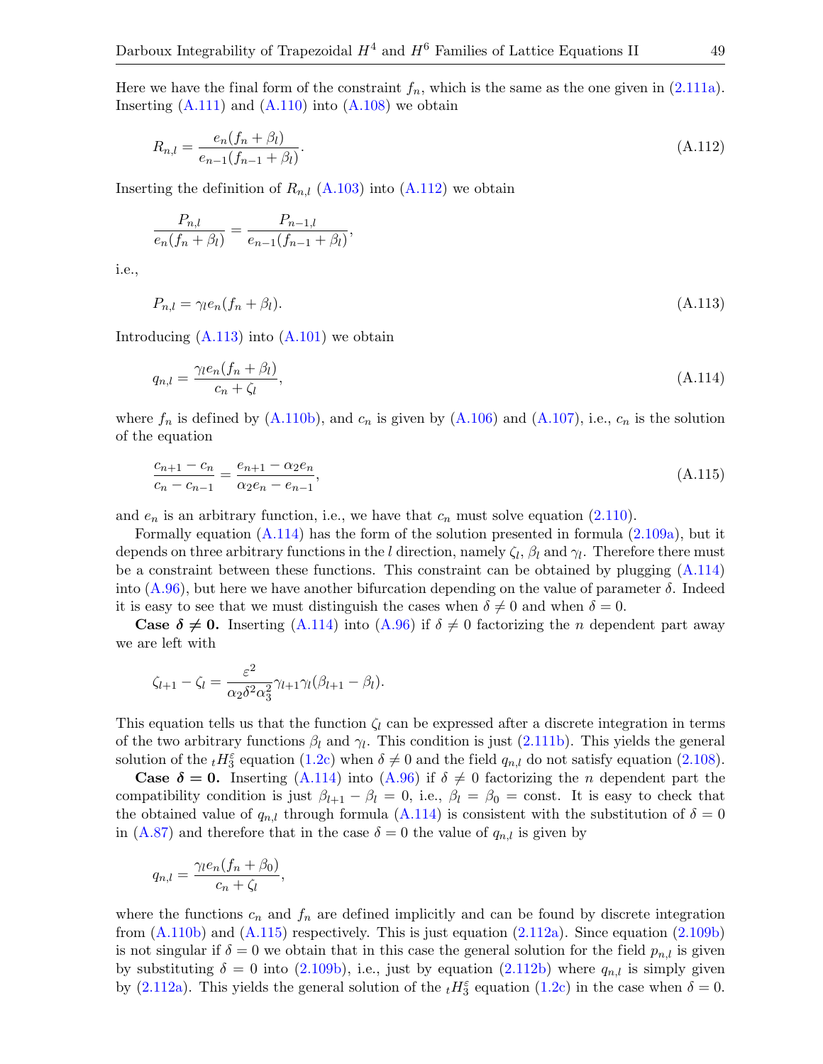Here we have the final form of the constraint $f_n$, which is the same as the one given in (2.111a). Inserting (A.111) and (A.110) into (A.108) we obtain

$$R_{n,l} = \frac{e_n(f_n + \beta_l)}{e_{n-1}(f_{n-1} + \beta_l)}. \tag{A.112}$$

Inserting the definition of $R_{n,l}$ (A.103) into (A.112) we obtain

$$\frac{P_{n,l}}{e_n(f_n + \beta_l)} = \frac{P_{n-1,l}}{e_{n-1}(f_{n-1} + \beta_l)},$$

i.e.,

$$P_{n,l} = \gamma_l e_n (f_n + \beta_l). \tag{A.113}$$

Introducing (A.113) into (A.101) we obtain

$$q_{n,l} = \frac{\gamma_l e_n (f_n + \beta_l)}{c_n + \zeta_l}, \tag{A.114}$$

where $f_n$ is defined by (A.110b), and $c_n$ is given by (A.106) and (A.107), i.e., $c_n$ is the solution of the equation

$$\frac{c_{n+1} - c_n}{c_n - c_{n-1}} = \frac{e_{n+1} - \alpha_2 e_n}{\alpha_2 e_n - e_{n-1}}, \tag{A.115}$$

and $e_n$ is an arbitrary function, i.e., we have that $c_n$ must solve equation (2.110).

Formally equation (A.114) has the form of the solution presented in formula (2.109a), but it depends on three arbitrary functions in the $l$ direction, namely $\zeta_l$, $\beta_l$ and $\gamma_l$. Therefore there must be a constraint between these functions. This constraint can be obtained by plugging (A.114) into (A.96), but here we have another bifurcation depending on the value of parameter $\delta$. Indeed it is easy to see that we must distinguish the cases when $\delta \neq 0$ and when $\delta = 0$.

**Case $\boldsymbol{\delta \neq 0}$.** Inserting (A.114) into (A.96) if $\delta \neq 0$ factorizing the $n$ dependent part away we are left with

$$\zeta_{l+1} - \zeta_l = \frac{\varepsilon^2}{\alpha_2 \delta^2 \alpha_3^2} \gamma_{l+1} \gamma_l (\beta_{l+1} - \beta_l).$$

This equation tells us that the function $\zeta_l$ can be expressed after a discrete integration in terms of the two arbitrary functions $\beta_l$ and $\gamma_l$. This condition is just (2.111b). This yields the general solution of the ${}_tH_3^\varepsilon$ equation (1.2c) when $\delta \neq 0$ and the field $q_{n,l}$ do not satisfy equation (2.108).

**Case $\boldsymbol{\delta = 0}$.** Inserting (A.114) into (A.96) if $\delta \neq 0$ factorizing the $n$ dependent part the compatibility condition is just $\beta_{l+1} - \beta_l = 0$, i.e., $\beta_l = \beta_0 = \text{const}$. It is easy to check that the obtained value of $q_{n,l}$ through formula (A.114) is consistent with the substitution of $\delta = 0$ in (A.87) and therefore that in the case $\delta = 0$ the value of $q_{n,l}$ is given by

$$q_{n,l} = \frac{\gamma_l e_n (f_n + \beta_0)}{c_n + \zeta_l},$$

where the functions $c_n$ and $f_n$ are defined implicitly and can be found by discrete integration from (A.110b) and (A.115) respectively. This is just equation (2.112a). Since equation (2.109b) is not singular if $\delta = 0$ we obtain that in this case the general solution for the field $p_{n,l}$ is given by substituting $\delta = 0$ into (2.109b), i.e., just by equation (2.112b) where $q_{n,l}$ is simply given by (2.112a). This yields the general solution of the ${}_tH_3^\varepsilon$ equation (1.2c) in the case when $\delta = 0$.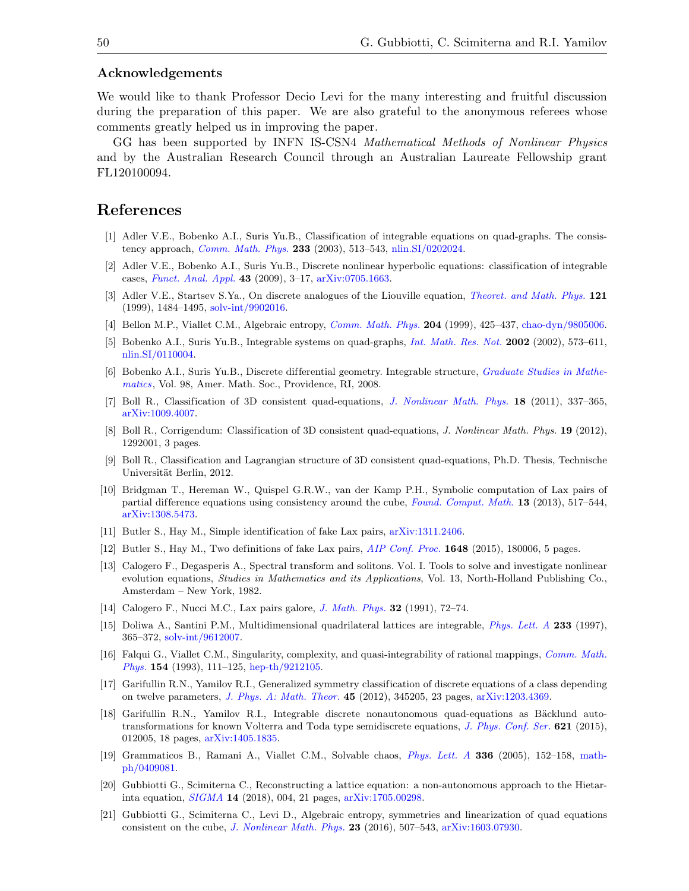## Acknowledgements

We would like to thank Professor Decio Levi for the many interesting and fruitful discussion during the preparation of this paper. We are also grateful to the anonymous referees whose comments greatly helped us in improving the paper.

GG has been supported by INFN IS-CSN4 *Mathematical Methods of Nonlinear Physics* and by the Australian Research Council through an Australian Laureate Fellowship grant FL120100094.

# References

[1] Adler V.E., Bobenko A.I., Suris Yu.B., Classification of integrable equations on quad-graphs. The consistency approach, *Comm. Math. Phys.* **233** (2003), 513–543, nlin.SI/0202024.

[2] Adler V.E., Bobenko A.I., Suris Yu.B., Discrete nonlinear hyperbolic equations: classification of integrable cases, *Funct. Anal. Appl.* **43** (2009), 3–17, arXiv:0705.1663.

[3] Adler V.E., Startsev S.Ya., On discrete analogues of the Liouville equation, *Theoret. and Math. Phys.* **121** (1999), 1484–1495, solv-int/9902016.

[4] Bellon M.P., Viallet C.M., Algebraic entropy, *Comm. Math. Phys.* **204** (1999), 425–437, chao-dyn/9805006.

[5] Bobenko A.I., Suris Yu.B., Integrable systems on quad-graphs, *Int. Math. Res. Not.* **2002** (2002), 573–611, nlin.SI/0110004.

[6] Bobenko A.I., Suris Yu.B., Discrete differential geometry. Integrable structure, *Graduate Studies in Mathematics*, Vol. 98, Amer. Math. Soc., Providence, RI, 2008.

[7] Boll R., Classification of 3D consistent quad-equations, *J. Nonlinear Math. Phys.* **18** (2011), 337–365, arXiv:1009.4007.

[8] Boll R., Corrigendum: Classification of 3D consistent quad-equations, *J. Nonlinear Math. Phys.* **19** (2012), 1292001, 3 pages.

[9] Boll R., Classification and Lagrangian structure of 3D consistent quad-equations, Ph.D. Thesis, Technische Universität Berlin, 2012.

[10] Bridgman T., Hereman W., Quispel G.R.W., van der Kamp P.H., Symbolic computation of Lax pairs of partial difference equations using consistency around the cube, *Found. Comput. Math.* **13** (2013), 517–544, arXiv:1308.5473.

[11] Butler S., Hay M., Simple identification of fake Lax pairs, arXiv:1311.2406.

[12] Butler S., Hay M., Two definitions of fake Lax pairs, *AIP Conf. Proc.* **1648** (2015), 180006, 5 pages.

[13] Calogero F., Degasperis A., Spectral transform and solitons. Vol. I. Tools to solve and investigate nonlinear evolution equations, *Studies in Mathematics and its Applications*, Vol. 13, North-Holland Publishing Co., Amsterdam – New York, 1982.

[14] Calogero F., Nucci M.C., Lax pairs galore, *J. Math. Phys.* **32** (1991), 72–74.

[15] Doliwa A., Santini P.M., Multidimensional quadrilateral lattices are integrable, *Phys. Lett. A* **233** (1997), 365–372, solv-int/9612007.

[16] Falqui G., Viallet C.M., Singularity, complexity, and quasi-integrability of rational mappings, *Comm. Math. Phys.* **154** (1993), 111–125, hep-th/9212105.

[17] Garifullin R.N., Yamilov R.I., Generalized symmetry classification of discrete equations of a class depending on twelve parameters, *J. Phys. A: Math. Theor.* **45** (2012), 345205, 23 pages, arXiv:1203.4369.

[18] Garifullin R.N., Yamilov R.I., Integrable discrete nonautonomous quad-equations as Bäcklund auto-transformations for known Volterra and Toda type semidiscrete equations, *J. Phys. Conf. Ser.* **621** (2015), 012005, 18 pages, arXiv:1405.1835.

[19] Grammaticos B., Ramani A., Viallet C.M., Solvable chaos, *Phys. Lett. A* **336** (2005), 152–158, math-ph/0409081.

[20] Gubbiotti G., Scimiterna C., Reconstructing a lattice equation: a non-autonomous approach to the Hietarinta equation, *SIGMA* **14** (2018), 004, 21 pages, arXiv:1705.00298.

[21] Gubbiotti G., Scimiterna C., Levi D., Algebraic entropy, symmetries and linearization of quad equations consistent on the cube, *J. Nonlinear Math. Phys.* **23** (2016), 507–543, arXiv:1603.07930.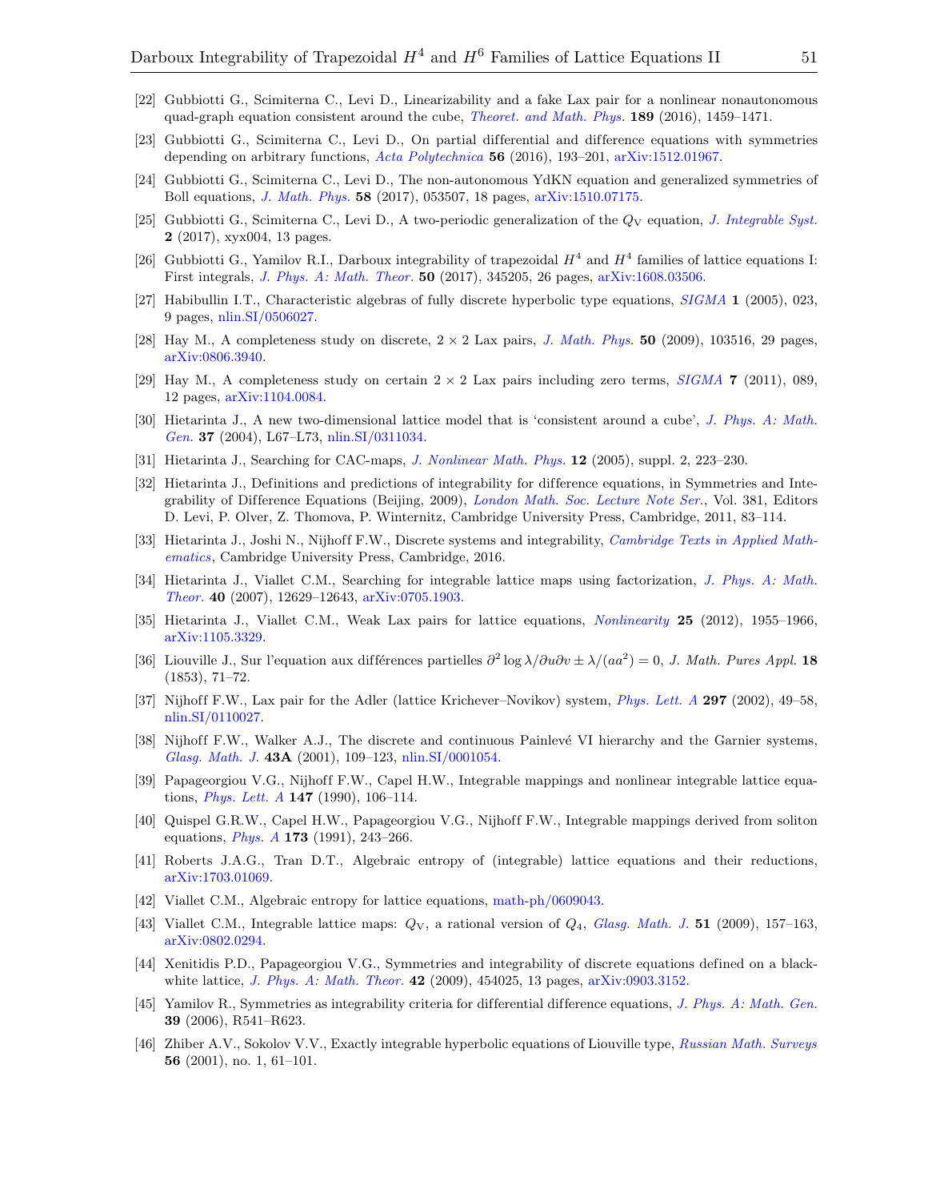[22] Gubbiotti G., Scimiterna C., Levi D., Linearizability and a fake Lax pair for a nonlinear nonautonomous quad-graph equation consistent around the cube, *Theoret. and Math. Phys.* **189** (2016), 1459–1471.

[23] Gubbiotti G., Scimiterna C., Levi D., On partial differential and difference equations with symmetries depending on arbitrary functions, *Acta Polytechnica* **56** (2016), 193–201, arXiv:1512.01967.

[24] Gubbiotti G., Scimiterna C., Levi D., The non-autonomous YdKN equation and generalized symmetries of Boll equations, *J. Math. Phys.* **58** (2017), 053507, 18 pages, arXiv:1510.07175.

[25] Gubbiotti G., Scimiterna C., Levi D., A two-periodic generalization of the $Q_{\rm V}$ equation, *J. Integrable Syst.* **2** (2017), xyx004, 13 pages.

[26] Gubbiotti G., Yamilov R.I., Darboux integrability of trapezoidal $H^4$ and $H^4$ families of lattice equations I: First integrals, *J. Phys. A: Math. Theor.* **50** (2017), 345205, 26 pages, arXiv:1608.03506.

[27] Habibullin I.T., Characteristic algebras of fully discrete hyperbolic type equations, *SIGMA* **1** (2005), 023, 9 pages, nlin.SI/0506027.

[28] Hay M., A completeness study on discrete, $2 \times 2$ Lax pairs, *J. Math. Phys.* **50** (2009), 103516, 29 pages, arXiv:0806.3940.

[29] Hay M., A completeness study on certain $2 \times 2$ Lax pairs including zero terms, *SIGMA* **7** (2011), 089, 12 pages, arXiv:1104.0084.

[30] Hietarinta J., A new two-dimensional lattice model that is 'consistent around a cube', *J. Phys. A: Math. Gen.* **37** (2004), L67–L73, nlin.SI/0311034.

[31] Hietarinta J., Searching for CAC-maps, *J. Nonlinear Math. Phys.* **12** (2005), suppl. 2, 223–230.

[32] Hietarinta J., Definitions and predictions of integrability for difference equations, in Symmetries and Integrability of Difference Equations (Beijing, 2009), *London Math. Soc. Lecture Note Ser.*, Vol. 381, Editors D. Levi, P. Olver, Z. Thomova, P. Winternitz, Cambridge University Press, Cambridge, 2011, 83–114.

[33] Hietarinta J., Joshi N., Nijhoff F.W., Discrete systems and integrability, *Cambridge Texts in Applied Mathematics*, Cambridge University Press, Cambridge, 2016.

[34] Hietarinta J., Viallet C.M., Searching for integrable lattice maps using factorization, *J. Phys. A: Math. Theor.* **40** (2007), 12629–12643, arXiv:0705.1903.

[35] Hietarinta J., Viallet C.M., Weak Lax pairs for lattice equations, *Nonlinearity* **25** (2012), 1955–1966, arXiv:1105.3329.

[36] Liouville J., Sur l'equation aux différences partielles $\partial^2 \log\lambda/\partial u\partial v \pm \lambda/(aa^2) = 0$, *J. Math. Pures Appl.* **18** (1853), 71–72.

[37] Nijhoff F.W., Lax pair for the Adler (lattice Krichever–Novikov) system, *Phys. Lett. A* **297** (2002), 49–58, nlin.SI/0110027.

[38] Nijhoff F.W., Walker A.J., The discrete and continuous Painlevé VI hierarchy and the Garnier systems, *Glasg. Math. J.* **43A** (2001), 109–123, nlin.SI/0001054.

[39] Papageorgiou V.G., Nijhoff F.W., Capel H.W., Integrable mappings and nonlinear integrable lattice equations, *Phys. Lett. A* **147** (1990), 106–114.

[40] Quispel G.R.W., Capel H.W., Papageorgiou V.G., Nijhoff F.W., Integrable mappings derived from soliton equations, *Phys. A* **173** (1991), 243–266.

[41] Roberts J.A.G., Tran D.T., Algebraic entropy of (integrable) lattice equations and their reductions, arXiv:1703.01069.

[42] Viallet C.M., Algebraic entropy for lattice equations, math-ph/0609043.

[43] Viallet C.M., Integrable lattice maps: $Q_{\rm V}$, a rational version of $Q_4$, *Glasg. Math. J.* **51** (2009), 157–163, arXiv:0802.0294.

[44] Xenitidis P.D., Papageorgiou V.G., Symmetries and integrability of discrete equations defined on a black-white lattice, *J. Phys. A: Math. Theor.* **42** (2009), 454025, 13 pages, arXiv:0903.3152.

[45] Yamilov R., Symmetries as integrability criteria for differential difference equations, *J. Phys. A: Math. Gen.* **39** (2006), R541–R623.

[46] Zhiber A.V., Sokolov V.V., Exactly integrable hyperbolic equations of Liouville type, *Russian Math. Surveys* **56** (2001), no. 1, 61–101.